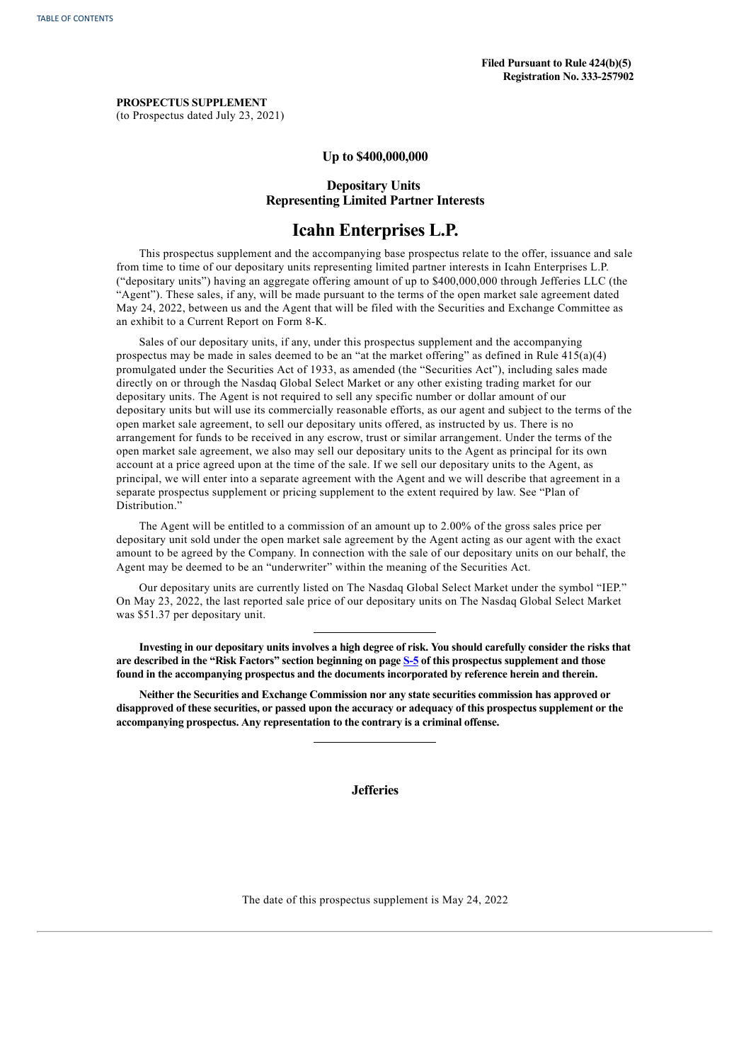**Filed Pursuant to Rule 424(b)(5)**
**Registration No. 333-257902**

**PROSPECTUS SUPPLEMENT**
(to Prospectus dated July 23, 2021)

**Up to $400,000,000**

**Depositary Units**
**Representing Limited Partner Interests**

# Icahn Enterprises L.P.

This prospectus supplement and the accompanying base prospectus relate to the offer, issuance and sale from time to time of our depositary units representing limited partner interests in Icahn Enterprises L.P. ("depositary units") having an aggregate offering amount of up to $400,000,000 through Jefferies LLC (the "Agent"). These sales, if any, will be made pursuant to the terms of the open market sale agreement dated May 24, 2022, between us and the Agent that will be filed with the Securities and Exchange Committee as an exhibit to a Current Report on Form 8-K.

Sales of our depositary units, if any, under this prospectus supplement and the accompanying prospectus may be made in sales deemed to be an "at the market offering" as defined in Rule 415(a)(4) promulgated under the Securities Act of 1933, as amended (the "Securities Act"), including sales made directly on or through the Nasdaq Global Select Market or any other existing trading market for our depositary units. The Agent is not required to sell any specific number or dollar amount of our depositary units but will use its commercially reasonable efforts, as our agent and subject to the terms of the open market sale agreement, to sell our depositary units offered, as instructed by us. There is no arrangement for funds to be received in any escrow, trust or similar arrangement. Under the terms of the open market sale agreement, we also may sell our depositary units to the Agent as principal for its own account at a price agreed upon at the time of the sale. If we sell our depositary units to the Agent, as principal, we will enter into a separate agreement with the Agent and we will describe that agreement in a separate prospectus supplement or pricing supplement to the extent required by law. See "Plan of Distribution."

The Agent will be entitled to a commission of an amount up to 2.00% of the gross sales price per depositary unit sold under the open market sale agreement by the Agent acting as our agent with the exact amount to be agreed by the Company. In connection with the sale of our depositary units on our behalf, the Agent may be deemed to be an "underwriter" within the meaning of the Securities Act.

Our depositary units are currently listed on The Nasdaq Global Select Market under the symbol "IEP." On May 23, 2022, the last reported sale price of our depositary units on The Nasdaq Global Select Market was $51.37 per depositary unit.

---

**Investing in our depositary units involves a high degree of risk. You should carefully consider the risks that are described in the "Risk Factors" section beginning on page S-5 of this prospectus supplement and those found in the accompanying prospectus and the documents incorporated by reference herein and therein.**

**Neither the Securities and Exchange Commission nor any state securities commission has approved or disapproved of these securities, or passed upon the accuracy or adequacy of this prospectus supplement or the accompanying prospectus. Any representation to the contrary is a criminal offense.**

---

**Jefferies**

The date of this prospectus supplement is May 24, 2022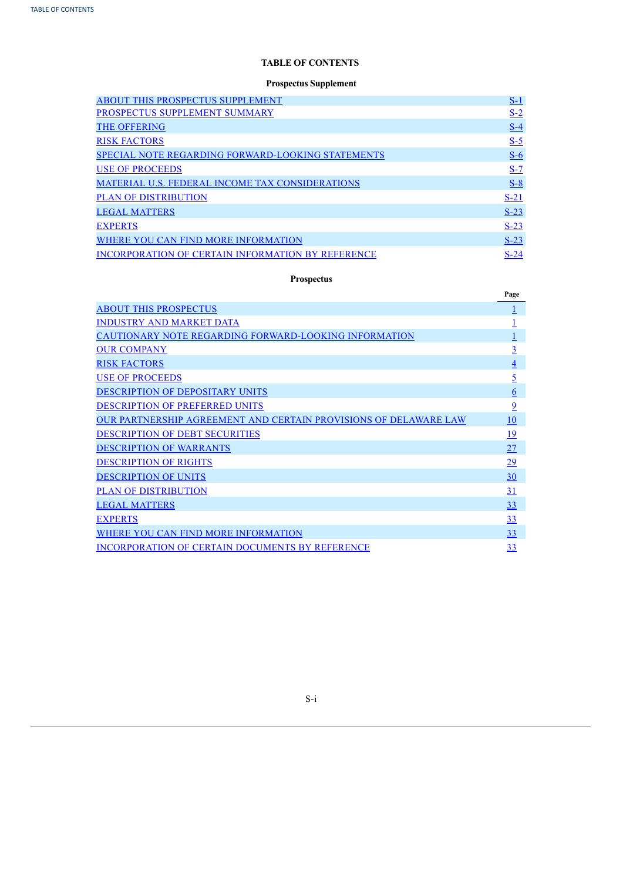# TABLE OF CONTENTS

## Prospectus Supplement

| | |
|---|---|
| ABOUT THIS PROSPECTUS SUPPLEMENT | S-1 |
| PROSPECTUS SUPPLEMENT SUMMARY | S-2 |
| THE OFFERING | S-4 |
| RISK FACTORS | S-5 |
| SPECIAL NOTE REGARDING FORWARD-LOOKING STATEMENTS | S-6 |
| USE OF PROCEEDS | S-7 |
| MATERIAL U.S. FEDERAL INCOME TAX CONSIDERATIONS | S-8 |
| PLAN OF DISTRIBUTION | S-21 |
| LEGAL MATTERS | S-23 |
| EXPERTS | S-23 |
| WHERE YOU CAN FIND MORE INFORMATION | S-23 |
| INCORPORATION OF CERTAIN INFORMATION BY REFERENCE | S-24 |

## Prospectus

| | Page |
|---|---|
| ABOUT THIS PROSPECTUS | 1 |
| INDUSTRY AND MARKET DATA | 1 |
| CAUTIONARY NOTE REGARDING FORWARD-LOOKING INFORMATION | 1 |
| OUR COMPANY | 3 |
| RISK FACTORS | 4 |
| USE OF PROCEEDS | 5 |
| DESCRIPTION OF DEPOSITARY UNITS | 6 |
| DESCRIPTION OF PREFERRED UNITS | 9 |
| OUR PARTNERSHIP AGREEMENT AND CERTAIN PROVISIONS OF DELAWARE LAW | 10 |
| DESCRIPTION OF DEBT SECURITIES | 19 |
| DESCRIPTION OF WARRANTS | 27 |
| DESCRIPTION OF RIGHTS | 29 |
| DESCRIPTION OF UNITS | 30 |
| PLAN OF DISTRIBUTION | 31 |
| LEGAL MATTERS | 33 |
| EXPERTS | 33 |
| WHERE YOU CAN FIND MORE INFORMATION | 33 |
| INCORPORATION OF CERTAIN DOCUMENTS BY REFERENCE | 33 |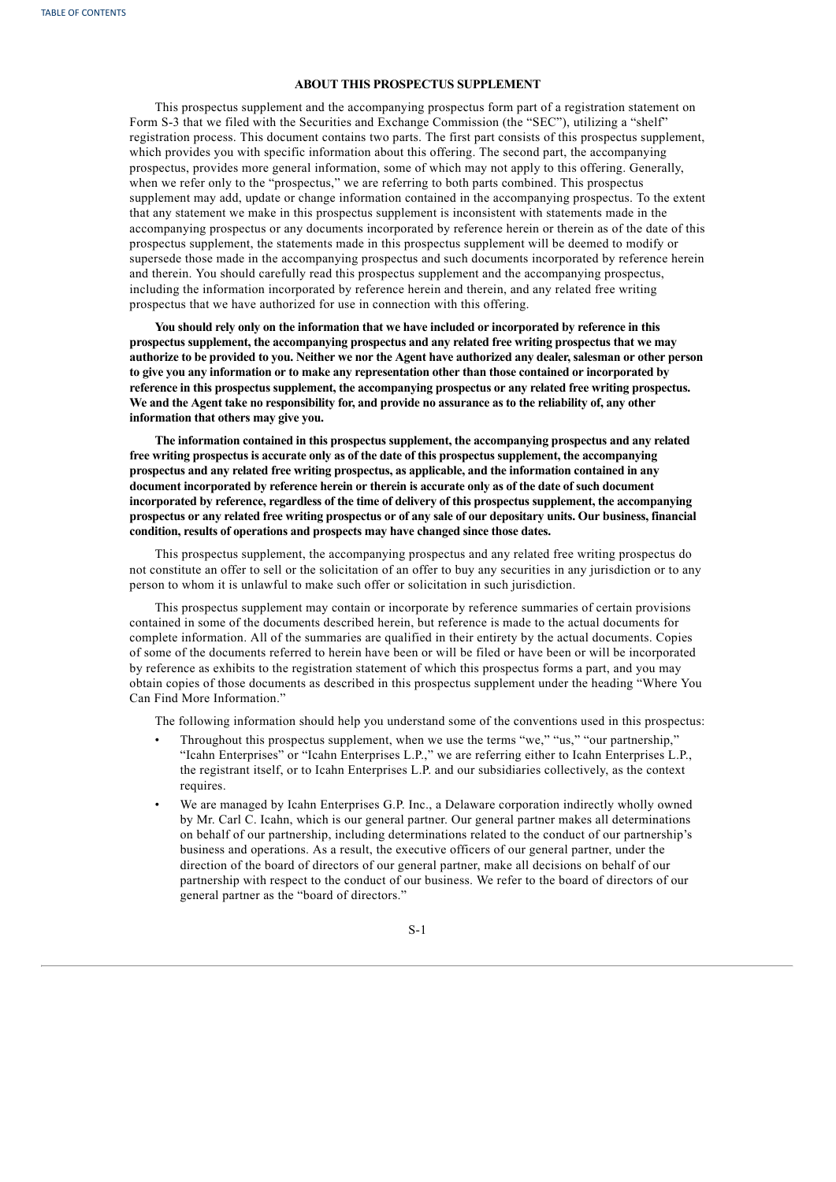## ABOUT THIS PROSPECTUS SUPPLEMENT

This prospectus supplement and the accompanying prospectus form part of a registration statement on Form S-3 that we filed with the Securities and Exchange Commission (the "SEC"), utilizing a "shelf" registration process. This document contains two parts. The first part consists of this prospectus supplement, which provides you with specific information about this offering. The second part, the accompanying prospectus, provides more general information, some of which may not apply to this offering. Generally, when we refer only to the "prospectus," we are referring to both parts combined. This prospectus supplement may add, update or change information contained in the accompanying prospectus. To the extent that any statement we make in this prospectus supplement is inconsistent with statements made in the accompanying prospectus or any documents incorporated by reference herein or therein as of the date of this prospectus supplement, the statements made in this prospectus supplement will be deemed to modify or supersede those made in the accompanying prospectus and such documents incorporated by reference herein and therein. You should carefully read this prospectus supplement and the accompanying prospectus, including the information incorporated by reference herein and therein, and any related free writing prospectus that we have authorized for use in connection with this offering.

**You should rely only on the information that we have included or incorporated by reference in this prospectus supplement, the accompanying prospectus and any related free writing prospectus that we may authorize to be provided to you. Neither we nor the Agent have authorized any dealer, salesman or other person to give you any information or to make any representation other than those contained or incorporated by reference in this prospectus supplement, the accompanying prospectus or any related free writing prospectus. We and the Agent take no responsibility for, and provide no assurance as to the reliability of, any other information that others may give you.**

**The information contained in this prospectus supplement, the accompanying prospectus and any related free writing prospectus is accurate only as of the date of this prospectus supplement, the accompanying prospectus and any related free writing prospectus, as applicable, and the information contained in any document incorporated by reference herein or therein is accurate only as of the date of such document incorporated by reference, regardless of the time of delivery of this prospectus supplement, the accompanying prospectus or any related free writing prospectus or of any sale of our depositary units. Our business, financial condition, results of operations and prospects may have changed since those dates.**

This prospectus supplement, the accompanying prospectus and any related free writing prospectus do not constitute an offer to sell or the solicitation of an offer to buy any securities in any jurisdiction or to any person to whom it is unlawful to make such offer or solicitation in such jurisdiction.

This prospectus supplement may contain or incorporate by reference summaries of certain provisions contained in some of the documents described herein, but reference is made to the actual documents for complete information. All of the summaries are qualified in their entirety by the actual documents. Copies of some of the documents referred to herein have been or will be filed or have been or will be incorporated by reference as exhibits to the registration statement of which this prospectus forms a part, and you may obtain copies of those documents as described in this prospectus supplement under the heading "Where You Can Find More Information."

The following information should help you understand some of the conventions used in this prospectus:

- Throughout this prospectus supplement, when we use the terms "we," "us," "our partnership," "Icahn Enterprises" or "Icahn Enterprises L.P.," we are referring either to Icahn Enterprises L.P., the registrant itself, or to Icahn Enterprises L.P. and our subsidiaries collectively, as the context requires.
- We are managed by Icahn Enterprises G.P. Inc., a Delaware corporation indirectly wholly owned by Mr. Carl C. Icahn, which is our general partner. Our general partner makes all determinations on behalf of our partnership, including determinations related to the conduct of our partnership's business and operations. As a result, the executive officers of our general partner, under the direction of the board of directors of our general partner, make all decisions on behalf of our partnership with respect to the conduct of our business. We refer to the board of directors of our general partner as the "board of directors."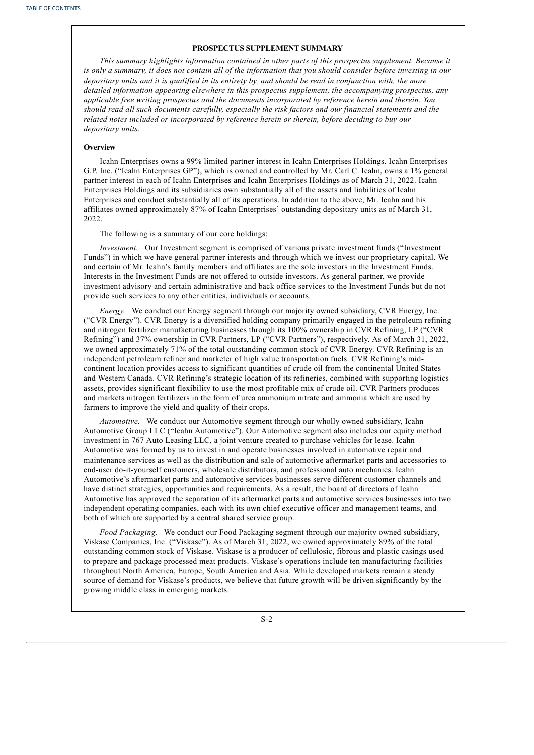## PROSPECTUS SUPPLEMENT SUMMARY

*This summary highlights information contained in other parts of this prospectus supplement. Because it is only a summary, it does not contain all of the information that you should consider before investing in our depositary units and it is qualified in its entirety by, and should be read in conjunction with, the more detailed information appearing elsewhere in this prospectus supplement, the accompanying prospectus, any applicable free writing prospectus and the documents incorporated by reference herein and therein. You should read all such documents carefully, especially the risk factors and our financial statements and the related notes included or incorporated by reference herein or therein, before deciding to buy our depositary units.*

### Overview

Icahn Enterprises owns a 99% limited partner interest in Icahn Enterprises Holdings. Icahn Enterprises G.P. Inc. ("Icahn Enterprises GP"), which is owned and controlled by Mr. Carl C. Icahn, owns a 1% general partner interest in each of Icahn Enterprises and Icahn Enterprises Holdings as of March 31, 2022. Icahn Enterprises Holdings and its subsidiaries own substantially all of the assets and liabilities of Icahn Enterprises and conduct substantially all of its operations. In addition to the above, Mr. Icahn and his affiliates owned approximately 87% of Icahn Enterprises' outstanding depositary units as of March 31, 2022.

The following is a summary of our core holdings:

*Investment.* Our Investment segment is comprised of various private investment funds ("Investment Funds") in which we have general partner interests and through which we invest our proprietary capital. We and certain of Mr. Icahn's family members and affiliates are the sole investors in the Investment Funds. Interests in the Investment Funds are not offered to outside investors. As general partner, we provide investment advisory and certain administrative and back office services to the Investment Funds but do not provide such services to any other entities, individuals or accounts.

*Energy.* We conduct our Energy segment through our majority owned subsidiary, CVR Energy, Inc. ("CVR Energy"). CVR Energy is a diversified holding company primarily engaged in the petroleum refining and nitrogen fertilizer manufacturing businesses through its 100% ownership in CVR Refining, LP ("CVR Refining") and 37% ownership in CVR Partners, LP ("CVR Partners"), respectively. As of March 31, 2022, we owned approximately 71% of the total outstanding common stock of CVR Energy. CVR Refining is an independent petroleum refiner and marketer of high value transportation fuels. CVR Refining's mid-continent location provides access to significant quantities of crude oil from the continental United States and Western Canada. CVR Refining's strategic location of its refineries, combined with supporting logistics assets, provides significant flexibility to use the most profitable mix of crude oil. CVR Partners produces and markets nitrogen fertilizers in the form of urea ammonium nitrate and ammonia which are used by farmers to improve the yield and quality of their crops.

*Automotive.* We conduct our Automotive segment through our wholly owned subsidiary, Icahn Automotive Group LLC ("Icahn Automotive"). Our Automotive segment also includes our equity method investment in 767 Auto Leasing LLC, a joint venture created to purchase vehicles for lease. Icahn Automotive was formed by us to invest in and operate businesses involved in automotive repair and maintenance services as well as the distribution and sale of automotive aftermarket parts and accessories to end-user do-it-yourself customers, wholesale distributors, and professional auto mechanics. Icahn Automotive's aftermarket parts and automotive services businesses serve different customer channels and have distinct strategies, opportunities and requirements. As a result, the board of directors of Icahn Automotive has approved the separation of its aftermarket parts and automotive services businesses into two independent operating companies, each with its own chief executive officer and management teams, and both of which are supported by a central shared service group.

*Food Packaging.* We conduct our Food Packaging segment through our majority owned subsidiary, Viskase Companies, Inc. ("Viskase"). As of March 31, 2022, we owned approximately 89% of the total outstanding common stock of Viskase. Viskase is a producer of cellulosic, fibrous and plastic casings used to prepare and package processed meat products. Viskase's operations include ten manufacturing facilities throughout North America, Europe, South America and Asia. While developed markets remain a steady source of demand for Viskase's products, we believe that future growth will be driven significantly by the growing middle class in emerging markets.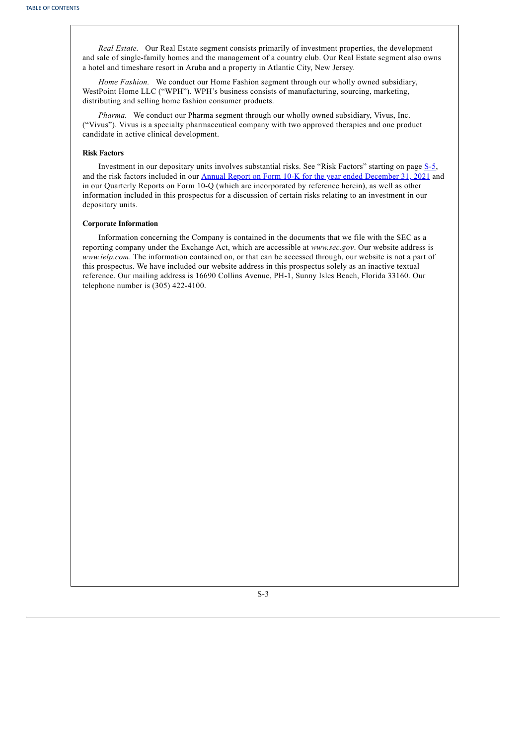*Real Estate.* Our Real Estate segment consists primarily of investment properties, the development and sale of single-family homes and the management of a country club. Our Real Estate segment also owns a hotel and timeshare resort in Aruba and a property in Atlantic City, New Jersey.

*Home Fashion.* We conduct our Home Fashion segment through our wholly owned subsidiary, WestPoint Home LLC ("WPH"). WPH's business consists of manufacturing, sourcing, marketing, distributing and selling home fashion consumer products.

*Pharma.* We conduct our Pharma segment through our wholly owned subsidiary, Vivus, Inc. ("Vivus"). Vivus is a specialty pharmaceutical company with two approved therapies and one product candidate in active clinical development.

**Risk Factors**

Investment in our depositary units involves substantial risks. See "Risk Factors" starting on page S-5, and the risk factors included in our Annual Report on Form 10-K for the year ended December 31, 2021 and in our Quarterly Reports on Form 10-Q (which are incorporated by reference herein), as well as other information included in this prospectus for a discussion of certain risks relating to an investment in our depositary units.

**Corporate Information**

Information concerning the Company is contained in the documents that we file with the SEC as a reporting company under the Exchange Act, which are accessible at *www.sec.gov*. Our website address is *www.ielp.com*. The information contained on, or that can be accessed through, our website is not a part of this prospectus. We have included our website address in this prospectus solely as an inactive textual reference. Our mailing address is 16690 Collins Avenue, PH-1, Sunny Isles Beach, Florida 33160. Our telephone number is (305) 422-4100.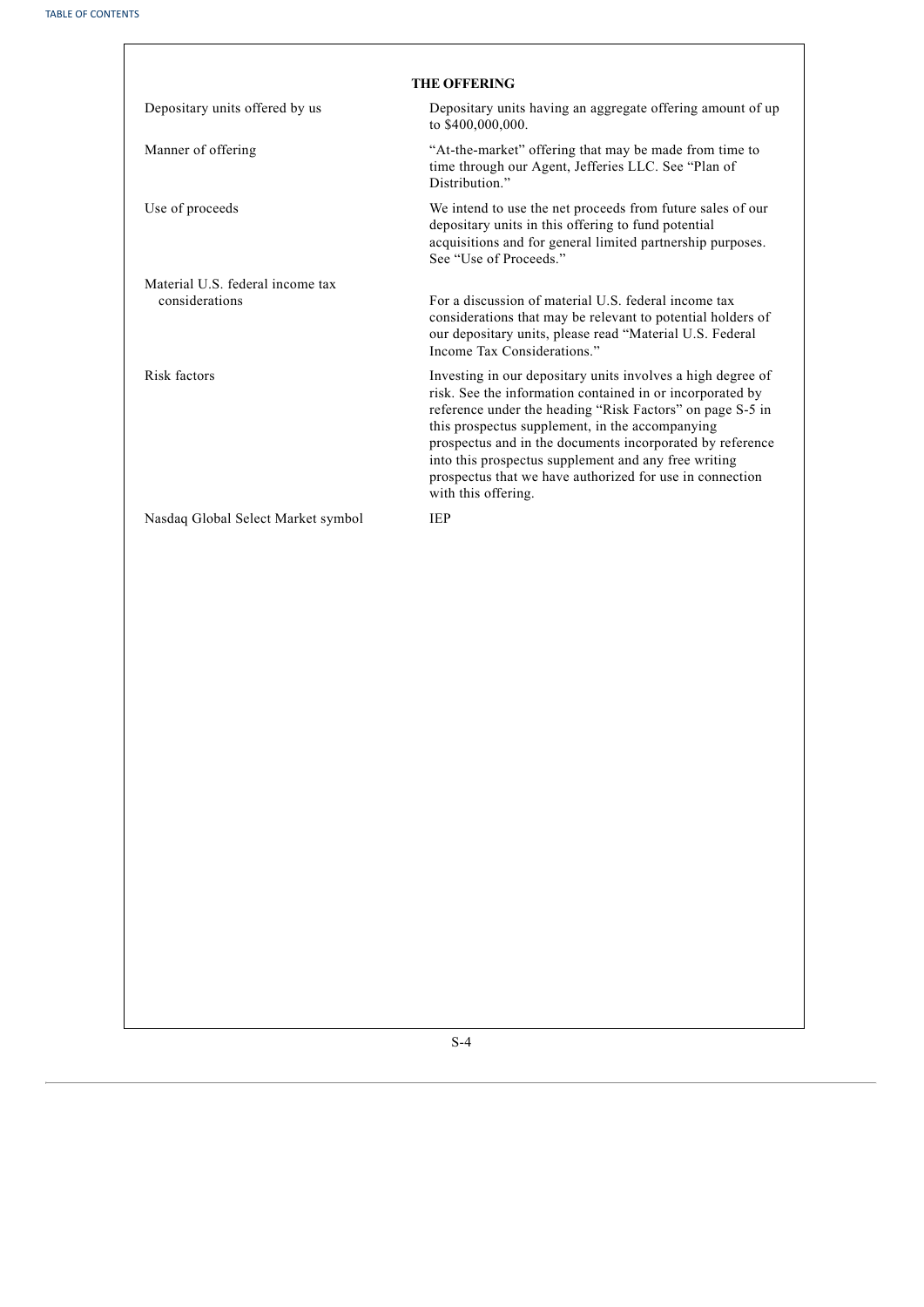## THE OFFERING

| | |
|---|---|
| Depositary units offered by us | Depositary units having an aggregate offering amount of up to $400,000,000. |
| Manner of offering | "At-the-market" offering that may be made from time to time through our Agent, Jefferies LLC. See "Plan of Distribution." |
| Use of proceeds | We intend to use the net proceeds from future sales of our depositary units in this offering to fund potential acquisitions and for general limited partnership purposes. See "Use of Proceeds." |
| Material U.S. federal income tax considerations | For a discussion of material U.S. federal income tax considerations that may be relevant to potential holders of our depositary units, please read "Material U.S. Federal Income Tax Considerations." |
| Risk factors | Investing in our depositary units involves a high degree of risk. See the information contained in or incorporated by reference under the heading "Risk Factors" on page S-5 in this prospectus supplement, in the accompanying prospectus and in the documents incorporated by reference into this prospectus supplement and any free writing prospectus that we have authorized for use in connection with this offering. |
| Nasdaq Global Select Market symbol | IEP |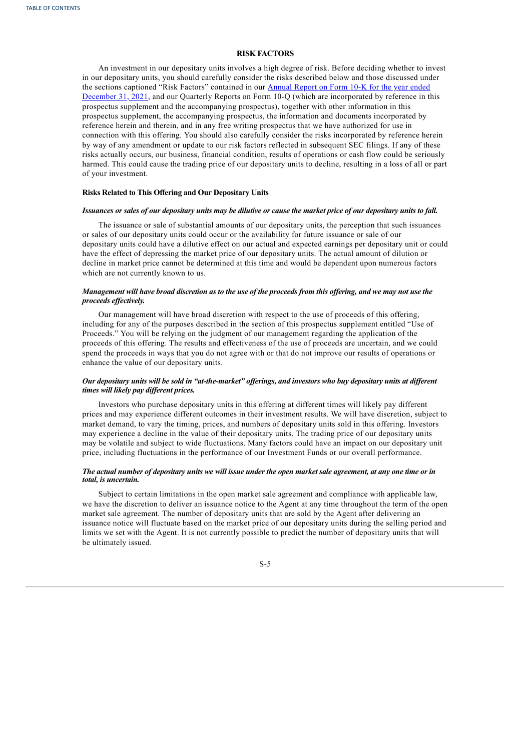## RISK FACTORS

An investment in our depositary units involves a high degree of risk. Before deciding whether to invest in our depositary units, you should carefully consider the risks described below and those discussed under the sections captioned "Risk Factors" contained in our Annual Report on Form 10-K for the year ended December 31, 2021, and our Quarterly Reports on Form 10-Q (which are incorporated by reference in this prospectus supplement and the accompanying prospectus), together with other information in this prospectus supplement, the accompanying prospectus, the information and documents incorporated by reference herein and therein, and in any free writing prospectus that we have authorized for use in connection with this offering. You should also carefully consider the risks incorporated by reference herein by way of any amendment or update to our risk factors reflected in subsequent SEC filings. If any of these risks actually occurs, our business, financial condition, results of operations or cash flow could be seriously harmed. This could cause the trading price of our depositary units to decline, resulting in a loss of all or part of your investment.

### Risks Related to This Offering and Our Depositary Units

***Issuances or sales of our depositary units may be dilutive or cause the market price of our depositary units to fall.***

The issuance or sale of substantial amounts of our depositary units, the perception that such issuances or sales of our depositary units could occur or the availability for future issuance or sale of our depositary units could have a dilutive effect on our actual and expected earnings per depositary unit or could have the effect of depressing the market price of our depositary units. The actual amount of dilution or decline in market price cannot be determined at this time and would be dependent upon numerous factors which are not currently known to us.

***Management will have broad discretion as to the use of the proceeds from this offering, and we may not use the proceeds effectively.***

Our management will have broad discretion with respect to the use of proceeds of this offering, including for any of the purposes described in the section of this prospectus supplement entitled "Use of Proceeds." You will be relying on the judgment of our management regarding the application of the proceeds of this offering. The results and effectiveness of the use of proceeds are uncertain, and we could spend the proceeds in ways that you do not agree with or that do not improve our results of operations or enhance the value of our depositary units.

***Our depositary units will be sold in "at-the-market" offerings, and investors who buy depositary units at different times will likely pay different prices.***

Investors who purchase depositary units in this offering at different times will likely pay different prices and may experience different outcomes in their investment results. We will have discretion, subject to market demand, to vary the timing, prices, and numbers of depositary units sold in this offering. Investors may experience a decline in the value of their depositary units. The trading price of our depositary units may be volatile and subject to wide fluctuations. Many factors could have an impact on our depositary unit price, including fluctuations in the performance of our Investment Funds or our overall performance.

***The actual number of depositary units we will issue under the open market sale agreement, at any one time or in total, is uncertain.***

Subject to certain limitations in the open market sale agreement and compliance with applicable law, we have the discretion to deliver an issuance notice to the Agent at any time throughout the term of the open market sale agreement. The number of depositary units that are sold by the Agent after delivering an issuance notice will fluctuate based on the market price of our depositary units during the selling period and limits we set with the Agent. It is not currently possible to predict the number of depositary units that will be ultimately issued.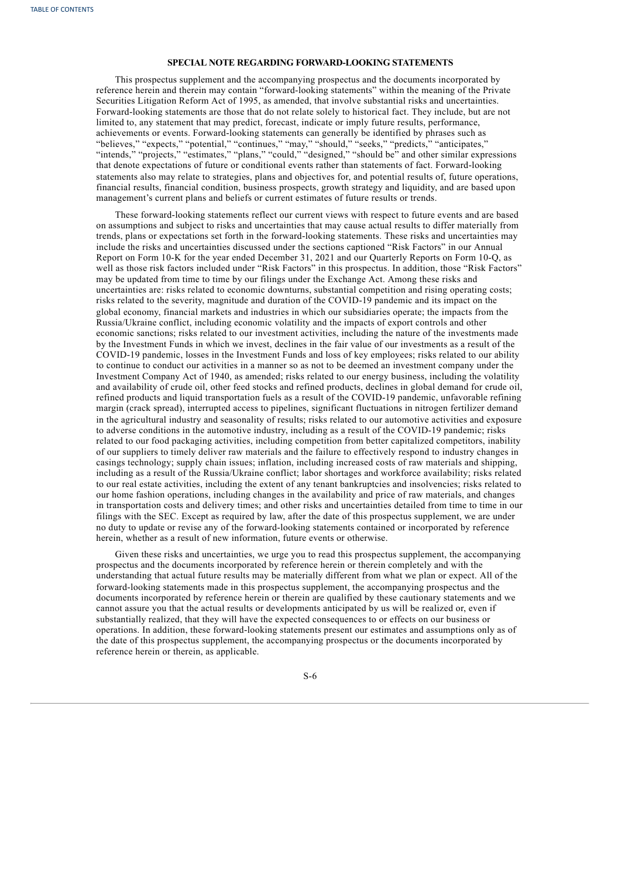## SPECIAL NOTE REGARDING FORWARD-LOOKING STATEMENTS

This prospectus supplement and the accompanying prospectus and the documents incorporated by reference herein and therein may contain "forward-looking statements" within the meaning of the Private Securities Litigation Reform Act of 1995, as amended, that involve substantial risks and uncertainties. Forward-looking statements are those that do not relate solely to historical fact. They include, but are not limited to, any statement that may predict, forecast, indicate or imply future results, performance, achievements or events. Forward-looking statements can generally be identified by phrases such as "believes," "expects," "potential," "continues," "may," "should," "seeks," "predicts," "anticipates," "intends," "projects," "estimates," "plans," "could," "designed," "should be" and other similar expressions that denote expectations of future or conditional events rather than statements of fact. Forward-looking statements also may relate to strategies, plans and objectives for, and potential results of, future operations, financial results, financial condition, business prospects, growth strategy and liquidity, and are based upon management's current plans and beliefs or current estimates of future results or trends.

These forward-looking statements reflect our current views with respect to future events and are based on assumptions and subject to risks and uncertainties that may cause actual results to differ materially from trends, plans or expectations set forth in the forward-looking statements. These risks and uncertainties may include the risks and uncertainties discussed under the sections captioned "Risk Factors" in our Annual Report on Form 10-K for the year ended December 31, 2021 and our Quarterly Reports on Form 10-Q, as well as those risk factors included under "Risk Factors" in this prospectus. In addition, those "Risk Factors" may be updated from time to time by our filings under the Exchange Act. Among these risks and uncertainties are: risks related to economic downturns, substantial competition and rising operating costs; risks related to the severity, magnitude and duration of the COVID-19 pandemic and its impact on the global economy, financial markets and industries in which our subsidiaries operate; the impacts from the Russia/Ukraine conflict, including economic volatility and the impacts of export controls and other economic sanctions; risks related to our investment activities, including the nature of the investments made by the Investment Funds in which we invest, declines in the fair value of our investments as a result of the COVID-19 pandemic, losses in the Investment Funds and loss of key employees; risks related to our ability to continue to conduct our activities in a manner so as not to be deemed an investment company under the Investment Company Act of 1940, as amended; risks related to our energy business, including the volatility and availability of crude oil, other feed stocks and refined products, declines in global demand for crude oil, refined products and liquid transportation fuels as a result of the COVID-19 pandemic, unfavorable refining margin (crack spread), interrupted access to pipelines, significant fluctuations in nitrogen fertilizer demand in the agricultural industry and seasonality of results; risks related to our automotive activities and exposure to adverse conditions in the automotive industry, including as a result of the COVID-19 pandemic; risks related to our food packaging activities, including competition from better capitalized competitors, inability of our suppliers to timely deliver raw materials and the failure to effectively respond to industry changes in casings technology; supply chain issues; inflation, including increased costs of raw materials and shipping, including as a result of the Russia/Ukraine conflict; labor shortages and workforce availability; risks related to our real estate activities, including the extent of any tenant bankruptcies and insolvencies; risks related to our home fashion operations, including changes in the availability and price of raw materials, and changes in transportation costs and delivery times; and other risks and uncertainties detailed from time to time in our filings with the SEC. Except as required by law, after the date of this prospectus supplement, we are under no duty to update or revise any of the forward-looking statements contained or incorporated by reference herein, whether as a result of new information, future events or otherwise.

Given these risks and uncertainties, we urge you to read this prospectus supplement, the accompanying prospectus and the documents incorporated by reference herein or therein completely and with the understanding that actual future results may be materially different from what we plan or expect. All of the forward-looking statements made in this prospectus supplement, the accompanying prospectus and the documents incorporated by reference herein or therein are qualified by these cautionary statements and we cannot assure you that the actual results or developments anticipated by us will be realized or, even if substantially realized, that they will have the expected consequences to or effects on our business or operations. In addition, these forward-looking statements present our estimates and assumptions only as of the date of this prospectus supplement, the accompanying prospectus or the documents incorporated by reference herein or therein, as applicable.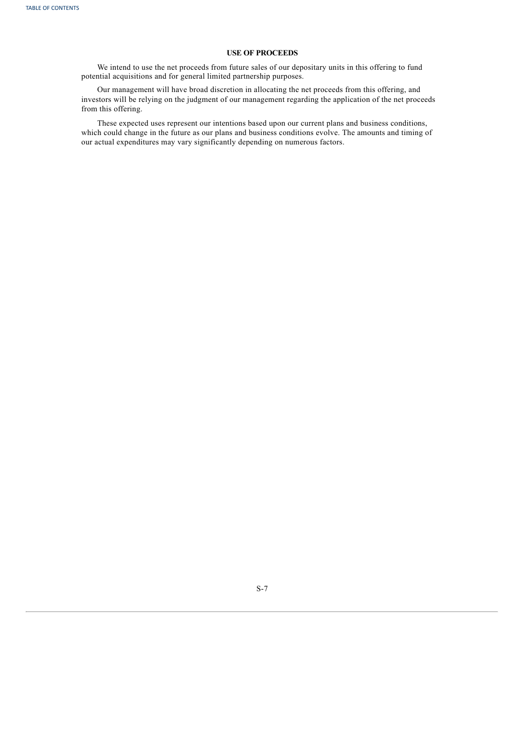## USE OF PROCEEDS

We intend to use the net proceeds from future sales of our depositary units in this offering to fund potential acquisitions and for general limited partnership purposes.

Our management will have broad discretion in allocating the net proceeds from this offering, and investors will be relying on the judgment of our management regarding the application of the net proceeds from this offering.

These expected uses represent our intentions based upon our current plans and business conditions, which could change in the future as our plans and business conditions evolve. The amounts and timing of our actual expenditures may vary significantly depending on numerous factors.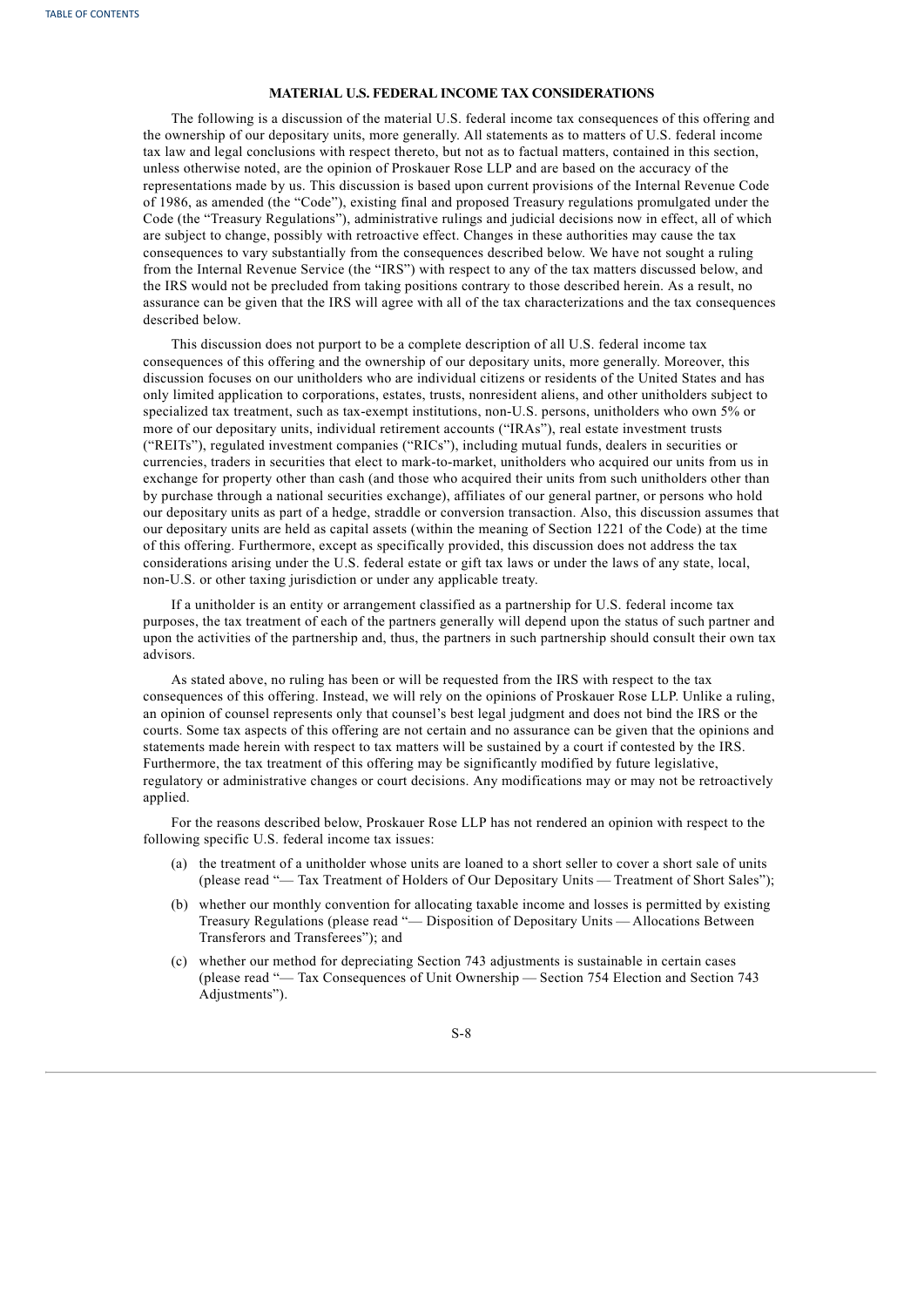## MATERIAL U.S. FEDERAL INCOME TAX CONSIDERATIONS

The following is a discussion of the material U.S. federal income tax consequences of this offering and the ownership of our depositary units, more generally. All statements as to matters of U.S. federal income tax law and legal conclusions with respect thereto, but not as to factual matters, contained in this section, unless otherwise noted, are the opinion of Proskauer Rose LLP and are based on the accuracy of the representations made by us. This discussion is based upon current provisions of the Internal Revenue Code of 1986, as amended (the "Code"), existing final and proposed Treasury regulations promulgated under the Code (the "Treasury Regulations"), administrative rulings and judicial decisions now in effect, all of which are subject to change, possibly with retroactive effect. Changes in these authorities may cause the tax consequences to vary substantially from the consequences described below. We have not sought a ruling from the Internal Revenue Service (the "IRS") with respect to any of the tax matters discussed below, and the IRS would not be precluded from taking positions contrary to those described herein. As a result, no assurance can be given that the IRS will agree with all of the tax characterizations and the tax consequences described below.

This discussion does not purport to be a complete description of all U.S. federal income tax consequences of this offering and the ownership of our depositary units, more generally. Moreover, this discussion focuses on our unitholders who are individual citizens or residents of the United States and has only limited application to corporations, estates, trusts, nonresident aliens, and other unitholders subject to specialized tax treatment, such as tax-exempt institutions, non-U.S. persons, unitholders who own 5% or more of our depositary units, individual retirement accounts ("IRAs"), real estate investment trusts ("REITs"), regulated investment companies ("RICs"), including mutual funds, dealers in securities or currencies, traders in securities that elect to mark-to-market, unitholders who acquired our units from us in exchange for property other than cash (and those who acquired their units from such unitholders other than by purchase through a national securities exchange), affiliates of our general partner, or persons who hold our depositary units as part of a hedge, straddle or conversion transaction. Also, this discussion assumes that our depositary units are held as capital assets (within the meaning of Section 1221 of the Code) at the time of this offering. Furthermore, except as specifically provided, this discussion does not address the tax considerations arising under the U.S. federal estate or gift tax laws or under the laws of any state, local, non-U.S. or other taxing jurisdiction or under any applicable treaty.

If a unitholder is an entity or arrangement classified as a partnership for U.S. federal income tax purposes, the tax treatment of each of the partners generally will depend upon the status of such partner and upon the activities of the partnership and, thus, the partners in such partnership should consult their own tax advisors.

As stated above, no ruling has been or will be requested from the IRS with respect to the tax consequences of this offering. Instead, we will rely on the opinions of Proskauer Rose LLP. Unlike a ruling, an opinion of counsel represents only that counsel's best legal judgment and does not bind the IRS or the courts. Some tax aspects of this offering are not certain and no assurance can be given that the opinions and statements made herein with respect to tax matters will be sustained by a court if contested by the IRS. Furthermore, the tax treatment of this offering may be significantly modified by future legislative, regulatory or administrative changes or court decisions. Any modifications may or may not be retroactively applied.

For the reasons described below, Proskauer Rose LLP has not rendered an opinion with respect to the following specific U.S. federal income tax issues:

(a) the treatment of a unitholder whose units are loaned to a short seller to cover a short sale of units (please read "— Tax Treatment of Holders of Our Depositary Units — Treatment of Short Sales");

(b) whether our monthly convention for allocating taxable income and losses is permitted by existing Treasury Regulations (please read "— Disposition of Depositary Units — Allocations Between Transferors and Transferees"); and

(c) whether our method for depreciating Section 743 adjustments is sustainable in certain cases (please read "— Tax Consequences of Unit Ownership — Section 754 Election and Section 743 Adjustments").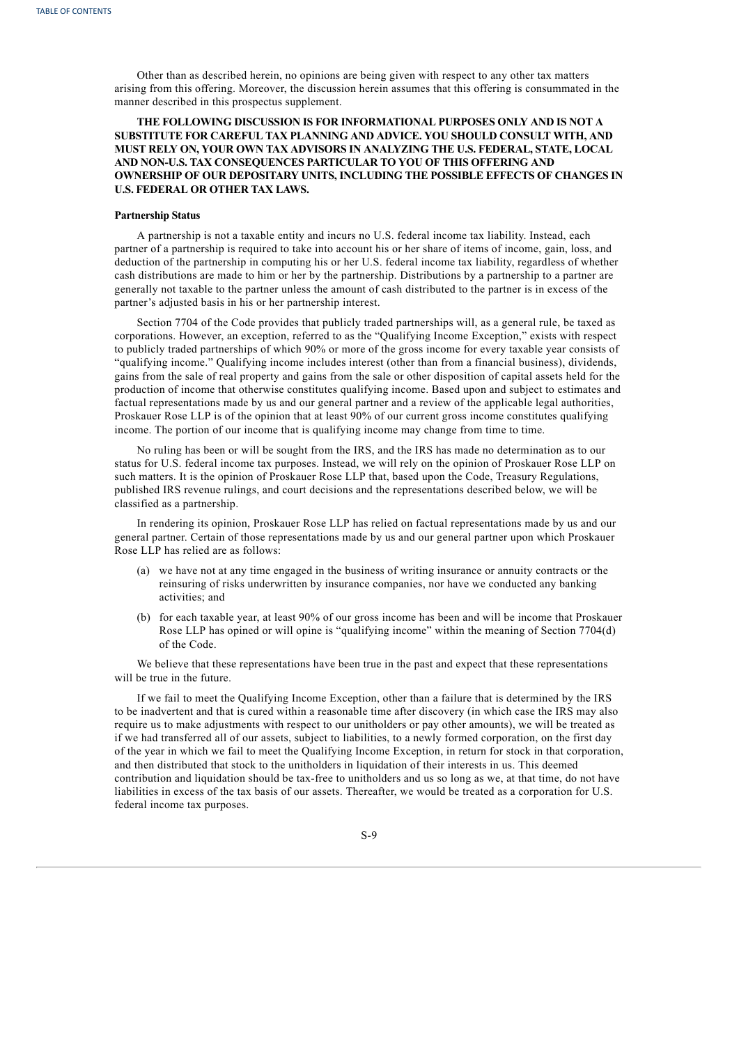Other than as described herein, no opinions are being given with respect to any other tax matters arising from this offering. Moreover, the discussion herein assumes that this offering is consummated in the manner described in this prospectus supplement.

**THE FOLLOWING DISCUSSION IS FOR INFORMATIONAL PURPOSES ONLY AND IS NOT A SUBSTITUTE FOR CAREFUL TAX PLANNING AND ADVICE. YOU SHOULD CONSULT WITH, AND MUST RELY ON, YOUR OWN TAX ADVISORS IN ANALYZING THE U.S. FEDERAL, STATE, LOCAL AND NON-U.S. TAX CONSEQUENCES PARTICULAR TO YOU OF THIS OFFERING AND OWNERSHIP OF OUR DEPOSITARY UNITS, INCLUDING THE POSSIBLE EFFECTS OF CHANGES IN U.S. FEDERAL OR OTHER TAX LAWS.**

**Partnership Status**

A partnership is not a taxable entity and incurs no U.S. federal income tax liability. Instead, each partner of a partnership is required to take into account his or her share of items of income, gain, loss, and deduction of the partnership in computing his or her U.S. federal income tax liability, regardless of whether cash distributions are made to him or her by the partnership. Distributions by a partnership to a partner are generally not taxable to the partner unless the amount of cash distributed to the partner is in excess of the partner's adjusted basis in his or her partnership interest.

Section 7704 of the Code provides that publicly traded partnerships will, as a general rule, be taxed as corporations. However, an exception, referred to as the "Qualifying Income Exception," exists with respect to publicly traded partnerships of which 90% or more of the gross income for every taxable year consists of "qualifying income." Qualifying income includes interest (other than from a financial business), dividends, gains from the sale of real property and gains from the sale or other disposition of capital assets held for the production of income that otherwise constitutes qualifying income. Based upon and subject to estimates and factual representations made by us and our general partner and a review of the applicable legal authorities, Proskauer Rose LLP is of the opinion that at least 90% of our current gross income constitutes qualifying income. The portion of our income that is qualifying income may change from time to time.

No ruling has been or will be sought from the IRS, and the IRS has made no determination as to our status for U.S. federal income tax purposes. Instead, we will rely on the opinion of Proskauer Rose LLP on such matters. It is the opinion of Proskauer Rose LLP that, based upon the Code, Treasury Regulations, published IRS revenue rulings, and court decisions and the representations described below, we will be classified as a partnership.

In rendering its opinion, Proskauer Rose LLP has relied on factual representations made by us and our general partner. Certain of those representations made by us and our general partner upon which Proskauer Rose LLP has relied are as follows:

(a) we have not at any time engaged in the business of writing insurance or annuity contracts or the reinsuring of risks underwritten by insurance companies, nor have we conducted any banking activities; and

(b) for each taxable year, at least 90% of our gross income has been and will be income that Proskauer Rose LLP has opined or will opine is "qualifying income" within the meaning of Section 7704(d) of the Code.

We believe that these representations have been true in the past and expect that these representations will be true in the future.

If we fail to meet the Qualifying Income Exception, other than a failure that is determined by the IRS to be inadvertent and that is cured within a reasonable time after discovery (in which case the IRS may also require us to make adjustments with respect to our unitholders or pay other amounts), we will be treated as if we had transferred all of our assets, subject to liabilities, to a newly formed corporation, on the first day of the year in which we fail to meet the Qualifying Income Exception, in return for stock in that corporation, and then distributed that stock to the unitholders in liquidation of their interests in us. This deemed contribution and liquidation should be tax-free to unitholders and us so long as we, at that time, do not have liabilities in excess of the tax basis of our assets. Thereafter, we would be treated as a corporation for U.S. federal income tax purposes.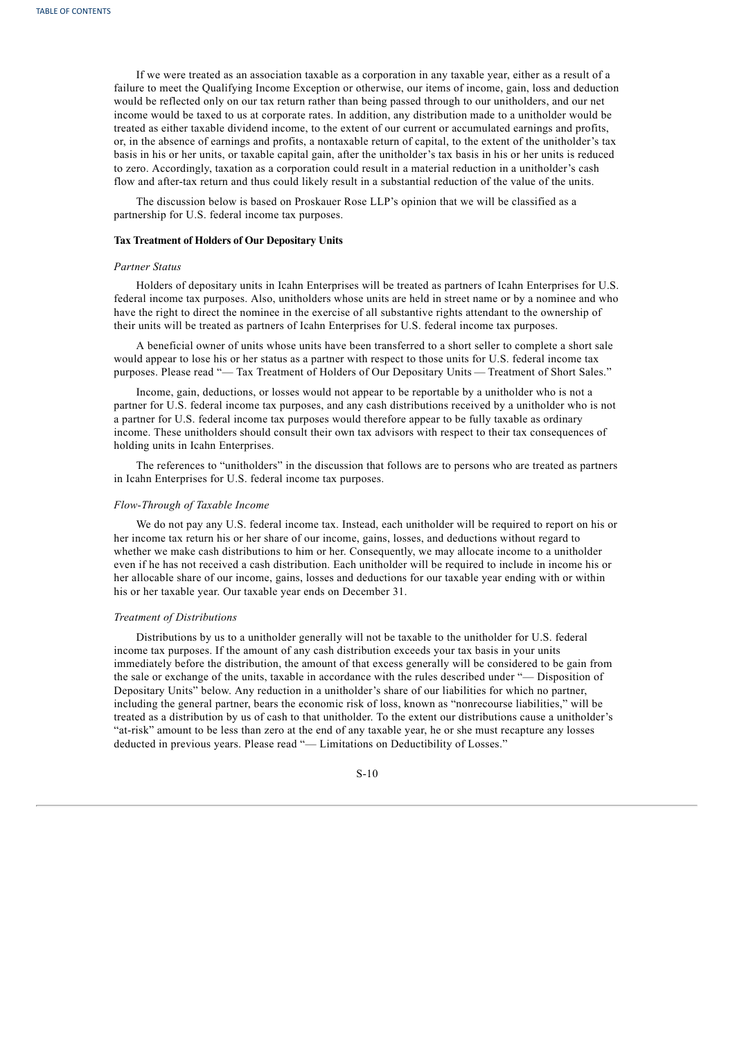If we were treated as an association taxable as a corporation in any taxable year, either as a result of a failure to meet the Qualifying Income Exception or otherwise, our items of income, gain, loss and deduction would be reflected only on our tax return rather than being passed through to our unitholders, and our net income would be taxed to us at corporate rates. In addition, any distribution made to a unitholder would be treated as either taxable dividend income, to the extent of our current or accumulated earnings and profits, or, in the absence of earnings and profits, a nontaxable return of capital, to the extent of the unitholder's tax basis in his or her units, or taxable capital gain, after the unitholder's tax basis in his or her units is reduced to zero. Accordingly, taxation as a corporation could result in a material reduction in a unitholder's cash flow and after-tax return and thus could likely result in a substantial reduction of the value of the units.

The discussion below is based on Proskauer Rose LLP's opinion that we will be classified as a partnership for U.S. federal income tax purposes.

### Tax Treatment of Holders of Our Depositary Units

*Partner Status*

Holders of depositary units in Icahn Enterprises will be treated as partners of Icahn Enterprises for U.S. federal income tax purposes. Also, unitholders whose units are held in street name or by a nominee and who have the right to direct the nominee in the exercise of all substantive rights attendant to the ownership of their units will be treated as partners of Icahn Enterprises for U.S. federal income tax purposes.

A beneficial owner of units whose units have been transferred to a short seller to complete a short sale would appear to lose his or her status as a partner with respect to those units for U.S. federal income tax purposes. Please read "— Tax Treatment of Holders of Our Depositary Units — Treatment of Short Sales."

Income, gain, deductions, or losses would not appear to be reportable by a unitholder who is not a partner for U.S. federal income tax purposes, and any cash distributions received by a unitholder who is not a partner for U.S. federal income tax purposes would therefore appear to be fully taxable as ordinary income. These unitholders should consult their own tax advisors with respect to their tax consequences of holding units in Icahn Enterprises.

The references to "unitholders" in the discussion that follows are to persons who are treated as partners in Icahn Enterprises for U.S. federal income tax purposes.

*Flow-Through of Taxable Income*

We do not pay any U.S. federal income tax. Instead, each unitholder will be required to report on his or her income tax return his or her share of our income, gains, losses, and deductions without regard to whether we make cash distributions to him or her. Consequently, we may allocate income to a unitholder even if he has not received a cash distribution. Each unitholder will be required to include in income his or her allocable share of our income, gains, losses and deductions for our taxable year ending with or within his or her taxable year. Our taxable year ends on December 31.

*Treatment of Distributions*

Distributions by us to a unitholder generally will not be taxable to the unitholder for U.S. federal income tax purposes. If the amount of any cash distribution exceeds your tax basis in your units immediately before the distribution, the amount of that excess generally will be considered to be gain from the sale or exchange of the units, taxable in accordance with the rules described under "— Disposition of Depositary Units" below. Any reduction in a unitholder's share of our liabilities for which no partner, including the general partner, bears the economic risk of loss, known as "nonrecourse liabilities," will be treated as a distribution by us of cash to that unitholder. To the extent our distributions cause a unitholder's "at-risk" amount to be less than zero at the end of any taxable year, he or she must recapture any losses deducted in previous years. Please read "— Limitations on Deductibility of Losses."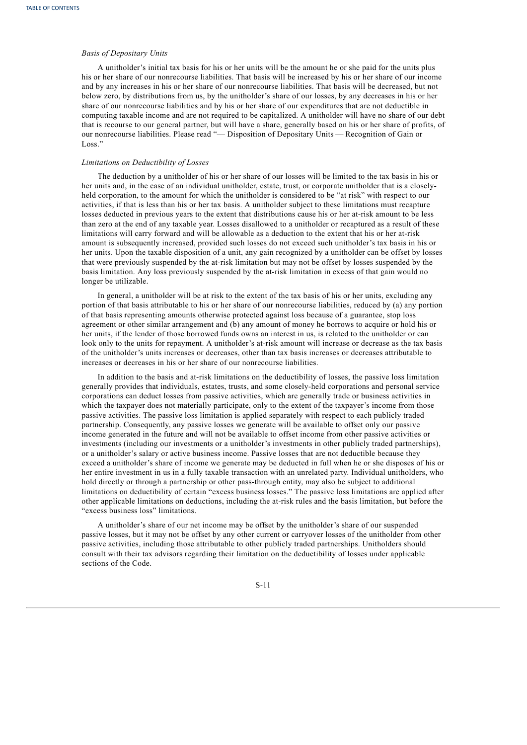*Basis of Depositary Units*

A unitholder's initial tax basis for his or her units will be the amount he or she paid for the units plus his or her share of our nonrecourse liabilities. That basis will be increased by his or her share of our income and by any increases in his or her share of our nonrecourse liabilities. That basis will be decreased, but not below zero, by distributions from us, by the unitholder's share of our losses, by any decreases in his or her share of our nonrecourse liabilities and by his or her share of our expenditures that are not deductible in computing taxable income and are not required to be capitalized. A unitholder will have no share of our debt that is recourse to our general partner, but will have a share, generally based on his or her share of profits, of our nonrecourse liabilities. Please read "— Disposition of Depositary Units — Recognition of Gain or Loss."

*Limitations on Deductibility of Losses*

The deduction by a unitholder of his or her share of our losses will be limited to the tax basis in his or her units and, in the case of an individual unitholder, estate, trust, or corporate unitholder that is a closely-held corporation, to the amount for which the unitholder is considered to be "at risk" with respect to our activities, if that is less than his or her tax basis. A unitholder subject to these limitations must recapture losses deducted in previous years to the extent that distributions cause his or her at-risk amount to be less than zero at the end of any taxable year. Losses disallowed to a unitholder or recaptured as a result of these limitations will carry forward and will be allowable as a deduction to the extent that his or her at-risk amount is subsequently increased, provided such losses do not exceed such unitholder's tax basis in his or her units. Upon the taxable disposition of a unit, any gain recognized by a unitholder can be offset by losses that were previously suspended by the at-risk limitation but may not be offset by losses suspended by the basis limitation. Any loss previously suspended by the at-risk limitation in excess of that gain would no longer be utilizable.

In general, a unitholder will be at risk to the extent of the tax basis of his or her units, excluding any portion of that basis attributable to his or her share of our nonrecourse liabilities, reduced by (a) any portion of that basis representing amounts otherwise protected against loss because of a guarantee, stop loss agreement or other similar arrangement and (b) any amount of money he borrows to acquire or hold his or her units, if the lender of those borrowed funds owns an interest in us, is related to the unitholder or can look only to the units for repayment. A unitholder's at-risk amount will increase or decrease as the tax basis of the unitholder's units increases or decreases, other than tax basis increases or decreases attributable to increases or decreases in his or her share of our nonrecourse liabilities.

In addition to the basis and at-risk limitations on the deductibility of losses, the passive loss limitation generally provides that individuals, estates, trusts, and some closely-held corporations and personal service corporations can deduct losses from passive activities, which are generally trade or business activities in which the taxpayer does not materially participate, only to the extent of the taxpayer's income from those passive activities. The passive loss limitation is applied separately with respect to each publicly traded partnership. Consequently, any passive losses we generate will be available to offset only our passive income generated in the future and will not be available to offset income from other passive activities or investments (including our investments or a unitholder's investments in other publicly traded partnerships), or a unitholder's salary or active business income. Passive losses that are not deductible because they exceed a unitholder's share of income we generate may be deducted in full when he or she disposes of his or her entire investment in us in a fully taxable transaction with an unrelated party. Individual unitholders, who hold directly or through a partnership or other pass-through entity, may also be subject to additional limitations on deductibility of certain "excess business losses." The passive loss limitations are applied after other applicable limitations on deductions, including the at-risk rules and the basis limitation, but before the "excess business loss" limitations.

A unitholder's share of our net income may be offset by the unitholder's share of our suspended passive losses, but it may not be offset by any other current or carryover losses of the unitholder from other passive activities, including those attributable to other publicly traded partnerships. Unitholders should consult with their tax advisors regarding their limitation on the deductibility of losses under applicable sections of the Code.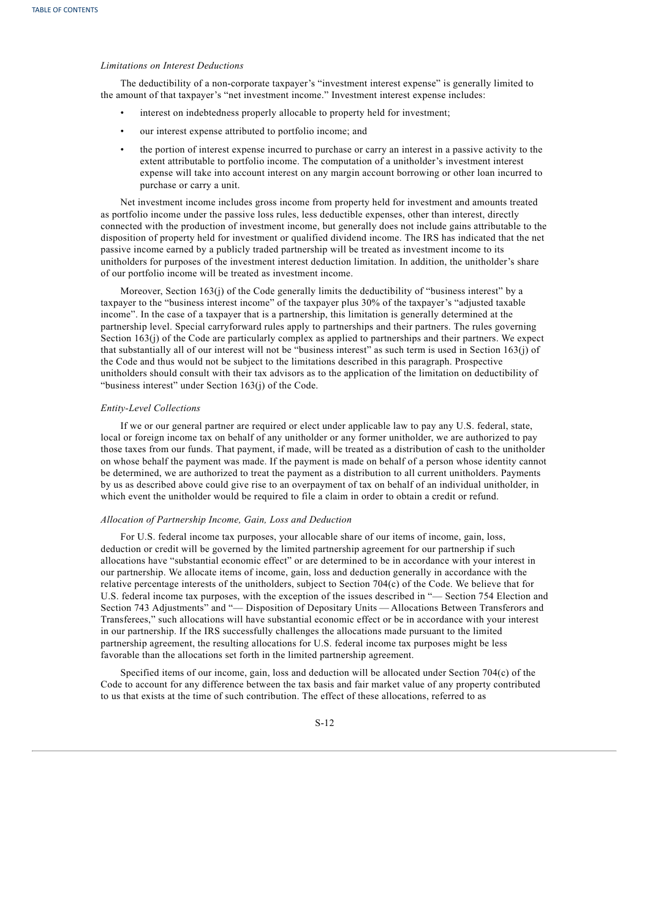*Limitations on Interest Deductions*

The deductibility of a non-corporate taxpayer's "investment interest expense" is generally limited to the amount of that taxpayer's "net investment income." Investment interest expense includes:

- interest on indebtedness properly allocable to property held for investment;
- our interest expense attributed to portfolio income; and
- the portion of interest expense incurred to purchase or carry an interest in a passive activity to the extent attributable to portfolio income. The computation of a unitholder's investment interest expense will take into account interest on any margin account borrowing or other loan incurred to purchase or carry a unit.

Net investment income includes gross income from property held for investment and amounts treated as portfolio income under the passive loss rules, less deductible expenses, other than interest, directly connected with the production of investment income, but generally does not include gains attributable to the disposition of property held for investment or qualified dividend income. The IRS has indicated that the net passive income earned by a publicly traded partnership will be treated as investment income to its unitholders for purposes of the investment interest deduction limitation. In addition, the unitholder's share of our portfolio income will be treated as investment income.

Moreover, Section 163(j) of the Code generally limits the deductibility of "business interest" by a taxpayer to the "business interest income" of the taxpayer plus 30% of the taxpayer's "adjusted taxable income". In the case of a taxpayer that is a partnership, this limitation is generally determined at the partnership level. Special carryforward rules apply to partnerships and their partners. The rules governing Section 163(j) of the Code are particularly complex as applied to partnerships and their partners. We expect that substantially all of our interest will not be "business interest" as such term is used in Section 163(j) of the Code and thus would not be subject to the limitations described in this paragraph. Prospective unitholders should consult with their tax advisors as to the application of the limitation on deductibility of "business interest" under Section 163(j) of the Code.

*Entity-Level Collections*

If we or our general partner are required or elect under applicable law to pay any U.S. federal, state, local or foreign income tax on behalf of any unitholder or any former unitholder, we are authorized to pay those taxes from our funds. That payment, if made, will be treated as a distribution of cash to the unitholder on whose behalf the payment was made. If the payment is made on behalf of a person whose identity cannot be determined, we are authorized to treat the payment as a distribution to all current unitholders. Payments by us as described above could give rise to an overpayment of tax on behalf of an individual unitholder, in which event the unitholder would be required to file a claim in order to obtain a credit or refund.

*Allocation of Partnership Income, Gain, Loss and Deduction*

For U.S. federal income tax purposes, your allocable share of our items of income, gain, loss, deduction or credit will be governed by the limited partnership agreement for our partnership if such allocations have "substantial economic effect" or are determined to be in accordance with your interest in our partnership. We allocate items of income, gain, loss and deduction generally in accordance with the relative percentage interests of the unitholders, subject to Section 704(c) of the Code. We believe that for U.S. federal income tax purposes, with the exception of the issues described in "— Section 754 Election and Section 743 Adjustments" and "— Disposition of Depositary Units — Allocations Between Transferors and Transferees," such allocations will have substantial economic effect or be in accordance with your interest in our partnership. If the IRS successfully challenges the allocations made pursuant to the limited partnership agreement, the resulting allocations for U.S. federal income tax purposes might be less favorable than the allocations set forth in the limited partnership agreement.

Specified items of our income, gain, loss and deduction will be allocated under Section 704(c) of the Code to account for any difference between the tax basis and fair market value of any property contributed to us that exists at the time of such contribution. The effect of these allocations, referred to as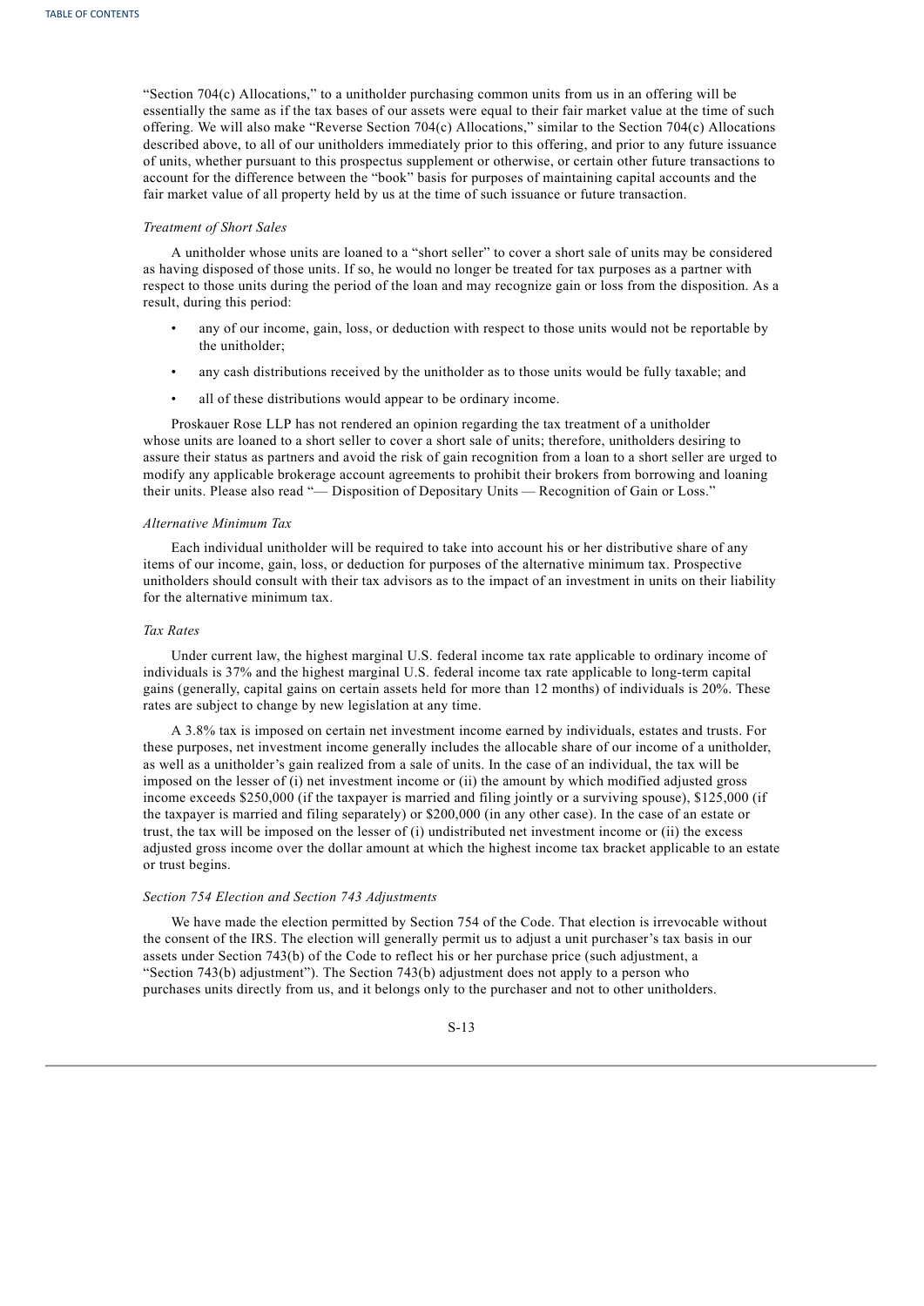"Section 704(c) Allocations," to a unitholder purchasing common units from us in an offering will be essentially the same as if the tax bases of our assets were equal to their fair market value at the time of such offering. We will also make "Reverse Section 704(c) Allocations," similar to the Section 704(c) Allocations described above, to all of our unitholders immediately prior to this offering, and prior to any future issuance of units, whether pursuant to this prospectus supplement or otherwise, or certain other future transactions to account for the difference between the "book" basis for purposes of maintaining capital accounts and the fair market value of all property held by us at the time of such issuance or future transaction.

*Treatment of Short Sales*

A unitholder whose units are loaned to a "short seller" to cover a short sale of units may be considered as having disposed of those units. If so, he would no longer be treated for tax purposes as a partner with respect to those units during the period of the loan and may recognize gain or loss from the disposition. As a result, during this period:

- any of our income, gain, loss, or deduction with respect to those units would not be reportable by the unitholder;
- any cash distributions received by the unitholder as to those units would be fully taxable; and
- all of these distributions would appear to be ordinary income.

Proskauer Rose LLP has not rendered an opinion regarding the tax treatment of a unitholder whose units are loaned to a short seller to cover a short sale of units; therefore, unitholders desiring to assure their status as partners and avoid the risk of gain recognition from a loan to a short seller are urged to modify any applicable brokerage account agreements to prohibit their brokers from borrowing and loaning their units. Please also read "— Disposition of Depositary Units — Recognition of Gain or Loss."

*Alternative Minimum Tax*

Each individual unitholder will be required to take into account his or her distributive share of any items of our income, gain, loss, or deduction for purposes of the alternative minimum tax. Prospective unitholders should consult with their tax advisors as to the impact of an investment in units on their liability for the alternative minimum tax.

*Tax Rates*

Under current law, the highest marginal U.S. federal income tax rate applicable to ordinary income of individuals is 37% and the highest marginal U.S. federal income tax rate applicable to long-term capital gains (generally, capital gains on certain assets held for more than 12 months) of individuals is 20%. These rates are subject to change by new legislation at any time.

A 3.8% tax is imposed on certain net investment income earned by individuals, estates and trusts. For these purposes, net investment income generally includes the allocable share of our income of a unitholder, as well as a unitholder's gain realized from a sale of units. In the case of an individual, the tax will be imposed on the lesser of (i) net investment income or (ii) the amount by which modified adjusted gross income exceeds $250,000 (if the taxpayer is married and filing jointly or a surviving spouse), $125,000 (if the taxpayer is married and filing separately) or $200,000 (in any other case). In the case of an estate or trust, the tax will be imposed on the lesser of (i) undistributed net investment income or (ii) the excess adjusted gross income over the dollar amount at which the highest income tax bracket applicable to an estate or trust begins.

*Section 754 Election and Section 743 Adjustments*

We have made the election permitted by Section 754 of the Code. That election is irrevocable without the consent of the IRS. The election will generally permit us to adjust a unit purchaser's tax basis in our assets under Section 743(b) of the Code to reflect his or her purchase price (such adjustment, a "Section 743(b) adjustment"). The Section 743(b) adjustment does not apply to a person who purchases units directly from us, and it belongs only to the purchaser and not to other unitholders.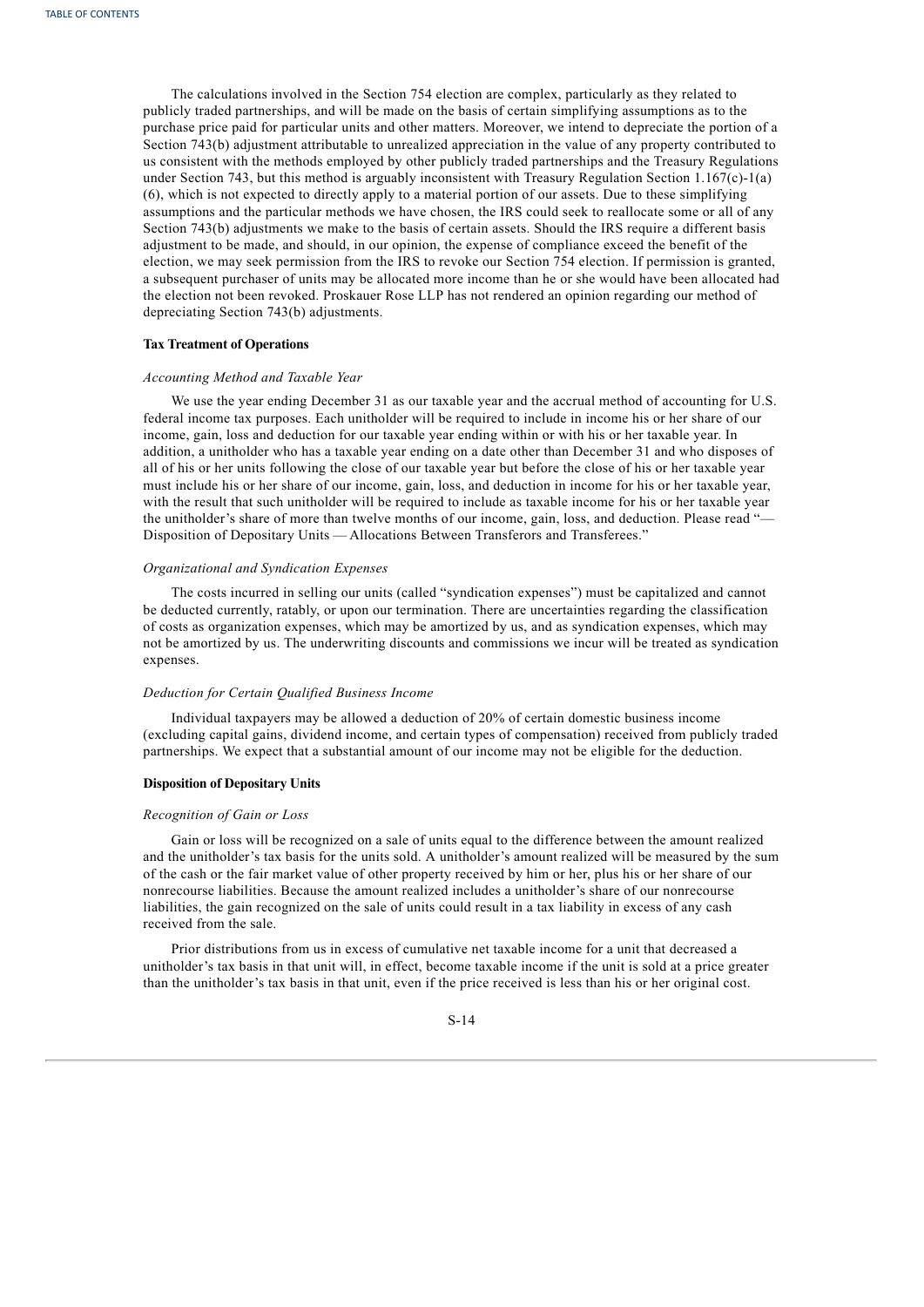The calculations involved in the Section 754 election are complex, particularly as they related to publicly traded partnerships, and will be made on the basis of certain simplifying assumptions as to the purchase price paid for particular units and other matters. Moreover, we intend to depreciate the portion of a Section 743(b) adjustment attributable to unrealized appreciation in the value of any property contributed to us consistent with the methods employed by other publicly traded partnerships and the Treasury Regulations under Section 743, but this method is arguably inconsistent with Treasury Regulation Section 1.167(c)-1(a)(6), which is not expected to directly apply to a material portion of our assets. Due to these simplifying assumptions and the particular methods we have chosen, the IRS could seek to reallocate some or all of any Section 743(b) adjustments we make to the basis of certain assets. Should the IRS require a different basis adjustment to be made, and should, in our opinion, the expense of compliance exceed the benefit of the election, we may seek permission from the IRS to revoke our Section 754 election. If permission is granted, a subsequent purchaser of units may be allocated more income than he or she would have been allocated had the election not been revoked. Proskauer Rose LLP has not rendered an opinion regarding our method of depreciating Section 743(b) adjustments.

**Tax Treatment of Operations**

*Accounting Method and Taxable Year*

We use the year ending December 31 as our taxable year and the accrual method of accounting for U.S. federal income tax purposes. Each unitholder will be required to include in income his or her share of our income, gain, loss and deduction for our taxable year ending within or with his or her taxable year. In addition, a unitholder who has a taxable year ending on a date other than December 31 and who disposes of all of his or her units following the close of our taxable year but before the close of his or her taxable year must include his or her share of our income, gain, loss, and deduction in income for his or her taxable year, with the result that such unitholder will be required to include as taxable income for his or her taxable year the unitholder's share of more than twelve months of our income, gain, loss, and deduction. Please read "— Disposition of Depositary Units — Allocations Between Transferors and Transferees."

*Organizational and Syndication Expenses*

The costs incurred in selling our units (called "syndication expenses") must be capitalized and cannot be deducted currently, ratably, or upon our termination. There are uncertainties regarding the classification of costs as organization expenses, which may be amortized by us, and as syndication expenses, which may not be amortized by us. The underwriting discounts and commissions we incur will be treated as syndication expenses.

*Deduction for Certain Qualified Business Income*

Individual taxpayers may be allowed a deduction of 20% of certain domestic business income (excluding capital gains, dividend income, and certain types of compensation) received from publicly traded partnerships. We expect that a substantial amount of our income may not be eligible for the deduction.

**Disposition of Depositary Units**

*Recognition of Gain or Loss*

Gain or loss will be recognized on a sale of units equal to the difference between the amount realized and the unitholder's tax basis for the units sold. A unitholder's amount realized will be measured by the sum of the cash or the fair market value of other property received by him or her, plus his or her share of our nonrecourse liabilities. Because the amount realized includes a unitholder's share of our nonrecourse liabilities, the gain recognized on the sale of units could result in a tax liability in excess of any cash received from the sale.

Prior distributions from us in excess of cumulative net taxable income for a unit that decreased a unitholder's tax basis in that unit will, in effect, become taxable income if the unit is sold at a price greater than the unitholder's tax basis in that unit, even if the price received is less than his or her original cost.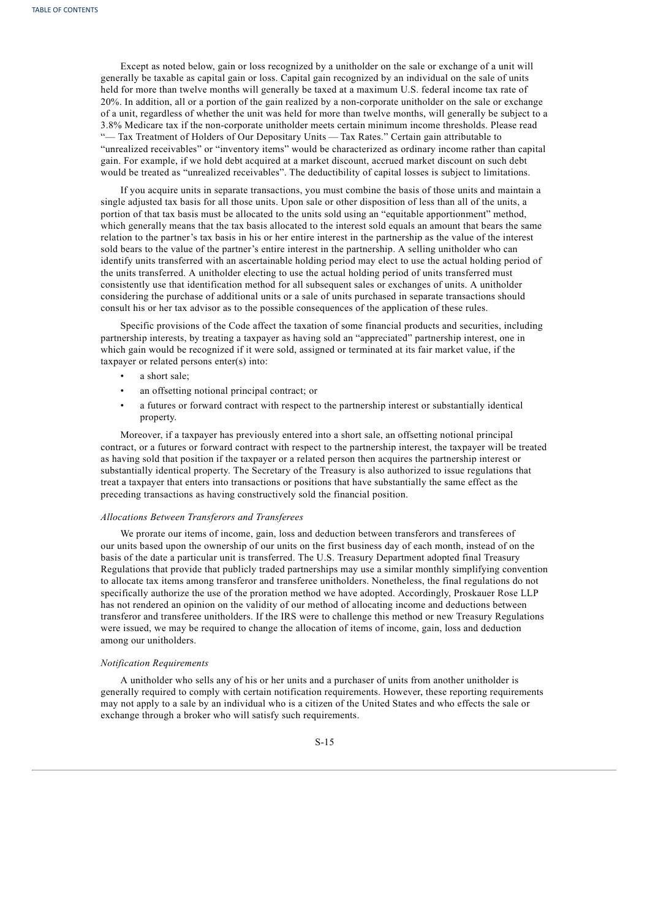Except as noted below, gain or loss recognized by a unitholder on the sale or exchange of a unit will generally be taxable as capital gain or loss. Capital gain recognized by an individual on the sale of units held for more than twelve months will generally be taxed at a maximum U.S. federal income tax rate of 20%. In addition, all or a portion of the gain realized by a non-corporate unitholder on the sale or exchange of a unit, regardless of whether the unit was held for more than twelve months, will generally be subject to a 3.8% Medicare tax if the non-corporate unitholder meets certain minimum income thresholds. Please read "— Tax Treatment of Holders of Our Depositary Units — Tax Rates." Certain gain attributable to "unrealized receivables" or "inventory items" would be characterized as ordinary income rather than capital gain. For example, if we hold debt acquired at a market discount, accrued market discount on such debt would be treated as "unrealized receivables". The deductibility of capital losses is subject to limitations.

If you acquire units in separate transactions, you must combine the basis of those units and maintain a single adjusted tax basis for all those units. Upon sale or other disposition of less than all of the units, a portion of that tax basis must be allocated to the units sold using an "equitable apportionment" method, which generally means that the tax basis allocated to the interest sold equals an amount that bears the same relation to the partner's tax basis in his or her entire interest in the partnership as the value of the interest sold bears to the value of the partner's entire interest in the partnership. A selling unitholder who can identify units transferred with an ascertainable holding period may elect to use the actual holding period of the units transferred. A unitholder electing to use the actual holding period of units transferred must consistently use that identification method for all subsequent sales or exchanges of units. A unitholder considering the purchase of additional units or a sale of units purchased in separate transactions should consult his or her tax advisor as to the possible consequences of the application of these rules.

Specific provisions of the Code affect the taxation of some financial products and securities, including partnership interests, by treating a taxpayer as having sold an "appreciated" partnership interest, one in which gain would be recognized if it were sold, assigned or terminated at its fair market value, if the taxpayer or related persons enter(s) into:

- a short sale;
- an offsetting notional principal contract; or
- a futures or forward contract with respect to the partnership interest or substantially identical property.

Moreover, if a taxpayer has previously entered into a short sale, an offsetting notional principal contract, or a futures or forward contract with respect to the partnership interest, the taxpayer will be treated as having sold that position if the taxpayer or a related person then acquires the partnership interest or substantially identical property. The Secretary of the Treasury is also authorized to issue regulations that treat a taxpayer that enters into transactions or positions that have substantially the same effect as the preceding transactions as having constructively sold the financial position.

*Allocations Between Transferors and Transferees*

We prorate our items of income, gain, loss and deduction between transferors and transferees of our units based upon the ownership of our units on the first business day of each month, instead of on the basis of the date a particular unit is transferred. The U.S. Treasury Department adopted final Treasury Regulations that provide that publicly traded partnerships may use a similar monthly simplifying convention to allocate tax items among transferor and transferee unitholders. Nonetheless, the final regulations do not specifically authorize the use of the proration method we have adopted. Accordingly, Proskauer Rose LLP has not rendered an opinion on the validity of our method of allocating income and deductions between transferor and transferee unitholders. If the IRS were to challenge this method or new Treasury Regulations were issued, we may be required to change the allocation of items of income, gain, loss and deduction among our unitholders.

*Notification Requirements*

A unitholder who sells any of his or her units and a purchaser of units from another unitholder is generally required to comply with certain notification requirements. However, these reporting requirements may not apply to a sale by an individual who is a citizen of the United States and who effects the sale or exchange through a broker who will satisfy such requirements.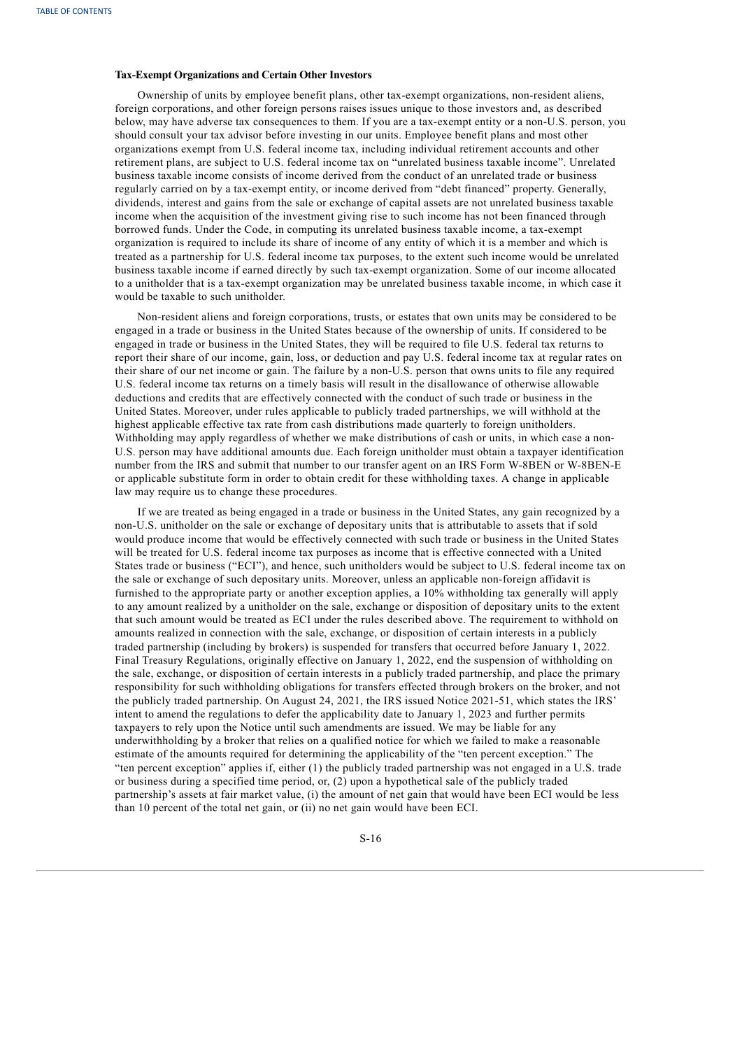**Tax-Exempt Organizations and Certain Other Investors**

Ownership of units by employee benefit plans, other tax-exempt organizations, non-resident aliens, foreign corporations, and other foreign persons raises issues unique to those investors and, as described below, may have adverse tax consequences to them. If you are a tax-exempt entity or a non-U.S. person, you should consult your tax advisor before investing in our units. Employee benefit plans and most other organizations exempt from U.S. federal income tax, including individual retirement accounts and other retirement plans, are subject to U.S. federal income tax on "unrelated business taxable income". Unrelated business taxable income consists of income derived from the conduct of an unrelated trade or business regularly carried on by a tax-exempt entity, or income derived from "debt financed" property. Generally, dividends, interest and gains from the sale or exchange of capital assets are not unrelated business taxable income when the acquisition of the investment giving rise to such income has not been financed through borrowed funds. Under the Code, in computing its unrelated business taxable income, a tax-exempt organization is required to include its share of income of any entity of which it is a member and which is treated as a partnership for U.S. federal income tax purposes, to the extent such income would be unrelated business taxable income if earned directly by such tax-exempt organization. Some of our income allocated to a unitholder that is a tax-exempt organization may be unrelated business taxable income, in which case it would be taxable to such unitholder.

Non-resident aliens and foreign corporations, trusts, or estates that own units may be considered to be engaged in a trade or business in the United States because of the ownership of units. If considered to be engaged in trade or business in the United States, they will be required to file U.S. federal tax returns to report their share of our income, gain, loss, or deduction and pay U.S. federal income tax at regular rates on their share of our net income or gain. The failure by a non-U.S. person that owns units to file any required U.S. federal income tax returns on a timely basis will result in the disallowance of otherwise allowable deductions and credits that are effectively connected with the conduct of such trade or business in the United States. Moreover, under rules applicable to publicly traded partnerships, we will withhold at the highest applicable effective tax rate from cash distributions made quarterly to foreign unitholders. Withholding may apply regardless of whether we make distributions of cash or units, in which case a non-U.S. person may have additional amounts due. Each foreign unitholder must obtain a taxpayer identification number from the IRS and submit that number to our transfer agent on an IRS Form W-8BEN or W-8BEN-E or applicable substitute form in order to obtain credit for these withholding taxes. A change in applicable law may require us to change these procedures.

If we are treated as being engaged in a trade or business in the United States, any gain recognized by a non-U.S. unitholder on the sale or exchange of depositary units that is attributable to assets that if sold would produce income that would be effectively connected with such trade or business in the United States will be treated for U.S. federal income tax purposes as income that is effective connected with a United States trade or business ("ECI"), and hence, such unitholders would be subject to U.S. federal income tax on the sale or exchange of such depositary units. Moreover, unless an applicable non-foreign affidavit is furnished to the appropriate party or another exception applies, a 10% withholding tax generally will apply to any amount realized by a unitholder on the sale, exchange or disposition of depositary units to the extent that such amount would be treated as ECI under the rules described above. The requirement to withhold on amounts realized in connection with the sale, exchange, or disposition of certain interests in a publicly traded partnership (including by brokers) is suspended for transfers that occurred before January 1, 2022. Final Treasury Regulations, originally effective on January 1, 2022, end the suspension of withholding on the sale, exchange, or disposition of certain interests in a publicly traded partnership, and place the primary responsibility for such withholding obligations for transfers effected through brokers on the broker, and not the publicly traded partnership. On August 24, 2021, the IRS issued Notice 2021-51, which states the IRS' intent to amend the regulations to defer the applicability date to January 1, 2023 and further permits taxpayers to rely upon the Notice until such amendments are issued. We may be liable for any underwithholding by a broker that relies on a qualified notice for which we failed to make a reasonable estimate of the amounts required for determining the applicability of the "ten percent exception." The "ten percent exception" applies if, either (1) the publicly traded partnership was not engaged in a U.S. trade or business during a specified time period, or, (2) upon a hypothetical sale of the publicly traded partnership's assets at fair market value, (i) the amount of net gain that would have been ECI would be less than 10 percent of the total net gain, or (ii) no net gain would have been ECI.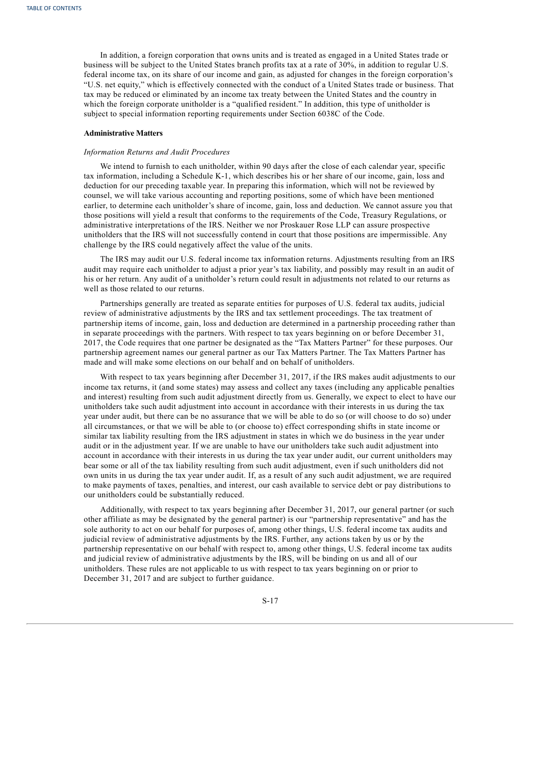In addition, a foreign corporation that owns units and is treated as engaged in a United States trade or business will be subject to the United States branch profits tax at a rate of 30%, in addition to regular U.S. federal income tax, on its share of our income and gain, as adjusted for changes in the foreign corporation's "U.S. net equity," which is effectively connected with the conduct of a United States trade or business. That tax may be reduced or eliminated by an income tax treaty between the United States and the country in which the foreign corporate unitholder is a "qualified resident." In addition, this type of unitholder is subject to special information reporting requirements under Section 6038C of the Code.

**Administrative Matters**

*Information Returns and Audit Procedures*

We intend to furnish to each unitholder, within 90 days after the close of each calendar year, specific tax information, including a Schedule K-1, which describes his or her share of our income, gain, loss and deduction for our preceding taxable year. In preparing this information, which will not be reviewed by counsel, we will take various accounting and reporting positions, some of which have been mentioned earlier, to determine each unitholder's share of income, gain, loss and deduction. We cannot assure you that those positions will yield a result that conforms to the requirements of the Code, Treasury Regulations, or administrative interpretations of the IRS. Neither we nor Proskauer Rose LLP can assure prospective unitholders that the IRS will not successfully contend in court that those positions are impermissible. Any challenge by the IRS could negatively affect the value of the units.

The IRS may audit our U.S. federal income tax information returns. Adjustments resulting from an IRS audit may require each unitholder to adjust a prior year's tax liability, and possibly may result in an audit of his or her return. Any audit of a unitholder's return could result in adjustments not related to our returns as well as those related to our returns.

Partnerships generally are treated as separate entities for purposes of U.S. federal tax audits, judicial review of administrative adjustments by the IRS and tax settlement proceedings. The tax treatment of partnership items of income, gain, loss and deduction are determined in a partnership proceeding rather than in separate proceedings with the partners. With respect to tax years beginning on or before December 31, 2017, the Code requires that one partner be designated as the "Tax Matters Partner" for these purposes. Our partnership agreement names our general partner as our Tax Matters Partner. The Tax Matters Partner has made and will make some elections on our behalf and on behalf of unitholders.

With respect to tax years beginning after December 31, 2017, if the IRS makes audit adjustments to our income tax returns, it (and some states) may assess and collect any taxes (including any applicable penalties and interest) resulting from such audit adjustment directly from us. Generally, we expect to elect to have our unitholders take such audit adjustment into account in accordance with their interests in us during the tax year under audit, but there can be no assurance that we will be able to do so (or will choose to do so) under all circumstances, or that we will be able to (or choose to) effect corresponding shifts in state income or similar tax liability resulting from the IRS adjustment in states in which we do business in the year under audit or in the adjustment year. If we are unable to have our unitholders take such audit adjustment into account in accordance with their interests in us during the tax year under audit, our current unitholders may bear some or all of the tax liability resulting from such audit adjustment, even if such unitholders did not own units in us during the tax year under audit. If, as a result of any such audit adjustment, we are required to make payments of taxes, penalties, and interest, our cash available to service debt or pay distributions to our unitholders could be substantially reduced.

Additionally, with respect to tax years beginning after December 31, 2017, our general partner (or such other affiliate as may be designated by the general partner) is our "partnership representative" and has the sole authority to act on our behalf for purposes of, among other things, U.S. federal income tax audits and judicial review of administrative adjustments by the IRS. Further, any actions taken by us or by the partnership representative on our behalf with respect to, among other things, U.S. federal income tax audits and judicial review of administrative adjustments by the IRS, will be binding on us and all of our unitholders. These rules are not applicable to us with respect to tax years beginning on or prior to December 31, 2017 and are subject to further guidance.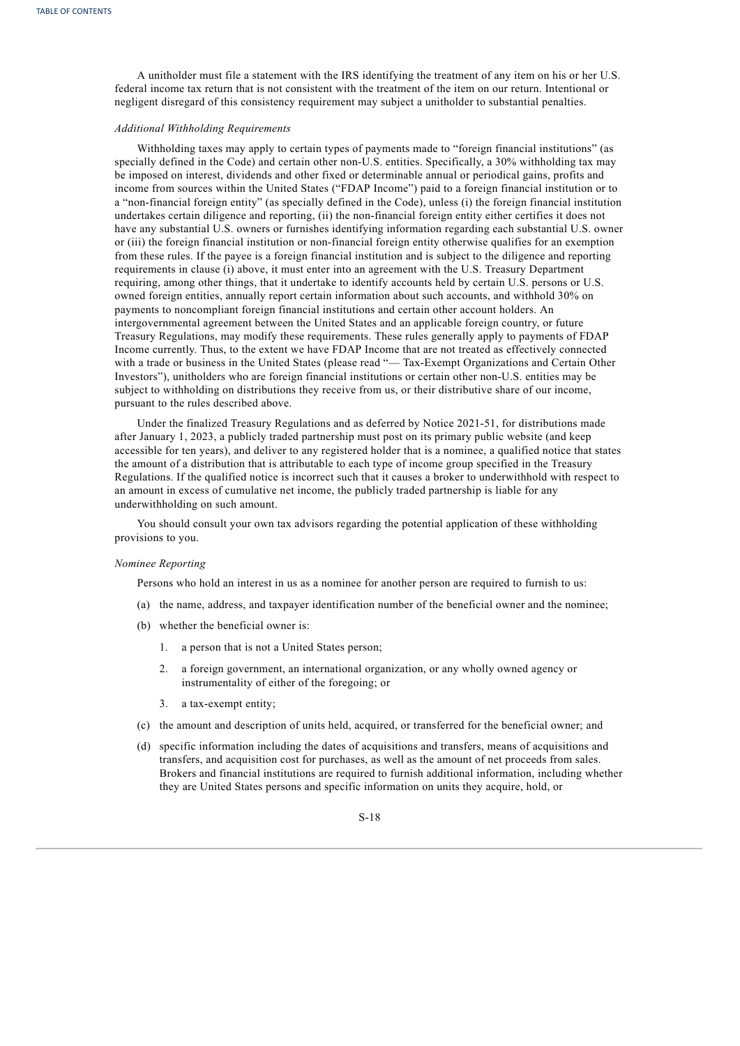A unitholder must file a statement with the IRS identifying the treatment of any item on his or her U.S. federal income tax return that is not consistent with the treatment of the item on our return. Intentional or negligent disregard of this consistency requirement may subject a unitholder to substantial penalties.

*Additional Withholding Requirements*

Withholding taxes may apply to certain types of payments made to "foreign financial institutions" (as specially defined in the Code) and certain other non-U.S. entities. Specifically, a 30% withholding tax may be imposed on interest, dividends and other fixed or determinable annual or periodical gains, profits and income from sources within the United States ("FDAP Income") paid to a foreign financial institution or to a "non-financial foreign entity" (as specially defined in the Code), unless (i) the foreign financial institution undertakes certain diligence and reporting, (ii) the non-financial foreign entity either certifies it does not have any substantial U.S. owners or furnishes identifying information regarding each substantial U.S. owner or (iii) the foreign financial institution or non-financial foreign entity otherwise qualifies for an exemption from these rules. If the payee is a foreign financial institution and is subject to the diligence and reporting requirements in clause (i) above, it must enter into an agreement with the U.S. Treasury Department requiring, among other things, that it undertake to identify accounts held by certain U.S. persons or U.S. owned foreign entities, annually report certain information about such accounts, and withhold 30% on payments to noncompliant foreign financial institutions and certain other account holders. An intergovernmental agreement between the United States and an applicable foreign country, or future Treasury Regulations, may modify these requirements. These rules generally apply to payments of FDAP Income currently. Thus, to the extent we have FDAP Income that are not treated as effectively connected with a trade or business in the United States (please read "— Tax-Exempt Organizations and Certain Other Investors"), unitholders who are foreign financial institutions or certain other non-U.S. entities may be subject to withholding on distributions they receive from us, or their distributive share of our income, pursuant to the rules described above.

Under the finalized Treasury Regulations and as deferred by Notice 2021-51, for distributions made after January 1, 2023, a publicly traded partnership must post on its primary public website (and keep accessible for ten years), and deliver to any registered holder that is a nominee, a qualified notice that states the amount of a distribution that is attributable to each type of income group specified in the Treasury Regulations. If the qualified notice is incorrect such that it causes a broker to underwithhold with respect to an amount in excess of cumulative net income, the publicly traded partnership is liable for any underwithholding on such amount.

You should consult your own tax advisors regarding the potential application of these withholding provisions to you.

*Nominee Reporting*

Persons who hold an interest in us as a nominee for another person are required to furnish to us:

(a) the name, address, and taxpayer identification number of the beneficial owner and the nominee;

(b) whether the beneficial owner is:

  1. a person that is not a United States person;

  2. a foreign government, an international organization, or any wholly owned agency or instrumentality of either of the foregoing; or

  3. a tax-exempt entity;

(c) the amount and description of units held, acquired, or transferred for the beneficial owner; and

(d) specific information including the dates of acquisitions and transfers, means of acquisitions and transfers, and acquisition cost for purchases, as well as the amount of net proceeds from sales. Brokers and financial institutions are required to furnish additional information, including whether they are United States persons and specific information on units they acquire, hold, or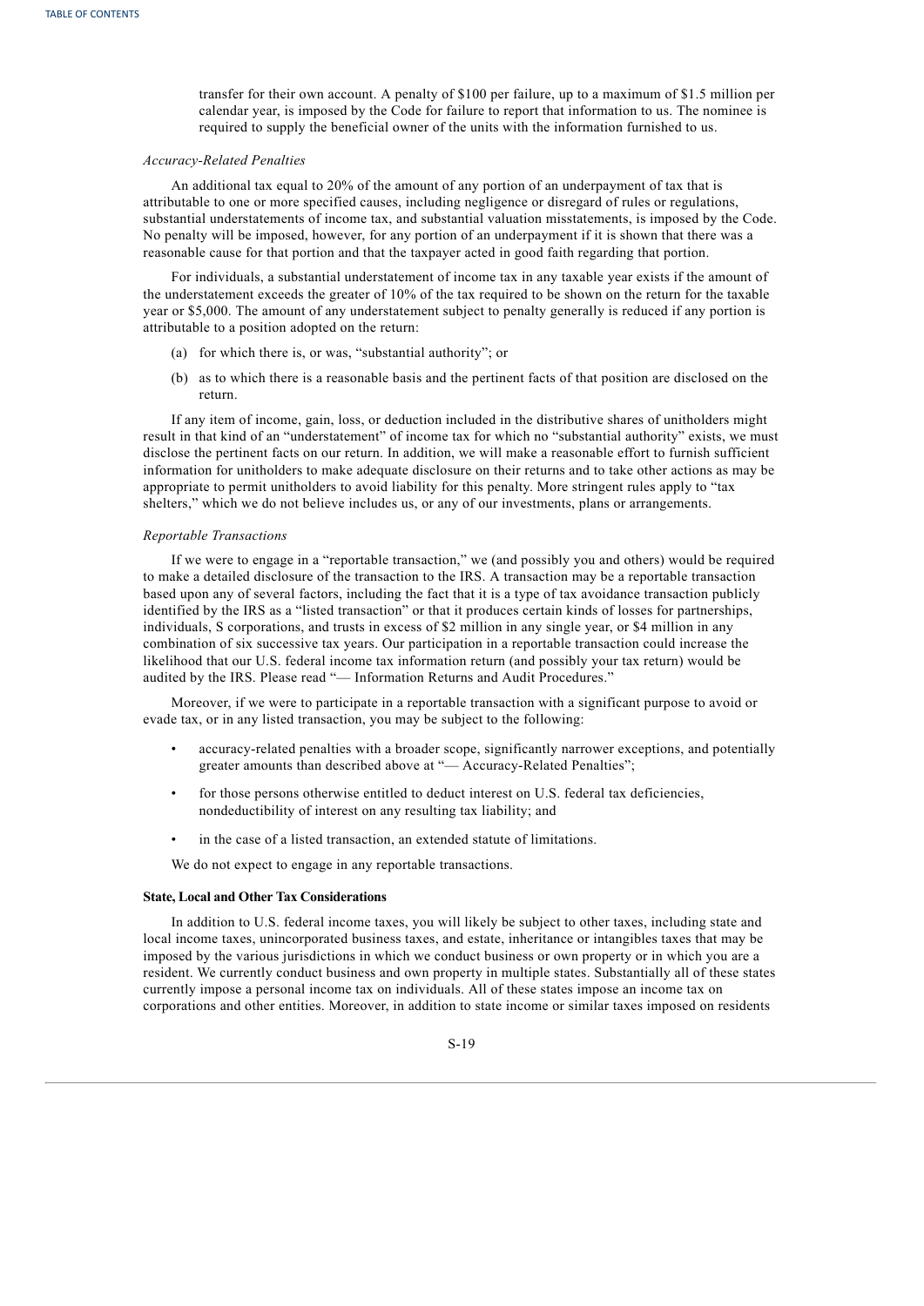transfer for their own account. A penalty of \$100 per failure, up to a maximum of \$1.5 million per calendar year, is imposed by the Code for failure to report that information to us. The nominee is required to supply the beneficial owner of the units with the information furnished to us.

*Accuracy-Related Penalties*

An additional tax equal to 20% of the amount of any portion of an underpayment of tax that is attributable to one or more specified causes, including negligence or disregard of rules or regulations, substantial understatements of income tax, and substantial valuation misstatements, is imposed by the Code. No penalty will be imposed, however, for any portion of an underpayment if it is shown that there was a reasonable cause for that portion and that the taxpayer acted in good faith regarding that portion.

For individuals, a substantial understatement of income tax in any taxable year exists if the amount of the understatement exceeds the greater of 10% of the tax required to be shown on the return for the taxable year or \$5,000. The amount of any understatement subject to penalty generally is reduced if any portion is attributable to a position adopted on the return:

(a) for which there is, or was, "substantial authority"; or

(b) as to which there is a reasonable basis and the pertinent facts of that position are disclosed on the return.

If any item of income, gain, loss, or deduction included in the distributive shares of unitholders might result in that kind of an "understatement" of income tax for which no "substantial authority" exists, we must disclose the pertinent facts on our return. In addition, we will make a reasonable effort to furnish sufficient information for unitholders to make adequate disclosure on their returns and to take other actions as may be appropriate to permit unitholders to avoid liability for this penalty. More stringent rules apply to "tax shelters," which we do not believe includes us, or any of our investments, plans or arrangements.

*Reportable Transactions*

If we were to engage in a "reportable transaction," we (and possibly you and others) would be required to make a detailed disclosure of the transaction to the IRS. A transaction may be a reportable transaction based upon any of several factors, including the fact that it is a type of tax avoidance transaction publicly identified by the IRS as a "listed transaction" or that it produces certain kinds of losses for partnerships, individuals, S corporations, and trusts in excess of \$2 million in any single year, or \$4 million in any combination of six successive tax years. Our participation in a reportable transaction could increase the likelihood that our U.S. federal income tax information return (and possibly your tax return) would be audited by the IRS. Please read "— Information Returns and Audit Procedures."

Moreover, if we were to participate in a reportable transaction with a significant purpose to avoid or evade tax, or in any listed transaction, you may be subject to the following:

- accuracy-related penalties with a broader scope, significantly narrower exceptions, and potentially greater amounts than described above at "— Accuracy-Related Penalties";
- for those persons otherwise entitled to deduct interest on U.S. federal tax deficiencies, nondeductibility of interest on any resulting tax liability; and
- in the case of a listed transaction, an extended statute of limitations.

We do not expect to engage in any reportable transactions.

**State, Local and Other Tax Considerations**

In addition to U.S. federal income taxes, you will likely be subject to other taxes, including state and local income taxes, unincorporated business taxes, and estate, inheritance or intangibles taxes that may be imposed by the various jurisdictions in which we conduct business or own property or in which you are a resident. We currently conduct business and own property in multiple states. Substantially all of these states currently impose a personal income tax on individuals. All of these states impose an income tax on corporations and other entities. Moreover, in addition to state income or similar taxes imposed on residents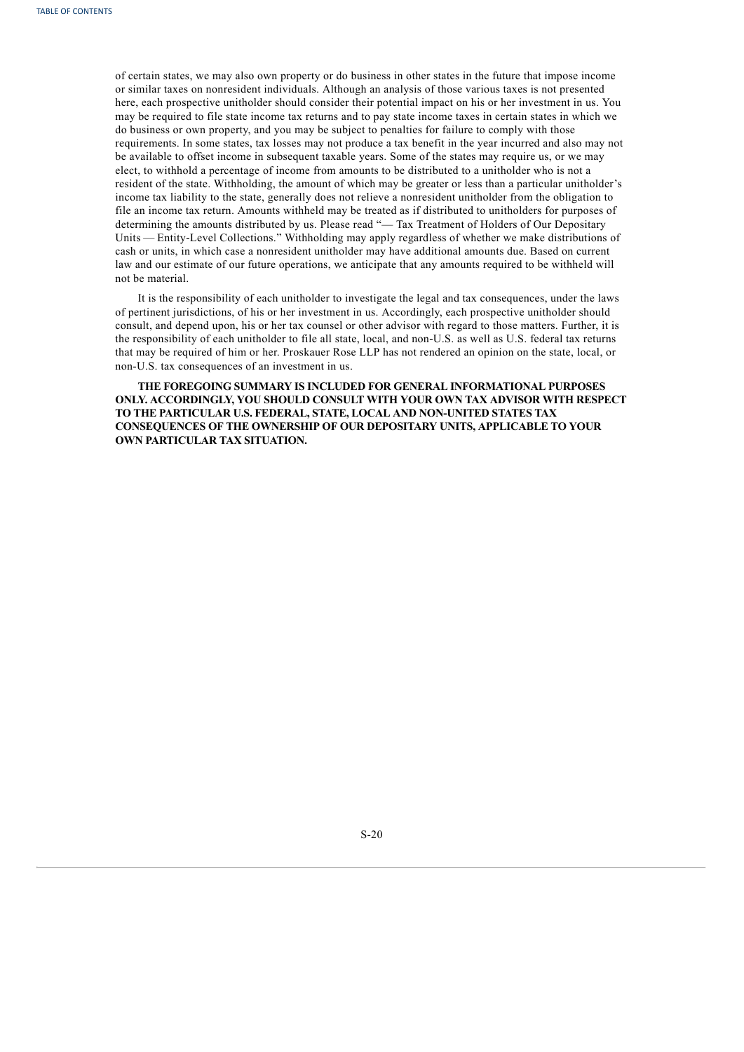of certain states, we may also own property or do business in other states in the future that impose income or similar taxes on nonresident individuals. Although an analysis of those various taxes is not presented here, each prospective unitholder should consider their potential impact on his or her investment in us. You may be required to file state income tax returns and to pay state income taxes in certain states in which we do business or own property, and you may be subject to penalties for failure to comply with those requirements. In some states, tax losses may not produce a tax benefit in the year incurred and also may not be available to offset income in subsequent taxable years. Some of the states may require us, or we may elect, to withhold a percentage of income from amounts to be distributed to a unitholder who is not a resident of the state. Withholding, the amount of which may be greater or less than a particular unitholder's income tax liability to the state, generally does not relieve a nonresident unitholder from the obligation to file an income tax return. Amounts withheld may be treated as if distributed to unitholders for purposes of determining the amounts distributed by us. Please read "— Tax Treatment of Holders of Our Depositary Units — Entity-Level Collections." Withholding may apply regardless of whether we make distributions of cash or units, in which case a nonresident unitholder may have additional amounts due. Based on current law and our estimate of our future operations, we anticipate that any amounts required to be withheld will not be material.

It is the responsibility of each unitholder to investigate the legal and tax consequences, under the laws of pertinent jurisdictions, of his or her investment in us. Accordingly, each prospective unitholder should consult, and depend upon, his or her tax counsel or other advisor with regard to those matters. Further, it is the responsibility of each unitholder to file all state, local, and non-U.S. as well as U.S. federal tax returns that may be required of him or her. Proskauer Rose LLP has not rendered an opinion on the state, local, or non-U.S. tax consequences of an investment in us.

**THE FOREGOING SUMMARY IS INCLUDED FOR GENERAL INFORMATIONAL PURPOSES ONLY. ACCORDINGLY, YOU SHOULD CONSULT WITH YOUR OWN TAX ADVISOR WITH RESPECT TO THE PARTICULAR U.S. FEDERAL, STATE, LOCAL AND NON-UNITED STATES TAX CONSEQUENCES OF THE OWNERSHIP OF OUR DEPOSITARY UNITS, APPLICABLE TO YOUR OWN PARTICULAR TAX SITUATION.**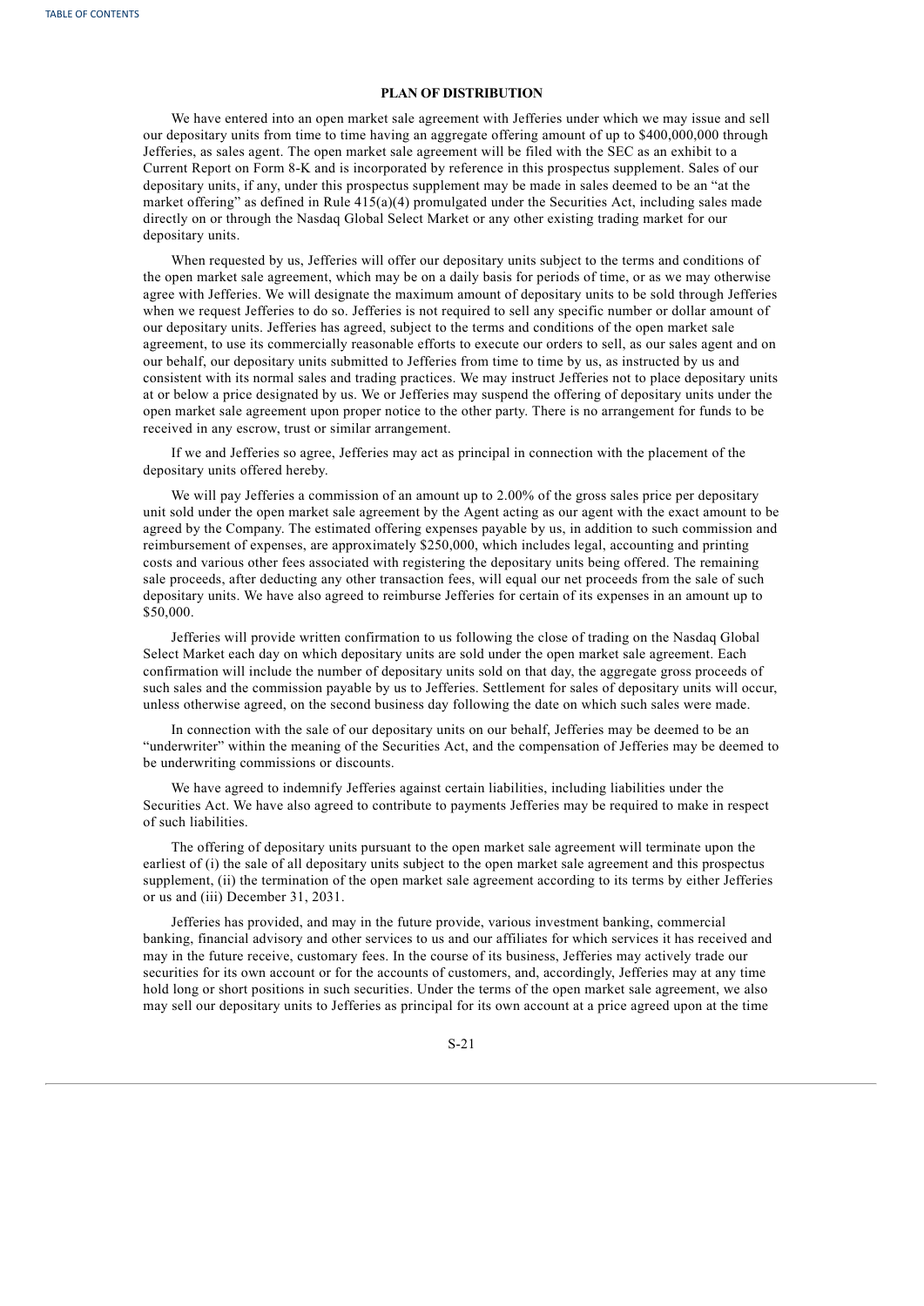## PLAN OF DISTRIBUTION

We have entered into an open market sale agreement with Jefferies under which we may issue and sell our depositary units from time to time having an aggregate offering amount of up to $400,000,000 through Jefferies, as sales agent. The open market sale agreement will be filed with the SEC as an exhibit to a Current Report on Form 8-K and is incorporated by reference in this prospectus supplement. Sales of our depositary units, if any, under this prospectus supplement may be made in sales deemed to be an "at the market offering" as defined in Rule 415(a)(4) promulgated under the Securities Act, including sales made directly on or through the Nasdaq Global Select Market or any other existing trading market for our depositary units.

When requested by us, Jefferies will offer our depositary units subject to the terms and conditions of the open market sale agreement, which may be on a daily basis for periods of time, or as we may otherwise agree with Jefferies. We will designate the maximum amount of depositary units to be sold through Jefferies when we request Jefferies to do so. Jefferies is not required to sell any specific number or dollar amount of our depositary units. Jefferies has agreed, subject to the terms and conditions of the open market sale agreement, to use its commercially reasonable efforts to execute our orders to sell, as our sales agent and on our behalf, our depositary units submitted to Jefferies from time to time by us, as instructed by us and consistent with its normal sales and trading practices. We may instruct Jefferies not to place depositary units at or below a price designated by us. We or Jefferies may suspend the offering of depositary units under the open market sale agreement upon proper notice to the other party. There is no arrangement for funds to be received in any escrow, trust or similar arrangement.

If we and Jefferies so agree, Jefferies may act as principal in connection with the placement of the depositary units offered hereby.

We will pay Jefferies a commission of an amount up to 2.00% of the gross sales price per depositary unit sold under the open market sale agreement by the Agent acting as our agent with the exact amount to be agreed by the Company. The estimated offering expenses payable by us, in addition to such commission and reimbursement of expenses, are approximately $250,000, which includes legal, accounting and printing costs and various other fees associated with registering the depositary units being offered. The remaining sale proceeds, after deducting any other transaction fees, will equal our net proceeds from the sale of such depositary units. We have also agreed to reimburse Jefferies for certain of its expenses in an amount up to $50,000.

Jefferies will provide written confirmation to us following the close of trading on the Nasdaq Global Select Market each day on which depositary units are sold under the open market sale agreement. Each confirmation will include the number of depositary units sold on that day, the aggregate gross proceeds of such sales and the commission payable by us to Jefferies. Settlement for sales of depositary units will occur, unless otherwise agreed, on the second business day following the date on which such sales were made.

In connection with the sale of our depositary units on our behalf, Jefferies may be deemed to be an "underwriter" within the meaning of the Securities Act, and the compensation of Jefferies may be deemed to be underwriting commissions or discounts.

We have agreed to indemnify Jefferies against certain liabilities, including liabilities under the Securities Act. We have also agreed to contribute to payments Jefferies may be required to make in respect of such liabilities.

The offering of depositary units pursuant to the open market sale agreement will terminate upon the earliest of (i) the sale of all depositary units subject to the open market sale agreement and this prospectus supplement, (ii) the termination of the open market sale agreement according to its terms by either Jefferies or us and (iii) December 31, 2031.

Jefferies has provided, and may in the future provide, various investment banking, commercial banking, financial advisory and other services to us and our affiliates for which services it has received and may in the future receive, customary fees. In the course of its business, Jefferies may actively trade our securities for its own account or for the accounts of customers, and, accordingly, Jefferies may at any time hold long or short positions in such securities. Under the terms of the open market sale agreement, we also may sell our depositary units to Jefferies as principal for its own account at a price agreed upon at the time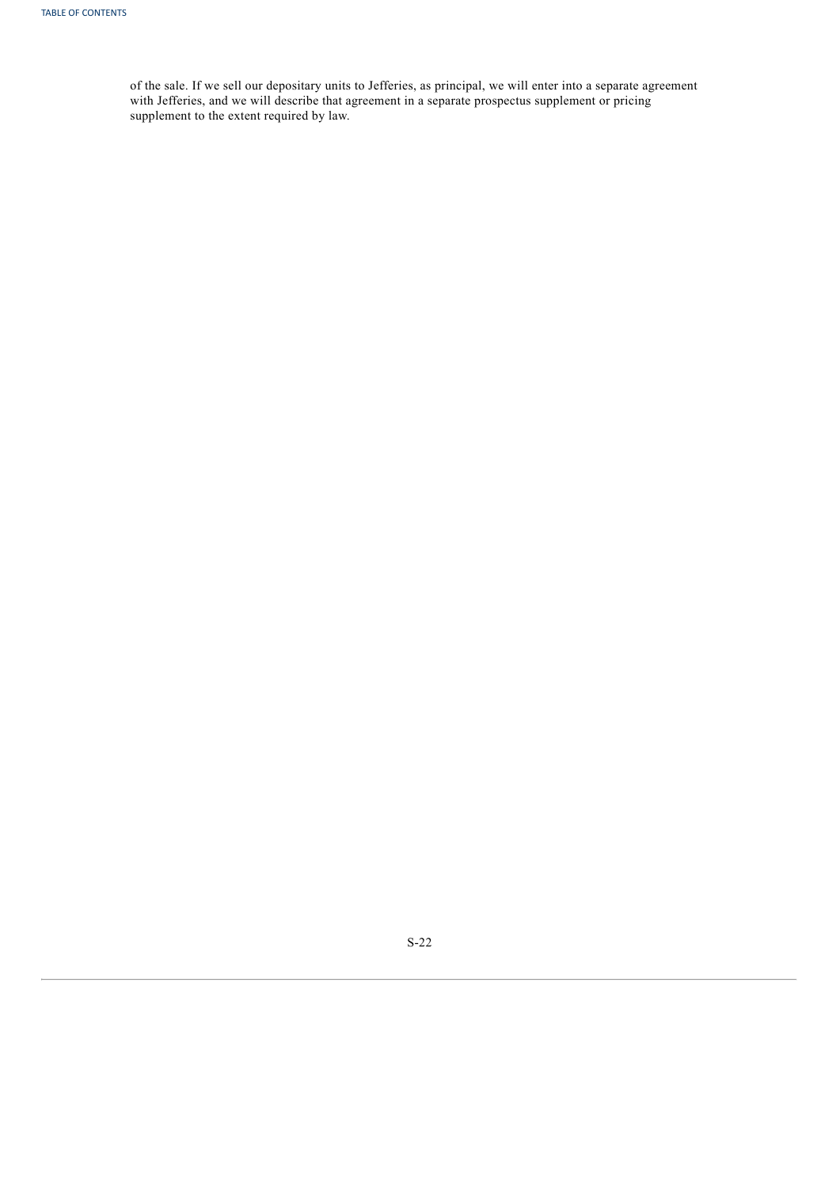of the sale. If we sell our depositary units to Jefferies, as principal, we will enter into a separate agreement with Jefferies, and we will describe that agreement in a separate prospectus supplement or pricing supplement to the extent required by law.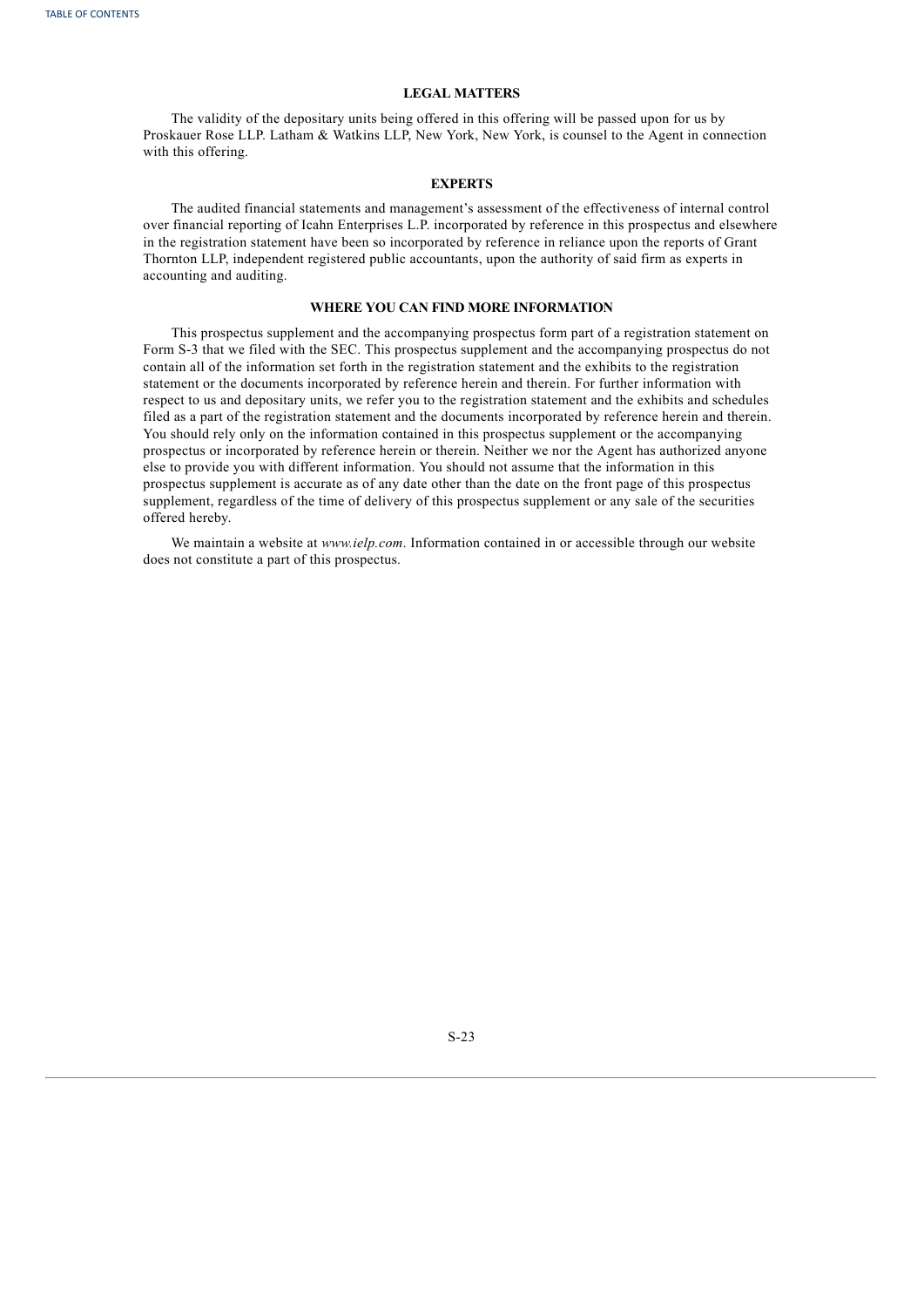## LEGAL MATTERS

The validity of the depositary units being offered in this offering will be passed upon for us by Proskauer Rose LLP. Latham & Watkins LLP, New York, New York, is counsel to the Agent in connection with this offering.

## EXPERTS

The audited financial statements and management's assessment of the effectiveness of internal control over financial reporting of Icahn Enterprises L.P. incorporated by reference in this prospectus and elsewhere in the registration statement have been so incorporated by reference in reliance upon the reports of Grant Thornton LLP, independent registered public accountants, upon the authority of said firm as experts in accounting and auditing.

## WHERE YOU CAN FIND MORE INFORMATION

This prospectus supplement and the accompanying prospectus form part of a registration statement on Form S-3 that we filed with the SEC. This prospectus supplement and the accompanying prospectus do not contain all of the information set forth in the registration statement and the exhibits to the registration statement or the documents incorporated by reference herein and therein. For further information with respect to us and depositary units, we refer you to the registration statement and the exhibits and schedules filed as a part of the registration statement and the documents incorporated by reference herein and therein. You should rely only on the information contained in this prospectus supplement or the accompanying prospectus or incorporated by reference herein or therein. Neither we nor the Agent has authorized anyone else to provide you with different information. You should not assume that the information in this prospectus supplement is accurate as of any date other than the date on the front page of this prospectus supplement, regardless of the time of delivery of this prospectus supplement or any sale of the securities offered hereby.

We maintain a website at *www.ielp.com*. Information contained in or accessible through our website does not constitute a part of this prospectus.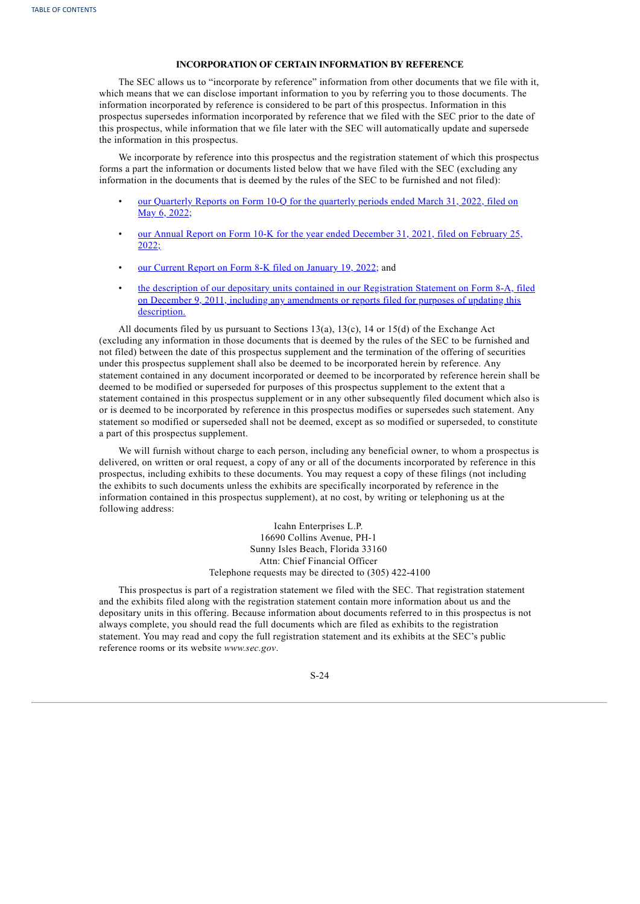## INCORPORATION OF CERTAIN INFORMATION BY REFERENCE

The SEC allows us to "incorporate by reference" information from other documents that we file with it, which means that we can disclose important information to you by referring you to those documents. The information incorporated by reference is considered to be part of this prospectus. Information in this prospectus supersedes information incorporated by reference that we filed with the SEC prior to the date of this prospectus, while information that we file later with the SEC will automatically update and supersede the information in this prospectus.

We incorporate by reference into this prospectus and the registration statement of which this prospectus forms a part the information or documents listed below that we have filed with the SEC (excluding any information in the documents that is deemed by the rules of the SEC to be furnished and not filed):

- our Quarterly Reports on Form 10-Q for the quarterly periods ended March 31, 2022, filed on May 6, 2022;
- our Annual Report on Form 10-K for the year ended December 31, 2021, filed on February 25, 2022;
- our Current Report on Form 8-K filed on January 19, 2022; and
- the description of our depositary units contained in our Registration Statement on Form 8-A, filed on December 9, 2011, including any amendments or reports filed for purposes of updating this description.

All documents filed by us pursuant to Sections 13(a), 13(c), 14 or 15(d) of the Exchange Act (excluding any information in those documents that is deemed by the rules of the SEC to be furnished and not filed) between the date of this prospectus supplement and the termination of the offering of securities under this prospectus supplement shall also be deemed to be incorporated herein by reference. Any statement contained in any document incorporated or deemed to be incorporated by reference herein shall be deemed to be modified or superseded for purposes of this prospectus supplement to the extent that a statement contained in this prospectus supplement or in any other subsequently filed document which also is or is deemed to be incorporated by reference in this prospectus supplement modifies or supersedes such statement. Any statement so modified or superseded shall not be deemed, except as so modified or superseded, to constitute a part of this prospectus supplement.

We will furnish without charge to each person, including any beneficial owner, to whom a prospectus is delivered, on written or oral request, a copy of any or all of the documents incorporated by reference in this prospectus, including exhibits to these documents. You may request a copy of these filings (not including the exhibits to such documents unless the exhibits are specifically incorporated by reference in the information contained in this prospectus supplement), at no cost, by writing or telephoning us at the following address:

Icahn Enterprises L.P.
16690 Collins Avenue, PH-1
Sunny Isles Beach, Florida 33160
Attn: Chief Financial Officer
Telephone requests may be directed to (305) 422-4100

This prospectus is part of a registration statement we filed with the SEC. That registration statement and the exhibits filed along with the registration statement contain more information about us and the depositary units in this offering. Because information about documents referred to in this prospectus is not always complete, you should read the full documents which are filed as exhibits to the registration statement. You may read and copy the full registration statement and its exhibits at the SEC's public reference rooms or its website *www.sec.gov*.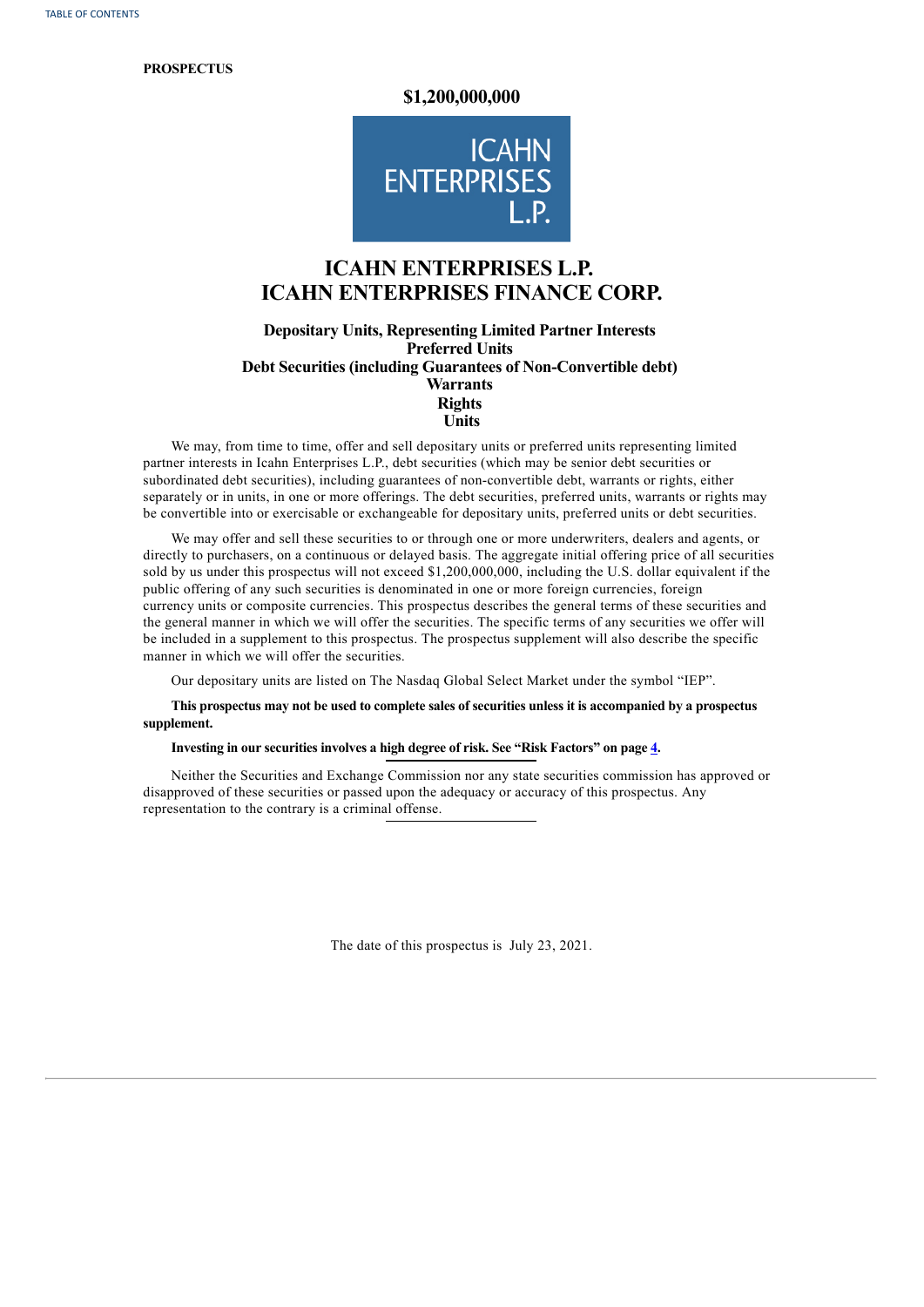**PROSPECTUS**

**$1,200,000,000**

ICAHN ENTERPRISES L.P.

# ICAHN ENTERPRISES L.P.
# ICAHN ENTERPRISES FINANCE CORP.

**Depositary Units, Representing Limited Partner Interests**
**Preferred Units**
**Debt Securities (including Guarantees of Non-Convertible debt)**
**Warrants**
**Rights**
**Units**

We may, from time to time, offer and sell depositary units or preferred units representing limited partner interests in Icahn Enterprises L.P., debt securities (which may be senior debt securities or subordinated debt securities), including guarantees of non-convertible debt, warrants or rights, either separately or in units, in one or more offerings. The debt securities, preferred units, warrants or rights may be convertible into or exercisable or exchangeable for depositary units, preferred units or debt securities.

We may offer and sell these securities to or through one or more underwriters, dealers and agents, or directly to purchasers, on a continuous or delayed basis. The aggregate initial offering price of all securities sold by us under this prospectus will not exceed $1,200,000,000, including the U.S. dollar equivalent if the public offering of any such securities is denominated in one or more foreign currencies, foreign currency units or composite currencies. This prospectus describes the general terms of these securities and the general manner in which we will offer the securities. The specific terms of any securities we offer will be included in a supplement to this prospectus. The prospectus supplement will also describe the specific manner in which we will offer the securities.

Our depositary units are listed on The Nasdaq Global Select Market under the symbol "IEP".

**This prospectus may not be used to complete sales of securities unless it is accompanied by a prospectus supplement.**

**Investing in our securities involves a high degree of risk. See "Risk Factors" on page 4.**

Neither the Securities and Exchange Commission nor any state securities commission has approved or disapproved of these securities or passed upon the adequacy or accuracy of this prospectus. Any representation to the contrary is a criminal offense.

The date of this prospectus is July 23, 2021.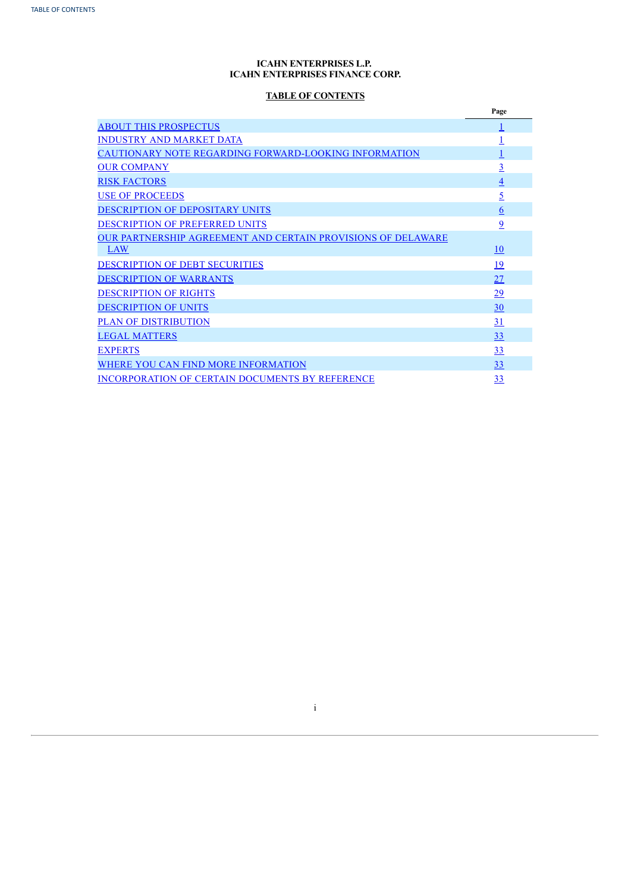**ICAHN ENTERPRISES L.P.**
**ICAHN ENTERPRISES FINANCE CORP.**

**TABLE OF CONTENTS**

| | Page |
|---|---|
| ABOUT THIS PROSPECTUS | 1 |
| INDUSTRY AND MARKET DATA | 1 |
| CAUTIONARY NOTE REGARDING FORWARD-LOOKING INFORMATION | 1 |
| OUR COMPANY | 3 |
| RISK FACTORS | 4 |
| USE OF PROCEEDS | 5 |
| DESCRIPTION OF DEPOSITARY UNITS | 6 |
| DESCRIPTION OF PREFERRED UNITS | 9 |
| OUR PARTNERSHIP AGREEMENT AND CERTAIN PROVISIONS OF DELAWARE LAW | 10 |
| DESCRIPTION OF DEBT SECURITIES | 19 |
| DESCRIPTION OF WARRANTS | 27 |
| DESCRIPTION OF RIGHTS | 29 |
| DESCRIPTION OF UNITS | 30 |
| PLAN OF DISTRIBUTION | 31 |
| LEGAL MATTERS | 33 |
| EXPERTS | 33 |
| WHERE YOU CAN FIND MORE INFORMATION | 33 |
| INCORPORATION OF CERTAIN DOCUMENTS BY REFERENCE | 33 |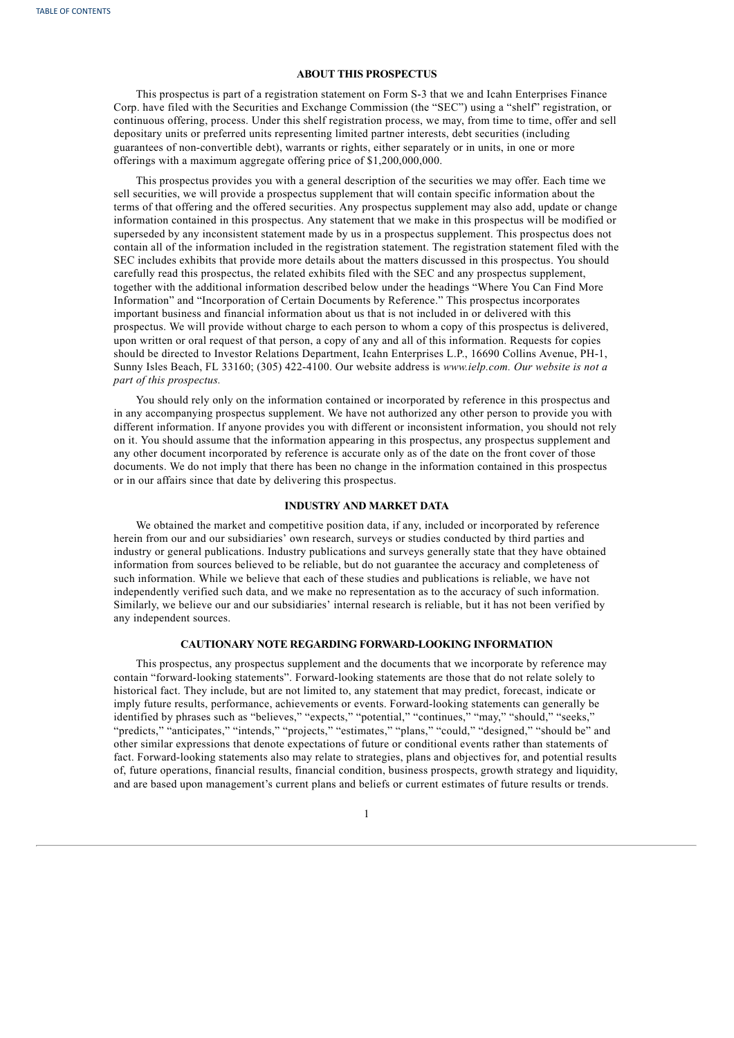## ABOUT THIS PROSPECTUS

This prospectus is part of a registration statement on Form S-3 that we and Icahn Enterprises Finance Corp. have filed with the Securities and Exchange Commission (the "SEC") using a "shelf" registration, or continuous offering, process. Under this shelf registration process, we may, from time to time, offer and sell depositary units or preferred units representing limited partner interests, debt securities (including guarantees of non-convertible debt), warrants or rights, either separately or in units, in one or more offerings with a maximum aggregate offering price of $1,200,000,000.

This prospectus provides you with a general description of the securities we may offer. Each time we sell securities, we will provide a prospectus supplement that will contain specific information about the terms of that offering and the offered securities. Any prospectus supplement may also add, update or change information contained in this prospectus. Any statement that we make in this prospectus will be modified or superseded by any inconsistent statement made by us in a prospectus supplement. This prospectus does not contain all of the information included in the registration statement. The registration statement filed with the SEC includes exhibits that provide more details about the matters discussed in this prospectus. You should carefully read this prospectus, the related exhibits filed with the SEC and any prospectus supplement, together with the additional information described below under the headings "Where You Can Find More Information" and "Incorporation of Certain Documents by Reference." This prospectus incorporates important business and financial information about us that is not included in or delivered with this prospectus. We will provide without charge to each person to whom a copy of this prospectus is delivered, upon written or oral request of that person, a copy of any and all of this information. Requests for copies should be directed to Investor Relations Department, Icahn Enterprises L.P., 16690 Collins Avenue, PH-1, Sunny Isles Beach, FL 33160; (305) 422-4100. Our website address is *www.ielp.com. Our website is not a part of this prospectus.*

You should rely only on the information contained or incorporated by reference in this prospectus and in any accompanying prospectus supplement. We have not authorized any other person to provide you with different information. If anyone provides you with different or inconsistent information, you should not rely on it. You should assume that the information appearing in this prospectus, any prospectus supplement and any other document incorporated by reference is accurate only as of the date on the front cover of those documents. We do not imply that there has been no change in the information contained in this prospectus or in our affairs since that date by delivering this prospectus.

## INDUSTRY AND MARKET DATA

We obtained the market and competitive position data, if any, included or incorporated by reference herein from our and our subsidiaries' own research, surveys or studies conducted by third parties and industry or general publications. Industry publications and surveys generally state that they have obtained information from sources believed to be reliable, but do not guarantee the accuracy and completeness of such information. While we believe that each of these studies and publications is reliable, we have not independently verified such data, and we make no representation as to the accuracy of such information. Similarly, we believe our and our subsidiaries' internal research is reliable, but it has not been verified by any independent sources.

## CAUTIONARY NOTE REGARDING FORWARD-LOOKING INFORMATION

This prospectus, any prospectus supplement and the documents that we incorporate by reference may contain "forward-looking statements". Forward-looking statements are those that do not relate solely to historical fact. They include, but are not limited to, any statement that may predict, forecast, indicate or imply future results, performance, achievements or events. Forward-looking statements can generally be identified by phrases such as "believes," "expects," "potential," "continues," "may," "should," "seeks," "predicts," "anticipates," "intends," "projects," "estimates," "plans," "could," "designed," "should be" and other similar expressions that denote expectations of future or conditional events rather than statements of fact. Forward-looking statements also may relate to strategies, plans and objectives for, and potential results of, future operations, financial results, financial condition, business prospects, growth strategy and liquidity, and are based upon management's current plans and beliefs or current estimates of future results or trends.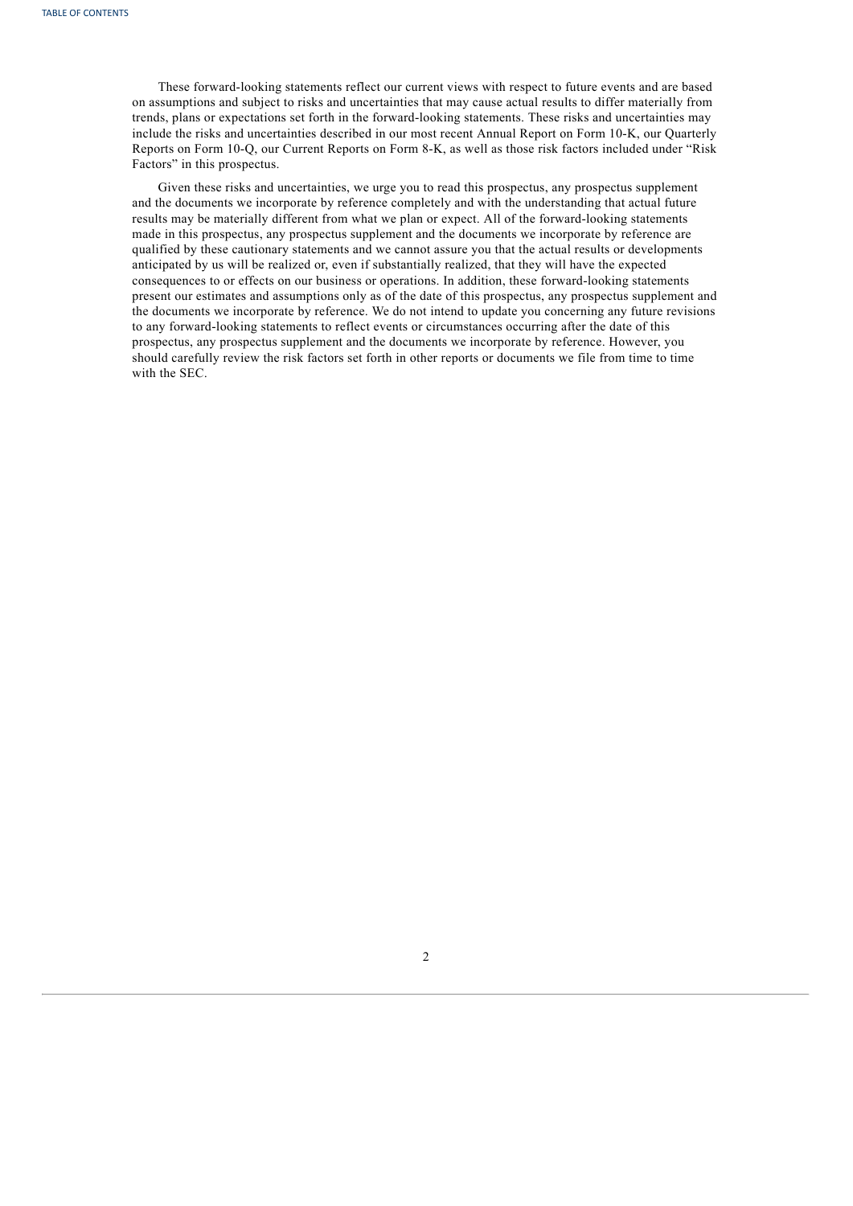These forward-looking statements reflect our current views with respect to future events and are based on assumptions and subject to risks and uncertainties that may cause actual results to differ materially from trends, plans or expectations set forth in the forward-looking statements. These risks and uncertainties may include the risks and uncertainties described in our most recent Annual Report on Form 10-K, our Quarterly Reports on Form 10-Q, our Current Reports on Form 8-K, as well as those risk factors included under "Risk Factors" in this prospectus.

Given these risks and uncertainties, we urge you to read this prospectus, any prospectus supplement and the documents we incorporate by reference completely and with the understanding that actual future results may be materially different from what we plan or expect. All of the forward-looking statements made in this prospectus, any prospectus supplement and the documents we incorporate by reference are qualified by these cautionary statements and we cannot assure you that the actual results or developments anticipated by us will be realized or, even if substantially realized, that they will have the expected consequences to or effects on our business or operations. In addition, these forward-looking statements present our estimates and assumptions only as of the date of this prospectus, any prospectus supplement and the documents we incorporate by reference. We do not intend to update you concerning any future revisions to any forward-looking statements to reflect events or circumstances occurring after the date of this prospectus, any prospectus supplement and the documents we incorporate by reference. However, you should carefully review the risk factors set forth in other reports or documents we file from time to time with the SEC.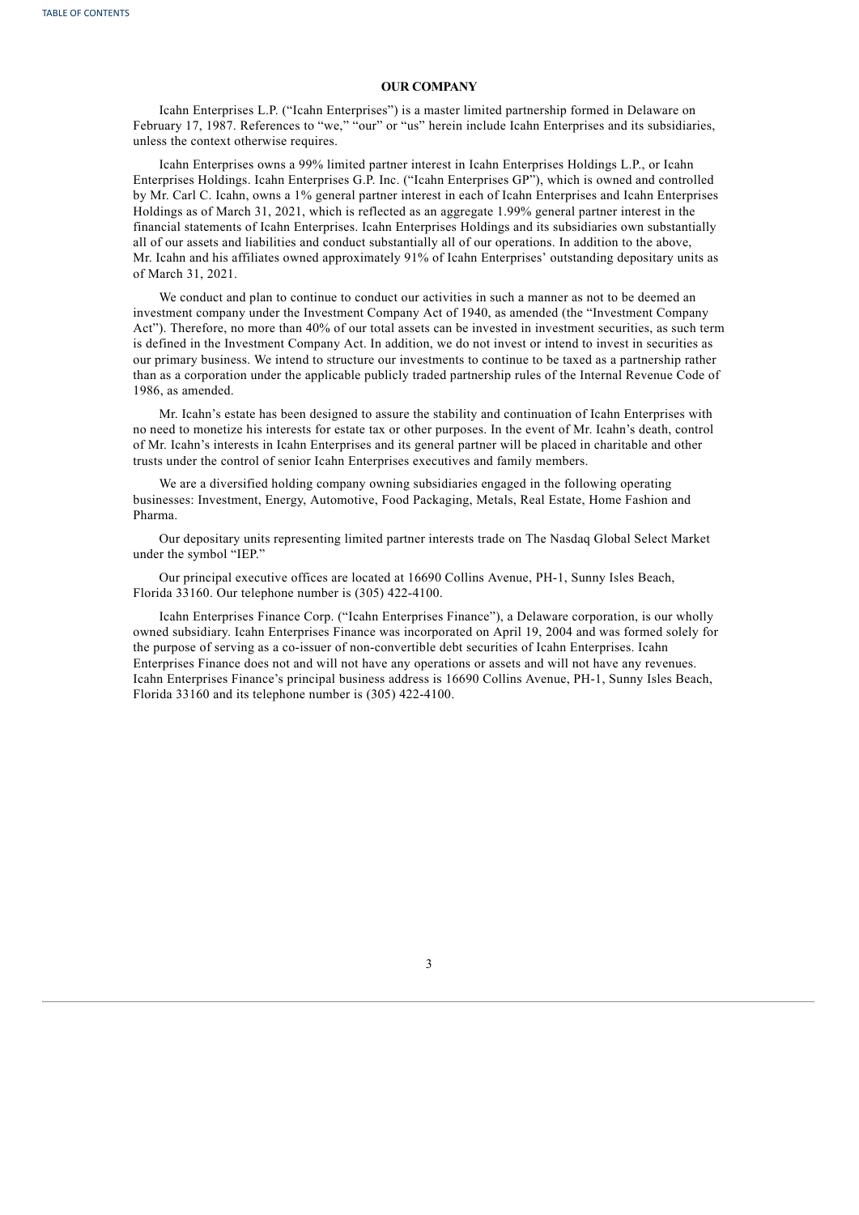## OUR COMPANY

Icahn Enterprises L.P. ("Icahn Enterprises") is a master limited partnership formed in Delaware on February 17, 1987. References to "we," "our" or "us" herein include Icahn Enterprises and its subsidiaries, unless the context otherwise requires.

Icahn Enterprises owns a 99% limited partner interest in Icahn Enterprises Holdings L.P., or Icahn Enterprises Holdings. Icahn Enterprises G.P. Inc. ("Icahn Enterprises GP"), which is owned and controlled by Mr. Carl C. Icahn, owns a 1% general partner interest in each of Icahn Enterprises and Icahn Enterprises Holdings as of March 31, 2021, which is reflected as an aggregate 1.99% general partner interest in the financial statements of Icahn Enterprises. Icahn Enterprises Holdings and its subsidiaries own substantially all of our assets and liabilities and conduct substantially all of our operations. In addition to the above, Mr. Icahn and his affiliates owned approximately 91% of Icahn Enterprises' outstanding depositary units as of March 31, 2021.

We conduct and plan to continue to conduct our activities in such a manner as not to be deemed an investment company under the Investment Company Act of 1940, as amended (the "Investment Company Act"). Therefore, no more than 40% of our total assets can be invested in investment securities, as such term is defined in the Investment Company Act. In addition, we do not invest or intend to invest in securities as our primary business. We intend to structure our investments to continue to be taxed as a partnership rather than as a corporation under the applicable publicly traded partnership rules of the Internal Revenue Code of 1986, as amended.

Mr. Icahn's estate has been designed to assure the stability and continuation of Icahn Enterprises with no need to monetize his interests for estate tax or other purposes. In the event of Mr. Icahn's death, control of Mr. Icahn's interests in Icahn Enterprises and its general partner will be placed in charitable and other trusts under the control of senior Icahn Enterprises executives and family members.

We are a diversified holding company owning subsidiaries engaged in the following operating businesses: Investment, Energy, Automotive, Food Packaging, Metals, Real Estate, Home Fashion and Pharma.

Our depositary units representing limited partner interests trade on The Nasdaq Global Select Market under the symbol "IEP."

Our principal executive offices are located at 16690 Collins Avenue, PH-1, Sunny Isles Beach, Florida 33160. Our telephone number is (305) 422-4100.

Icahn Enterprises Finance Corp. ("Icahn Enterprises Finance"), a Delaware corporation, is our wholly owned subsidiary. Icahn Enterprises Finance was incorporated on April 19, 2004 and was formed solely for the purpose of serving as a co-issuer of non-convertible debt securities of Icahn Enterprises. Icahn Enterprises Finance does not and will not have any operations or assets and will not have any revenues. Icahn Enterprises Finance's principal business address is 16690 Collins Avenue, PH-1, Sunny Isles Beach, Florida 33160 and its telephone number is (305) 422-4100.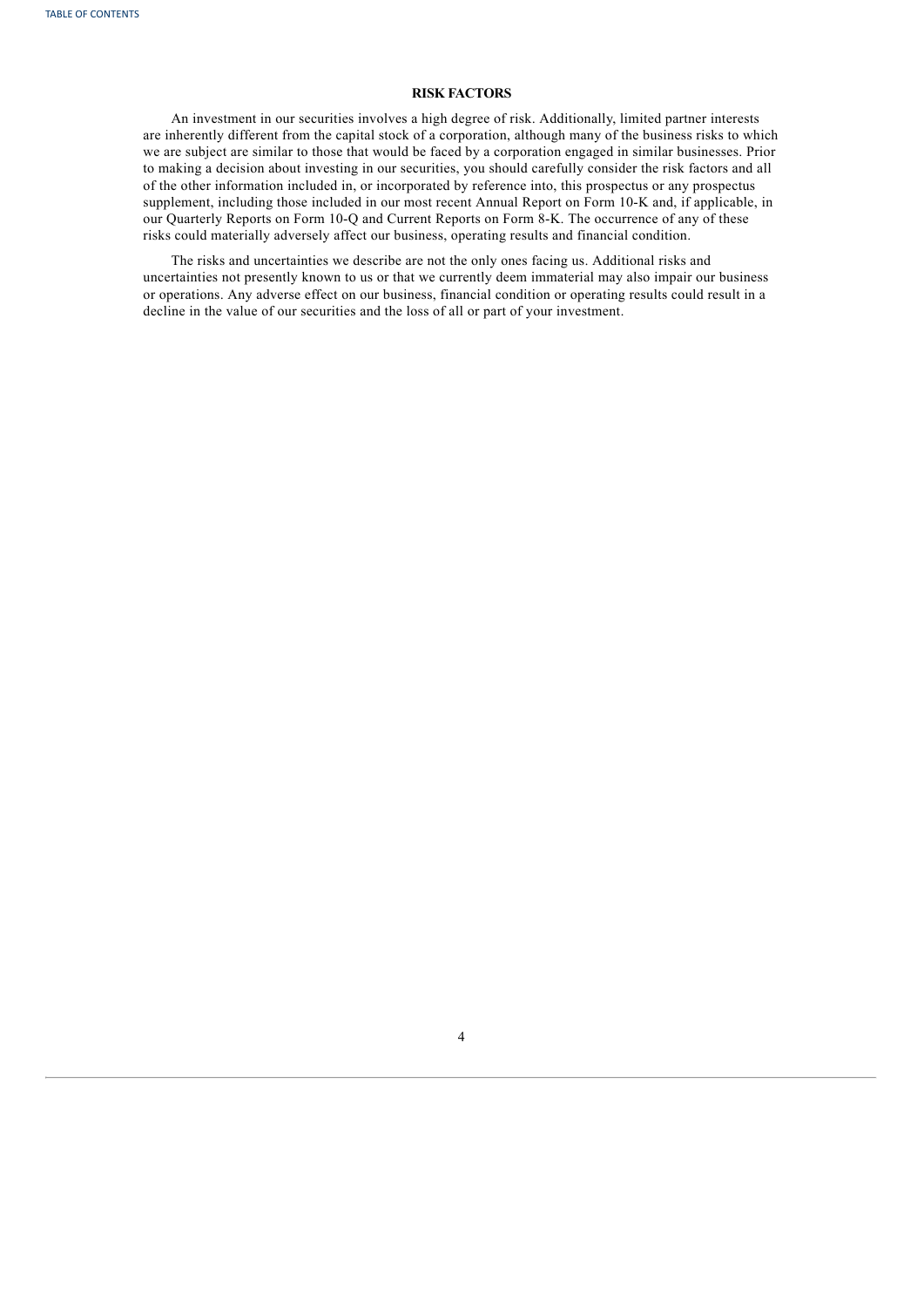## RISK FACTORS

An investment in our securities involves a high degree of risk. Additionally, limited partner interests are inherently different from the capital stock of a corporation, although many of the business risks to which we are subject are similar to those that would be faced by a corporation engaged in similar businesses. Prior to making a decision about investing in our securities, you should carefully consider the risk factors and all of the other information included in, or incorporated by reference into, this prospectus or any prospectus supplement, including those included in our most recent Annual Report on Form 10-K and, if applicable, in our Quarterly Reports on Form 10-Q and Current Reports on Form 8-K. The occurrence of any of these risks could materially adversely affect our business, operating results and financial condition.

The risks and uncertainties we describe are not the only ones facing us. Additional risks and uncertainties not presently known to us or that we currently deem immaterial may also impair our business or operations. Any adverse effect on our business, financial condition or operating results could result in a decline in the value of our securities and the loss of all or part of your investment.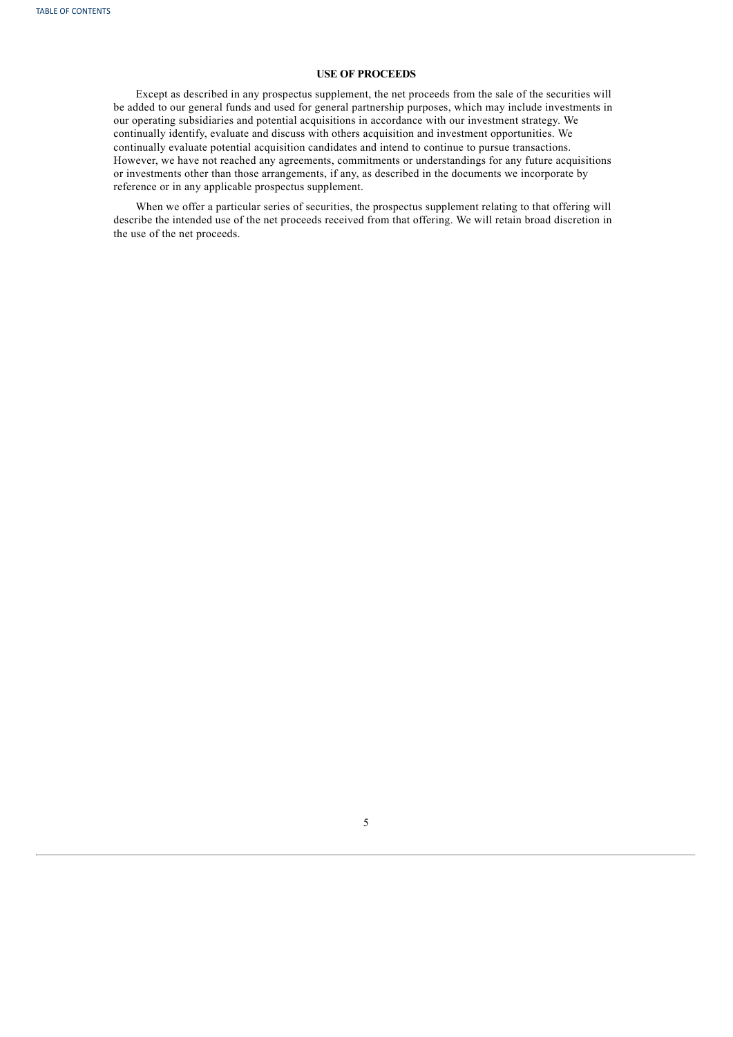## USE OF PROCEEDS

Except as described in any prospectus supplement, the net proceeds from the sale of the securities will be added to our general funds and used for general partnership purposes, which may include investments in our operating subsidiaries and potential acquisitions in accordance with our investment strategy. We continually identify, evaluate and discuss with others acquisition and investment opportunities. We continually evaluate potential acquisition candidates and intend to continue to pursue transactions. However, we have not reached any agreements, commitments or understandings for any future acquisitions or investments other than those arrangements, if any, as described in the documents we incorporate by reference or in any applicable prospectus supplement.

When we offer a particular series of securities, the prospectus supplement relating to that offering will describe the intended use of the net proceeds received from that offering. We will retain broad discretion in the use of the net proceeds.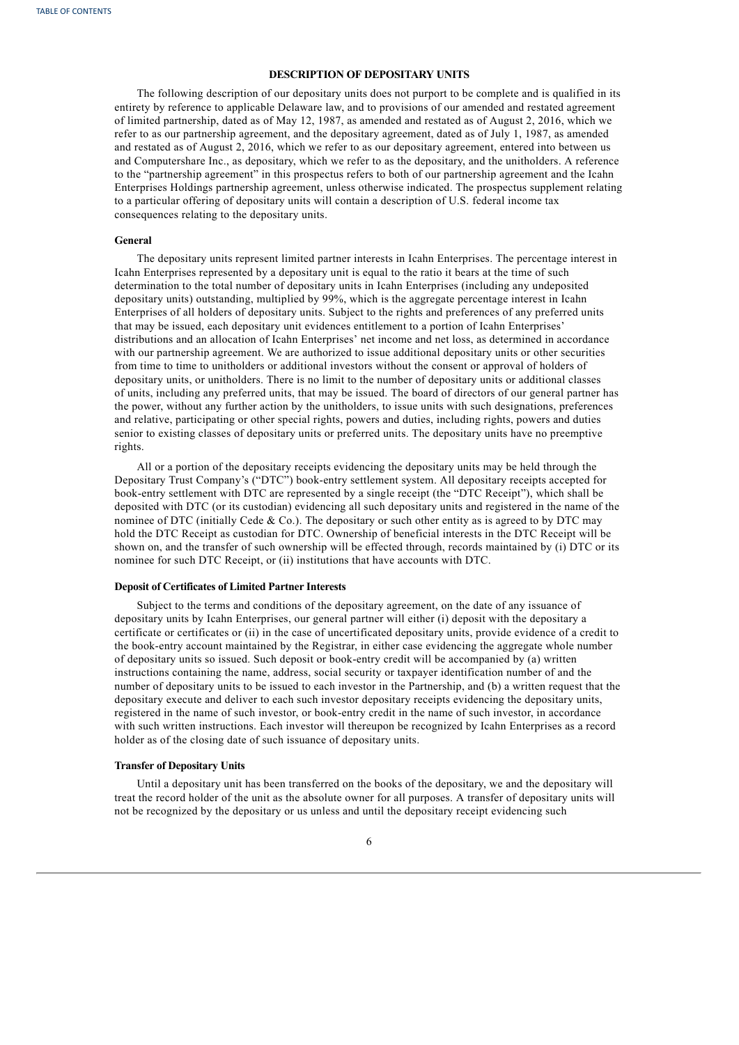## DESCRIPTION OF DEPOSITARY UNITS

The following description of our depositary units does not purport to be complete and is qualified in its entirety by reference to applicable Delaware law, and to provisions of our amended and restated agreement of limited partnership, dated as of May 12, 1987, as amended and restated as of August 2, 2016, which we refer to as our partnership agreement, and the depositary agreement, dated as of July 1, 1987, as amended and restated as of August 2, 2016, which we refer to as our depositary agreement, entered into between us and Computershare Inc., as depositary, which we refer to as the depositary, and the unitholders. A reference to the "partnership agreement" in this prospectus refers to both of our partnership agreement and the Icahn Enterprises Holdings partnership agreement, unless otherwise indicated. The prospectus supplement relating to a particular offering of depositary units will contain a description of U.S. federal income tax consequences relating to the depositary units.

### General

The depositary units represent limited partner interests in Icahn Enterprises. The percentage interest in Icahn Enterprises represented by a depositary unit is equal to the ratio it bears at the time of such determination to the total number of depositary units in Icahn Enterprises (including any undeposited depositary units) outstanding, multiplied by 99%, which is the aggregate percentage interest in Icahn Enterprises of all holders of depositary units. Subject to the rights and preferences of any preferred units that may be issued, each depositary unit evidences entitlement to a portion of Icahn Enterprises' distributions and an allocation of Icahn Enterprises' net income and net loss, as determined in accordance with our partnership agreement. We are authorized to issue additional depositary units or other securities from time to time to unitholders or additional investors without the consent or approval of holders of depositary units, or unitholders. There is no limit to the number of depositary units or additional classes of units, including any preferred units, that may be issued. The board of directors of our general partner has the power, without any further action by the unitholders, to issue units with such designations, preferences and relative, participating or other special rights, powers and duties, including rights, powers and duties senior to existing classes of depositary units or preferred units. The depositary units have no preemptive rights.

All or a portion of the depositary receipts evidencing the depositary units may be held through the Depositary Trust Company's ("DTC") book-entry settlement system. All depositary receipts accepted for book-entry settlement with DTC are represented by a single receipt (the "DTC Receipt"), which shall be deposited with DTC (or its custodian) evidencing all such depositary units and registered in the name of the nominee of DTC (initially Cede & Co.). The depositary or such other entity as is agreed to by DTC may hold the DTC Receipt as custodian for DTC. Ownership of beneficial interests in the DTC Receipt will be shown on, and the transfer of such ownership will be effected through, records maintained by (i) DTC or its nominee for such DTC Receipt, or (ii) institutions that have accounts with DTC.

### Deposit of Certificates of Limited Partner Interests

Subject to the terms and conditions of the depositary agreement, on the date of any issuance of depositary units by Icahn Enterprises, our general partner will either (i) deposit with the depositary a certificate or certificates or (ii) in the case of uncertificated depositary units, provide evidence of a credit to the book-entry account maintained by the Registrar, in either case evidencing the aggregate whole number of depositary units so issued. Such deposit or book-entry credit will be accompanied by (a) written instructions containing the name, address, social security or taxpayer identification number of and the number of depositary units to be issued to each investor in the Partnership, and (b) a written request that the depositary execute and deliver to each such investor depositary receipts evidencing the depositary units, registered in the name of such investor, or book-entry credit in the name of such investor, in accordance with such written instructions. Each investor will thereupon be recognized by Icahn Enterprises as a record holder as of the closing date of such issuance of depositary units.

### Transfer of Depositary Units

Until a depositary unit has been transferred on the books of the depositary, we and the depositary will treat the record holder of the unit as the absolute owner for all purposes. A transfer of depositary units will not be recognized by the depositary or us unless and until the depositary receipt evidencing such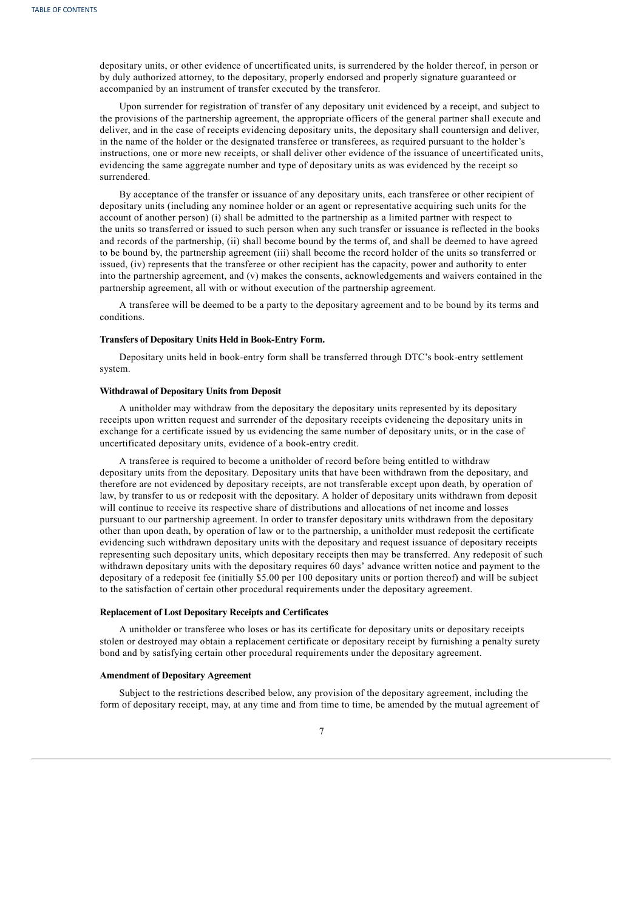depositary units, or other evidence of uncertificated units, is surrendered by the holder thereof, in person or by duly authorized attorney, to the depositary, properly endorsed and properly signature guaranteed or accompanied by an instrument of transfer executed by the transferor.

Upon surrender for registration of transfer of any depositary unit evidenced by a receipt, and subject to the provisions of the partnership agreement, the appropriate officers of the general partner shall execute and deliver, and in the case of receipts evidencing depositary units, the depositary shall countersign and deliver, in the name of the holder or the designated transferee or transferees, as required pursuant to the holder's instructions, one or more new receipts, or shall deliver other evidence of the issuance of uncertificated units, evidencing the same aggregate number and type of depositary units as was evidenced by the receipt so surrendered.

By acceptance of the transfer or issuance of any depositary units, each transferee or other recipient of depositary units (including any nominee holder or an agent or representative acquiring such units for the account of another person) (i) shall be admitted to the partnership as a limited partner with respect to the units so transferred or issued to such person when any such transfer or issuance is reflected in the books and records of the partnership, (ii) shall become bound by the terms of, and shall be deemed to have agreed to be bound by, the partnership agreement (iii) shall become the record holder of the units so transferred or issued, (iv) represents that the transferee or other recipient has the capacity, power and authority to enter into the partnership agreement, and (v) makes the consents, acknowledgements and waivers contained in the partnership agreement, all with or without execution of the partnership agreement.

A transferee will be deemed to be a party to the depositary agreement and to be bound by its terms and conditions.

**Transfers of Depositary Units Held in Book-Entry Form.**

Depositary units held in book-entry form shall be transferred through DTC's book-entry settlement system.

**Withdrawal of Depositary Units from Deposit**

A unitholder may withdraw from the depositary the depositary units represented by its depositary receipts upon written request and surrender of the depositary receipts evidencing the depositary units in exchange for a certificate issued by us evidencing the same number of depositary units, or in the case of uncertificated depositary units, evidence of a book-entry credit.

A transferee is required to become a unitholder of record before being entitled to withdraw depositary units from the depositary. Depositary units that have been withdrawn from the depositary, and therefore are not evidenced by depositary receipts, are not transferable except upon death, by operation of law, by transfer to us or redeposit with the depositary. A holder of depositary units withdrawn from deposit will continue to receive its respective share of distributions and allocations of net income and losses pursuant to our partnership agreement. In order to transfer depositary units withdrawn from the depositary other than upon death, by operation of law or to the partnership, a unitholder must redeposit the certificate evidencing such withdrawn depositary units with the depositary and request issuance of depositary receipts representing such depositary units, which depositary receipts then may be transferred. Any redeposit of such withdrawn depositary units with the depositary requires 60 days' advance written notice and payment to the depositary of a redeposit fee (initially $5.00 per 100 depositary units or portion thereof) and will be subject to the satisfaction of certain other procedural requirements under the depositary agreement.

**Replacement of Lost Depositary Receipts and Certificates**

A unitholder or transferee who loses or has its certificate for depositary units or depositary receipts stolen or destroyed may obtain a replacement certificate or depositary receipt by furnishing a penalty surety bond and by satisfying certain other procedural requirements under the depositary agreement.

**Amendment of Depositary Agreement**

Subject to the restrictions described below, any provision of the depositary agreement, including the form of depositary receipt, may, at any time and from time to time, be amended by the mutual agreement of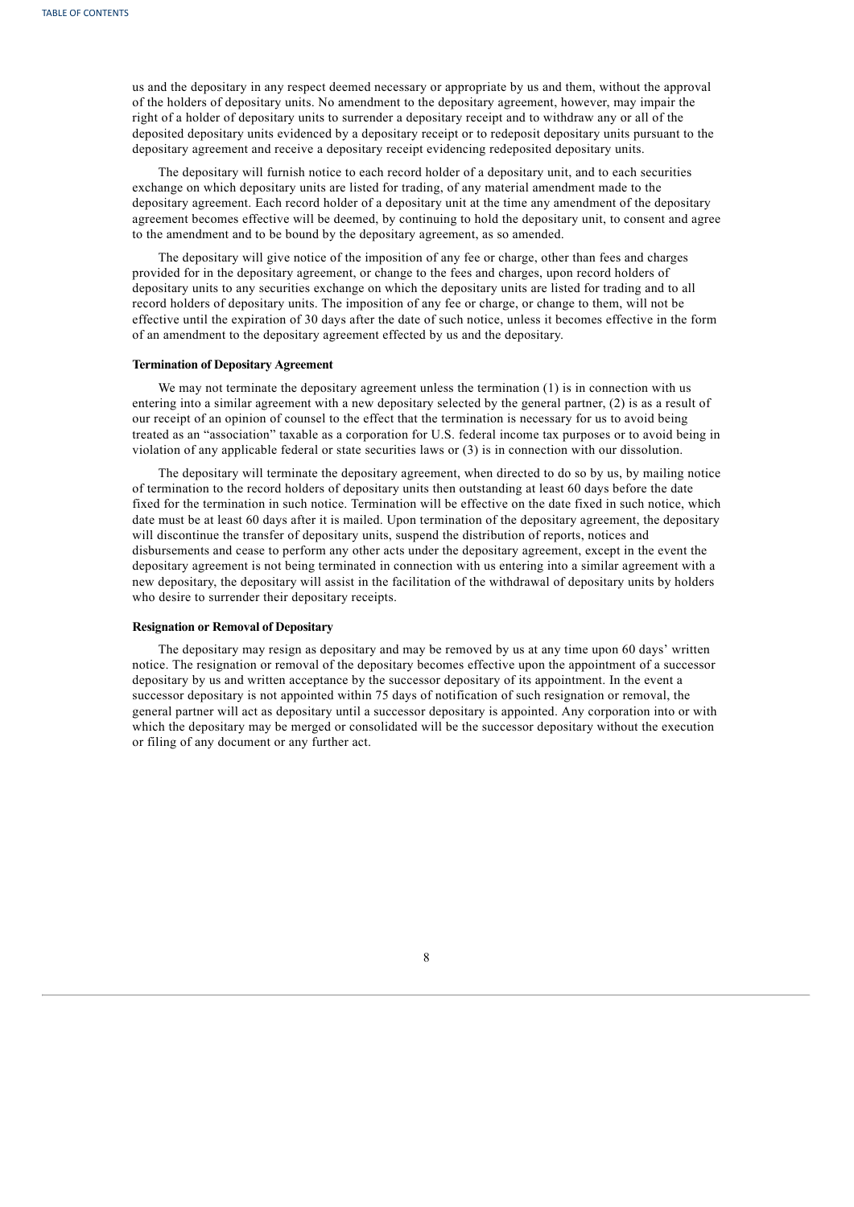us and the depositary in any respect deemed necessary or appropriate by us and them, without the approval of the holders of depositary units. No amendment to the depositary agreement, however, may impair the right of a holder of depositary units to surrender a depositary receipt and to withdraw any or all of the deposited depositary units evidenced by a depositary receipt or to redeposit depositary units pursuant to the depositary agreement and receive a depositary receipt evidencing redeposited depositary units.

The depositary will furnish notice to each record holder of a depositary unit, and to each securities exchange on which depositary units are listed for trading, of any material amendment made to the depositary agreement. Each record holder of a depositary unit at the time any amendment of the depositary agreement becomes effective will be deemed, by continuing to hold the depositary unit, to consent and agree to the amendment and to be bound by the depositary agreement, as so amended.

The depositary will give notice of the imposition of any fee or charge, other than fees and charges provided for in the depositary agreement, or change to the fees and charges, upon record holders of depositary units to any securities exchange on which the depositary units are listed for trading and to all record holders of depositary units. The imposition of any fee or charge, or change to them, will not be effective until the expiration of 30 days after the date of such notice, unless it becomes effective in the form of an amendment to the depositary agreement effected by us and the depositary.

**Termination of Depositary Agreement**

We may not terminate the depositary agreement unless the termination (1) is in connection with us entering into a similar agreement with a new depositary selected by the general partner, (2) is as a result of our receipt of an opinion of counsel to the effect that the termination is necessary for us to avoid being treated as an "association" taxable as a corporation for U.S. federal income tax purposes or to avoid being in violation of any applicable federal or state securities laws or (3) is in connection with our dissolution.

The depositary will terminate the depositary agreement, when directed to do so by us, by mailing notice of termination to the record holders of depositary units then outstanding at least 60 days before the date fixed for the termination in such notice. Termination will be effective on the date fixed in such notice, which date must be at least 60 days after it is mailed. Upon termination of the depositary agreement, the depositary will discontinue the transfer of depositary units, suspend the distribution of reports, notices and disbursements and cease to perform any other acts under the depositary agreement, except in the event the depositary agreement is not being terminated in connection with us entering into a similar agreement with a new depositary, the depositary will assist in the facilitation of the withdrawal of depositary units by holders who desire to surrender their depositary receipts.

**Resignation or Removal of Depositary**

The depositary may resign as depositary and may be removed by us at any time upon 60 days' written notice. The resignation or removal of the depositary becomes effective upon the appointment of a successor depositary by us and written acceptance by the successor depositary of its appointment. In the event a successor depositary is not appointed within 75 days of notification of such resignation or removal, the general partner will act as depositary until a successor depositary is appointed. Any corporation into or with which the depositary may be merged or consolidated will be the successor depositary without the execution or filing of any document or any further act.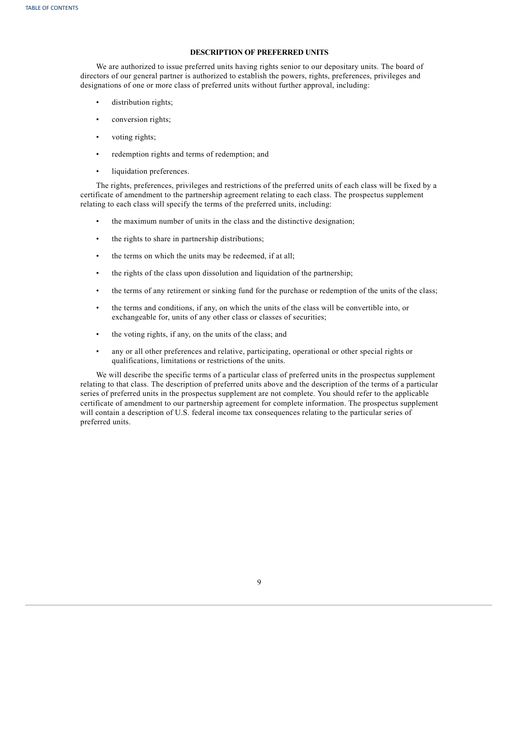## DESCRIPTION OF PREFERRED UNITS

We are authorized to issue preferred units having rights senior to our depositary units. The board of directors of our general partner is authorized to establish the powers, rights, preferences, privileges and designations of one or more class of preferred units without further approval, including:

- distribution rights;
- conversion rights;
- voting rights;
- redemption rights and terms of redemption; and
- liquidation preferences.

The rights, preferences, privileges and restrictions of the preferred units of each class will be fixed by a certificate of amendment to the partnership agreement relating to each class. The prospectus supplement relating to each class will specify the terms of the preferred units, including:

- the maximum number of units in the class and the distinctive designation;
- the rights to share in partnership distributions;
- the terms on which the units may be redeemed, if at all;
- the rights of the class upon dissolution and liquidation of the partnership;
- the terms of any retirement or sinking fund for the purchase or redemption of the units of the class;
- the terms and conditions, if any, on which the units of the class will be convertible into, or exchangeable for, units of any other class or classes of securities;
- the voting rights, if any, on the units of the class; and
- any or all other preferences and relative, participating, operational or other special rights or qualifications, limitations or restrictions of the units.

We will describe the specific terms of a particular class of preferred units in the prospectus supplement relating to that class. The description of preferred units above and the description of the terms of a particular series of preferred units in the prospectus supplement are not complete. You should refer to the applicable certificate of amendment to our partnership agreement for complete information. The prospectus supplement will contain a description of U.S. federal income tax consequences relating to the particular series of preferred units.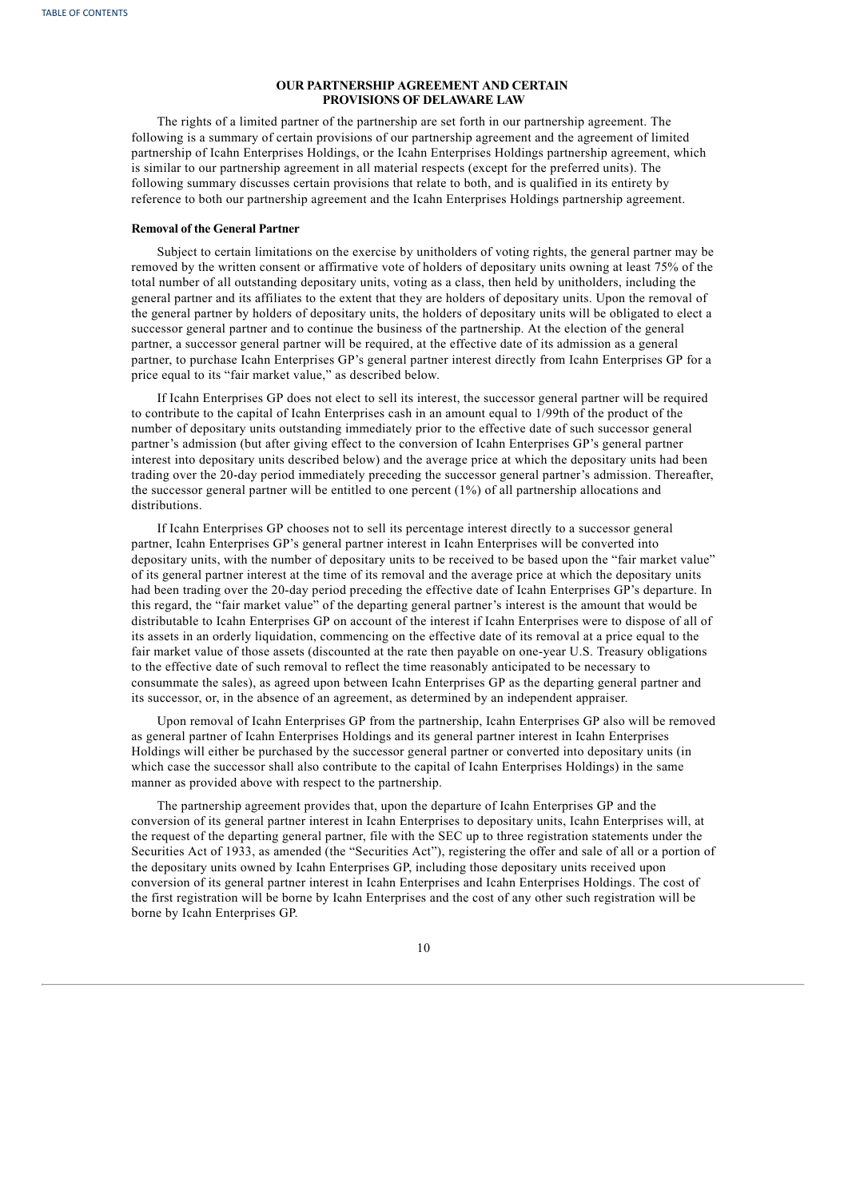# OUR PARTNERSHIP AGREEMENT AND CERTAIN PROVISIONS OF DELAWARE LAW

The rights of a limited partner of the partnership are set forth in our partnership agreement. The following is a summary of certain provisions of our partnership agreement and the agreement of limited partnership of Icahn Enterprises Holdings, or the Icahn Enterprises Holdings partnership agreement, which is similar to our partnership agreement in all material respects (except for the preferred units). The following summary discusses certain provisions that relate to both, and is qualified in its entirety by reference to both our partnership agreement and the Icahn Enterprises Holdings partnership agreement.

**Removal of the General Partner**

Subject to certain limitations on the exercise by unitholders of voting rights, the general partner may be removed by the written consent or affirmative vote of holders of depositary units owning at least 75% of the total number of all outstanding depositary units, voting as a class, then held by unitholders, including the general partner and its affiliates to the extent that they are holders of depositary units. Upon the removal of the general partner by holders of depositary units, the holders of depositary units will be obligated to elect a successor general partner and to continue the business of the partnership. At the election of the general partner, a successor general partner will be required, at the effective date of its admission as a general partner, to purchase Icahn Enterprises GP's general partner interest directly from Icahn Enterprises GP for a price equal to its "fair market value," as described below.

If Icahn Enterprises GP does not elect to sell its interest, the successor general partner will be required to contribute to the capital of Icahn Enterprises cash in an amount equal to 1/99th of the product of the number of depositary units outstanding immediately prior to the effective date of such successor general partner's admission (but after giving effect to the conversion of Icahn Enterprises GP's general partner interest into depositary units described below) and the average price at which the depositary units had been trading over the 20-day period immediately preceding the successor general partner's admission. Thereafter, the successor general partner will be entitled to one percent (1%) of all partnership allocations and distributions.

If Icahn Enterprises GP chooses not to sell its percentage interest directly to a successor general partner, Icahn Enterprises GP's general partner interest in Icahn Enterprises will be converted into depositary units, with the number of depositary units to be received to be based upon the "fair market value" of its general partner interest at the time of its removal and the average price at which the depositary units had been trading over the 20-day period preceding the effective date of Icahn Enterprises GP's departure. In this regard, the "fair market value" of the departing general partner's interest is the amount that would be distributable to Icahn Enterprises GP on account of the interest if Icahn Enterprises were to dispose of all of its assets in an orderly liquidation, commencing on the effective date of its removal at a price equal to the fair market value of those assets (discounted at the rate then payable on one-year U.S. Treasury obligations to the effective date of such removal to reflect the time reasonably anticipated to be necessary to consummate the sales), as agreed upon between Icahn Enterprises GP as the departing general partner and its successor, or, in the absence of an agreement, as determined by an independent appraiser.

Upon removal of Icahn Enterprises GP from the partnership, Icahn Enterprises GP also will be removed as general partner of Icahn Enterprises Holdings and its general partner interest in Icahn Enterprises Holdings will either be purchased by the successor general partner or converted into depositary units (in which case the successor shall also contribute to the capital of Icahn Enterprises Holdings) in the same manner as provided above with respect to the partnership.

The partnership agreement provides that, upon the departure of Icahn Enterprises GP and the conversion of its general partner interest in Icahn Enterprises to depositary units, Icahn Enterprises will, at the request of the departing general partner, file with the SEC up to three registration statements under the Securities Act of 1933, as amended (the "Securities Act"), registering the offer and sale of all or a portion of the depositary units owned by Icahn Enterprises GP, including those depositary units received upon conversion of its general partner interest in Icahn Enterprises and Icahn Enterprises Holdings. The cost of the first registration will be borne by Icahn Enterprises and the cost of any other such registration will be borne by Icahn Enterprises GP.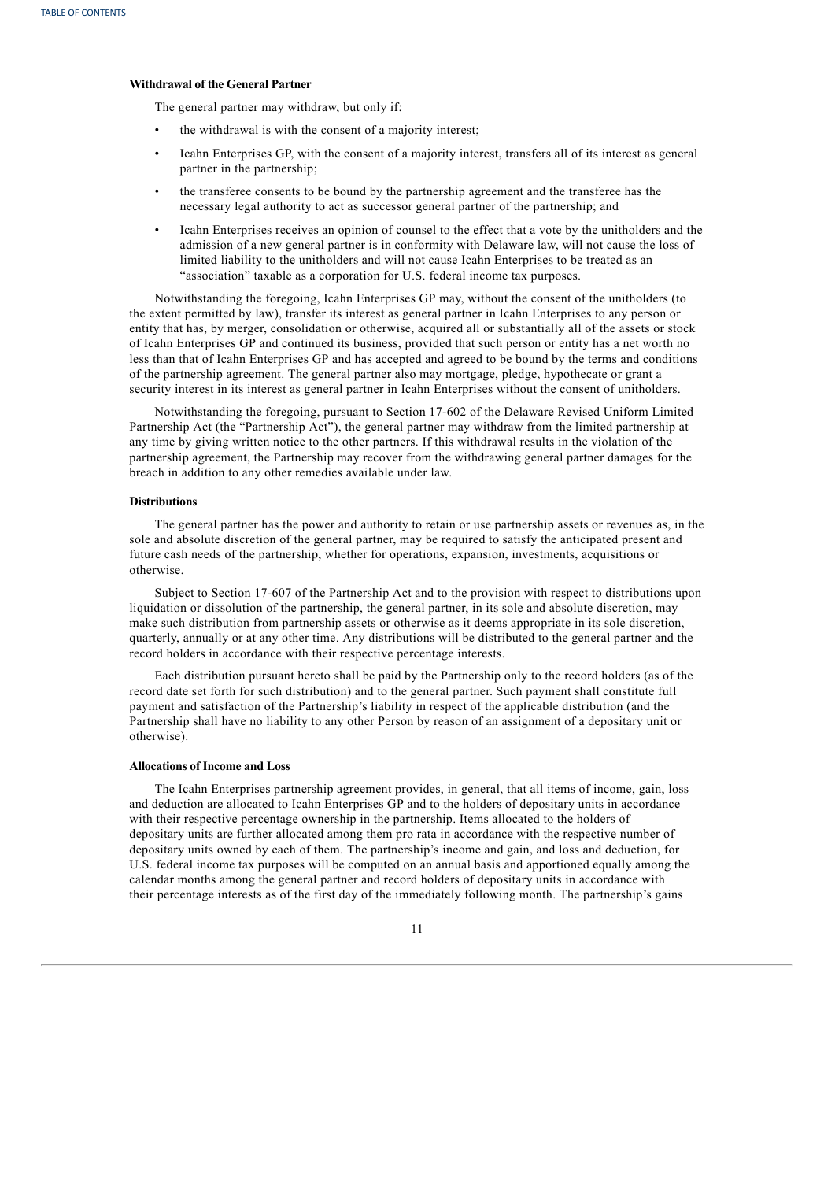**Withdrawal of the General Partner**

The general partner may withdraw, but only if:

- the withdrawal is with the consent of a majority interest;
- Icahn Enterprises GP, with the consent of a majority interest, transfers all of its interest as general partner in the partnership;
- the transferee consents to be bound by the partnership agreement and the transferee has the necessary legal authority to act as successor general partner of the partnership; and
- Icahn Enterprises receives an opinion of counsel to the effect that a vote by the unitholders and the admission of a new general partner is in conformity with Delaware law, will not cause the loss of limited liability to the unitholders and will not cause Icahn Enterprises to be treated as an "association" taxable as a corporation for U.S. federal income tax purposes.

Notwithstanding the foregoing, Icahn Enterprises GP may, without the consent of the unitholders (to the extent permitted by law), transfer its interest as general partner in Icahn Enterprises to any person or entity that has, by merger, consolidation or otherwise, acquired all or substantially all of the assets or stock of Icahn Enterprises GP and continued its business, provided that such person or entity has a net worth no less than that of Icahn Enterprises GP and has accepted and agreed to be bound by the terms and conditions of the partnership agreement. The general partner also may mortgage, pledge, hypothecate or grant a security interest in its interest as general partner in Icahn Enterprises without the consent of unitholders.

Notwithstanding the foregoing, pursuant to Section 17-602 of the Delaware Revised Uniform Limited Partnership Act (the "Partnership Act"), the general partner may withdraw from the limited partnership at any time by giving written notice to the other partners. If this withdrawal results in the violation of the partnership agreement, the Partnership may recover from the withdrawing general partner damages for the breach in addition to any other remedies available under law.

**Distributions**

The general partner has the power and authority to retain or use partnership assets or revenues as, in the sole and absolute discretion of the general partner, may be required to satisfy the anticipated present and future cash needs of the partnership, whether for operations, expansion, investments, acquisitions or otherwise.

Subject to Section 17-607 of the Partnership Act and to the provision with respect to distributions upon liquidation or dissolution of the partnership, the general partner, in its sole and absolute discretion, may make such distribution from partnership assets or otherwise as it deems appropriate in its sole discretion, quarterly, annually or at any other time. Any distributions will be distributed to the general partner and the record holders in accordance with their respective percentage interests.

Each distribution pursuant hereto shall be paid by the Partnership only to the record holders (as of the record date set forth for such distribution) and to the general partner. Such payment shall constitute full payment and satisfaction of the Partnership's liability in respect of the applicable distribution (and the Partnership shall have no liability to any other Person by reason of an assignment of a depositary unit or otherwise).

**Allocations of Income and Loss**

The Icahn Enterprises partnership agreement provides, in general, that all items of income, gain, loss and deduction are allocated to Icahn Enterprises GP and to the holders of depositary units in accordance with their respective percentage ownership in the partnership. Items allocated to the holders of depositary units are further allocated among them pro rata in accordance with the respective number of depositary units owned by each of them. The partnership's income and gain, and loss and deduction, for U.S. federal income tax purposes will be computed on an annual basis and apportioned equally among the calendar months among the general partner and record holders of depositary units in accordance with their percentage interests as of the first day of the immediately following month. The partnership's gains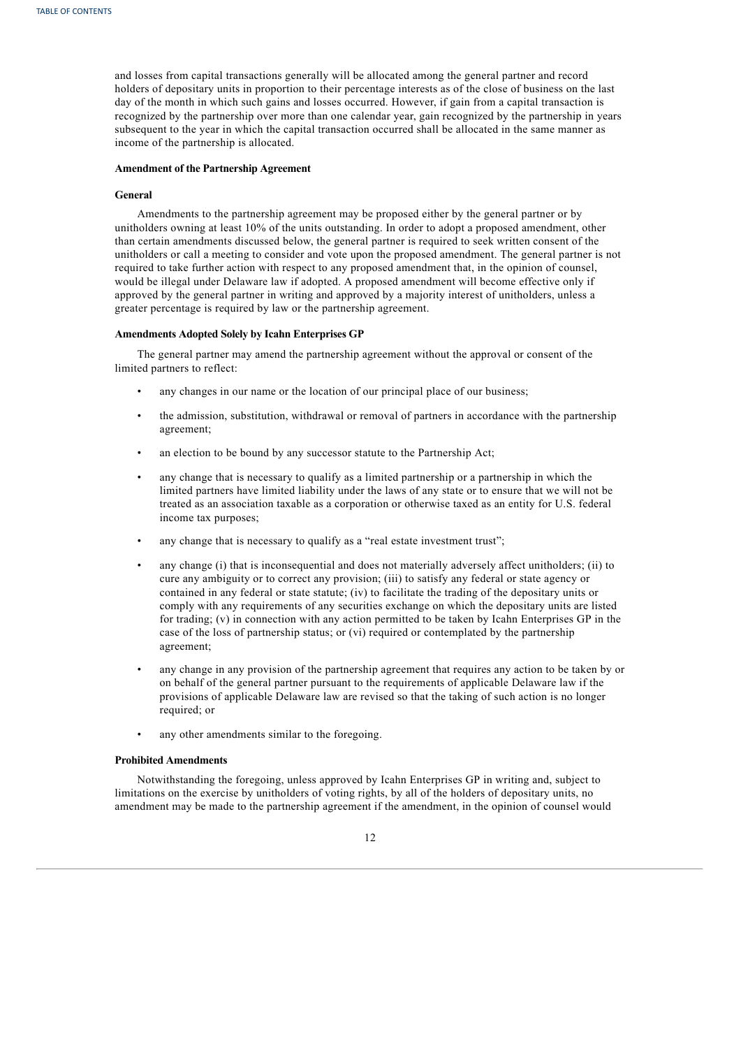and losses from capital transactions generally will be allocated among the general partner and record holders of depositary units in proportion to their percentage interests as of the close of business on the last day of the month in which such gains and losses occurred. However, if gain from a capital transaction is recognized by the partnership over more than one calendar year, gain recognized by the partnership in years subsequent to the year in which the capital transaction occurred shall be allocated in the same manner as income of the partnership is allocated.

**Amendment of the Partnership Agreement**

**General**

Amendments to the partnership agreement may be proposed either by the general partner or by unitholders owning at least 10% of the units outstanding. In order to adopt a proposed amendment, other than certain amendments discussed below, the general partner is required to seek written consent of the unitholders or call a meeting to consider and vote upon the proposed amendment. The general partner is not required to take further action with respect to any proposed amendment that, in the opinion of counsel, would be illegal under Delaware law if adopted. A proposed amendment will become effective only if approved by the general partner in writing and approved by a majority interest of unitholders, unless a greater percentage is required by law or the partnership agreement.

**Amendments Adopted Solely by Icahn Enterprises GP**

The general partner may amend the partnership agreement without the approval or consent of the limited partners to reflect:

- any changes in our name or the location of our principal place of our business;
- the admission, substitution, withdrawal or removal of partners in accordance with the partnership agreement;
- an election to be bound by any successor statute to the Partnership Act;
- any change that is necessary to qualify as a limited partnership or a partnership in which the limited partners have limited liability under the laws of any state or to ensure that we will not be treated as an association taxable as a corporation or otherwise taxed as an entity for U.S. federal income tax purposes;
- any change that is necessary to qualify as a "real estate investment trust";
- any change (i) that is inconsequential and does not materially adversely affect unitholders; (ii) to cure any ambiguity or to correct any provision; (iii) to satisfy any federal or state agency or contained in any federal or state statute; (iv) to facilitate the trading of the depositary units or comply with any requirements of any securities exchange on which the depositary units are listed for trading; (v) in connection with any action permitted to be taken by Icahn Enterprises GP in the case of the loss of partnership status; or (vi) required or contemplated by the partnership agreement;
- any change in any provision of the partnership agreement that requires any action to be taken by or on behalf of the general partner pursuant to the requirements of applicable Delaware law if the provisions of applicable Delaware law are revised so that the taking of such action is no longer required; or
- any other amendments similar to the foregoing.

**Prohibited Amendments**

Notwithstanding the foregoing, unless approved by Icahn Enterprises GP in writing and, subject to limitations on the exercise by unitholders of voting rights, by all of the holders of depositary units, no amendment may be made to the partnership agreement if the amendment, in the opinion of counsel would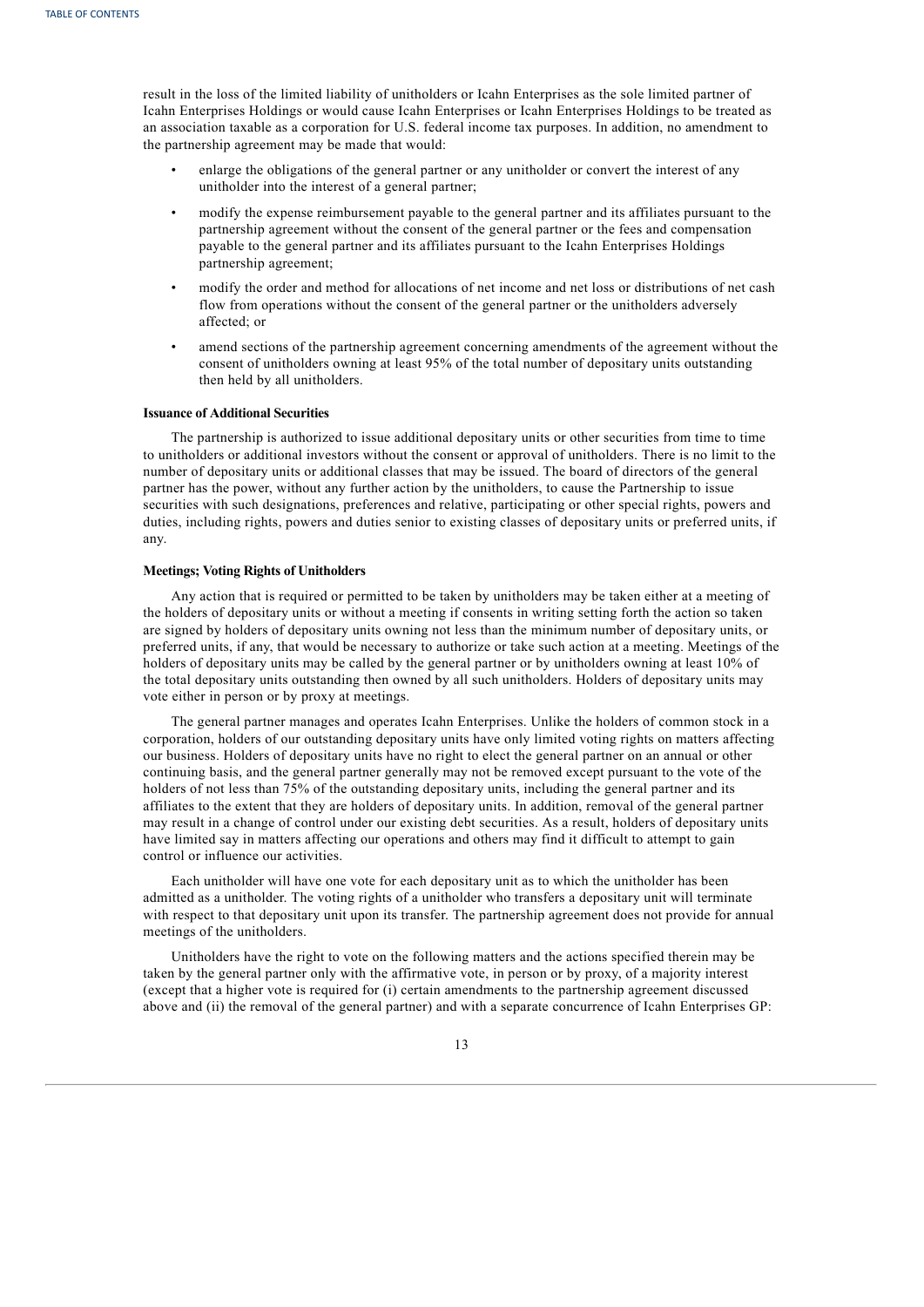result in the loss of the limited liability of unitholders or Icahn Enterprises as the sole limited partner of Icahn Enterprises Holdings or would cause Icahn Enterprises or Icahn Enterprises Holdings to be treated as an association taxable as a corporation for U.S. federal income tax purposes. In addition, no amendment to the partnership agreement may be made that would:

- enlarge the obligations of the general partner or any unitholder or convert the interest of any unitholder into the interest of a general partner;
- modify the expense reimbursement payable to the general partner and its affiliates pursuant to the partnership agreement without the consent of the general partner or the fees and compensation payable to the general partner and its affiliates pursuant to the Icahn Enterprises Holdings partnership agreement;
- modify the order and method for allocations of net income and net loss or distributions of net cash flow from operations without the consent of the general partner or the unitholders adversely affected; or
- amend sections of the partnership agreement concerning amendments of the agreement without the consent of unitholders owning at least 95% of the total number of depositary units outstanding then held by all unitholders.

**Issuance of Additional Securities**

The partnership is authorized to issue additional depositary units or other securities from time to time to unitholders or additional investors without the consent or approval of unitholders. There is no limit to the number of depositary units or additional classes that may be issued. The board of directors of the general partner has the power, without any further action by the unitholders, to cause the Partnership to issue securities with such designations, preferences and relative, participating or other special rights, powers and duties, including rights, powers and duties senior to existing classes of depositary units or preferred units, if any.

**Meetings; Voting Rights of Unitholders**

Any action that is required or permitted to be taken by unitholders may be taken either at a meeting of the holders of depositary units or without a meeting if consents in writing setting forth the action so taken are signed by holders of depositary units owning not less than the minimum number of depositary units, or preferred units, if any, that would be necessary to authorize or take such action at a meeting. Meetings of the holders of depositary units may be called by the general partner or by unitholders owning at least 10% of the total depositary units outstanding then owned by all such unitholders. Holders of depositary units may vote either in person or by proxy at meetings.

The general partner manages and operates Icahn Enterprises. Unlike the holders of common stock in a corporation, holders of our outstanding depositary units have only limited voting rights on matters affecting our business. Holders of depositary units have no right to elect the general partner on an annual or other continuing basis, and the general partner generally may not be removed except pursuant to the vote of the holders of not less than 75% of the outstanding depositary units, including the general partner and its affiliates to the extent that they are holders of depositary units. In addition, removal of the general partner may result in a change of control under our existing debt securities. As a result, holders of depositary units have limited say in matters affecting our operations and others may find it difficult to attempt to gain control or influence our activities.

Each unitholder will have one vote for each depositary unit as to which the unitholder has been admitted as a unitholder. The voting rights of a unitholder who transfers a depositary unit will terminate with respect to that depositary unit upon its transfer. The partnership agreement does not provide for annual meetings of the unitholders.

Unitholders have the right to vote on the following matters and the actions specified therein may be taken by the general partner only with the affirmative vote, in person or by proxy, of a majority interest (except that a higher vote is required for (i) certain amendments to the partnership agreement discussed above and (ii) the removal of the general partner) and with a separate concurrence of Icahn Enterprises GP: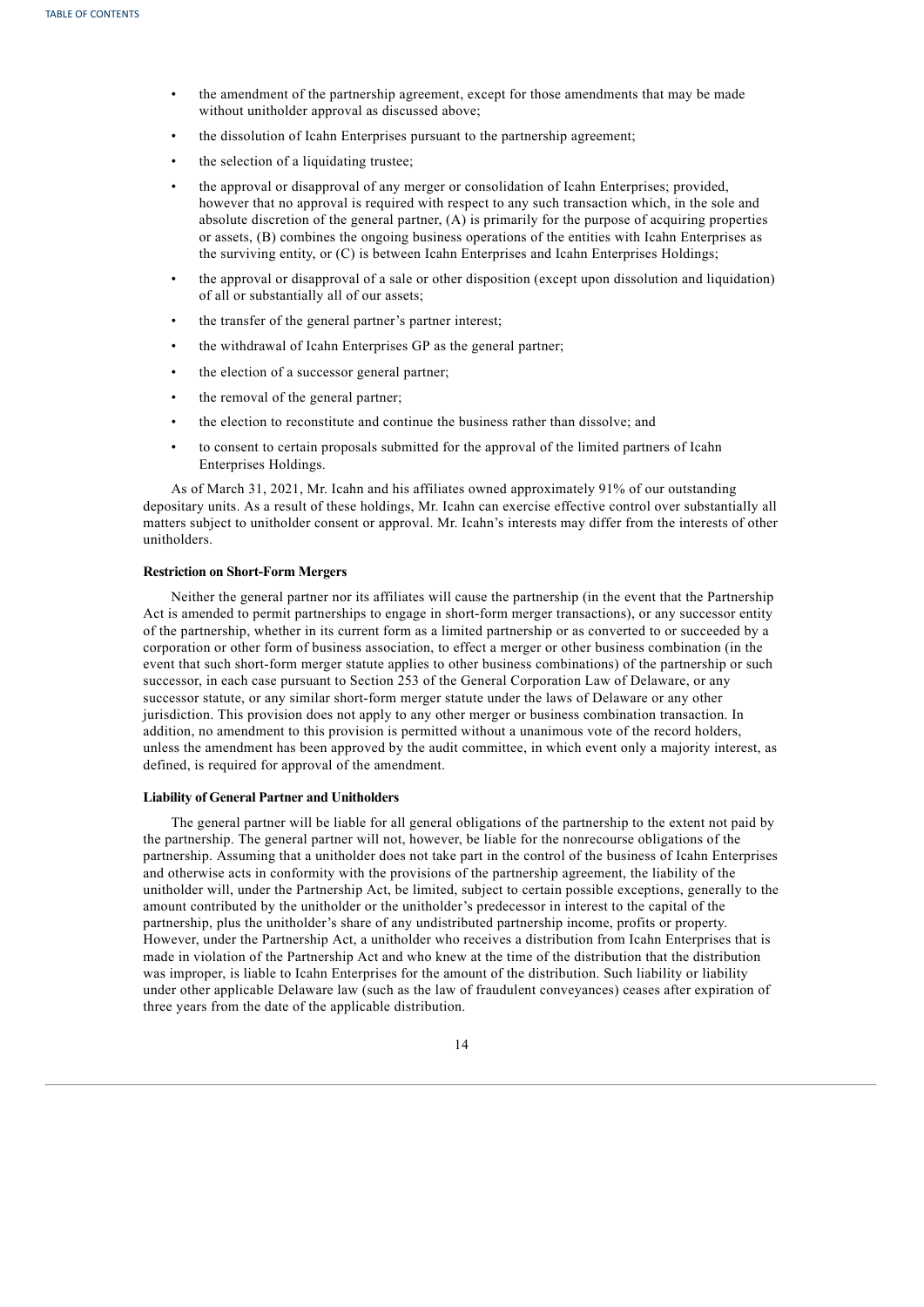- the amendment of the partnership agreement, except for those amendments that may be made without unitholder approval as discussed above;
- the dissolution of Icahn Enterprises pursuant to the partnership agreement;
- the selection of a liquidating trustee;
- the approval or disapproval of any merger or consolidation of Icahn Enterprises; provided, however that no approval is required with respect to any such transaction which, in the sole and absolute discretion of the general partner, (A) is primarily for the purpose of acquiring properties or assets, (B) combines the ongoing business operations of the entities with Icahn Enterprises as the surviving entity, or (C) is between Icahn Enterprises and Icahn Enterprises Holdings;
- the approval or disapproval of a sale or other disposition (except upon dissolution and liquidation) of all or substantially all of our assets;
- the transfer of the general partner's partner interest;
- the withdrawal of Icahn Enterprises GP as the general partner;
- the election of a successor general partner;
- the removal of the general partner;
- the election to reconstitute and continue the business rather than dissolve; and
- to consent to certain proposals submitted for the approval of the limited partners of Icahn Enterprises Holdings.

As of March 31, 2021, Mr. Icahn and his affiliates owned approximately 91% of our outstanding depositary units. As a result of these holdings, Mr. Icahn can exercise effective control over substantially all matters subject to unitholder consent or approval. Mr. Icahn's interests may differ from the interests of other unitholders.

**Restriction on Short-Form Mergers**

Neither the general partner nor its affiliates will cause the partnership (in the event that the Partnership Act is amended to permit partnerships to engage in short-form merger transactions), or any successor entity of the partnership, whether in its current form as a limited partnership or as converted to or succeeded by a corporation or other form of business association, to effect a merger or other business combination (in the event that such short-form merger statute applies to other business combinations) of the partnership or such successor, in each case pursuant to Section 253 of the General Corporation Law of Delaware, or any successor statute, or any similar short-form merger statute under the laws of Delaware or any other jurisdiction. This provision does not apply to any other merger or business combination transaction. In addition, no amendment to this provision is permitted without a unanimous vote of the record holders, unless the amendment has been approved by the audit committee, in which event only a majority interest, as defined, is required for approval of the amendment.

**Liability of General Partner and Unitholders**

The general partner will be liable for all general obligations of the partnership to the extent not paid by the partnership. The general partner will not, however, be liable for the nonrecourse obligations of the partnership. Assuming that a unitholder does not take part in the control of the business of Icahn Enterprises and otherwise acts in conformity with the provisions of the partnership agreement, the liability of the unitholder will, under the Partnership Act, be limited, subject to certain possible exceptions, generally to the amount contributed by the unitholder or the unitholder's predecessor in interest to the capital of the partnership, plus the unitholder's share of any undistributed partnership income, profits or property. However, under the Partnership Act, a unitholder who receives a distribution from Icahn Enterprises that is made in violation of the Partnership Act and who knew at the time of the distribution that the distribution was improper, is liable to Icahn Enterprises for the amount of the distribution. Such liability or liability under other applicable Delaware law (such as the law of fraudulent conveyances) ceases after expiration of three years from the date of the applicable distribution.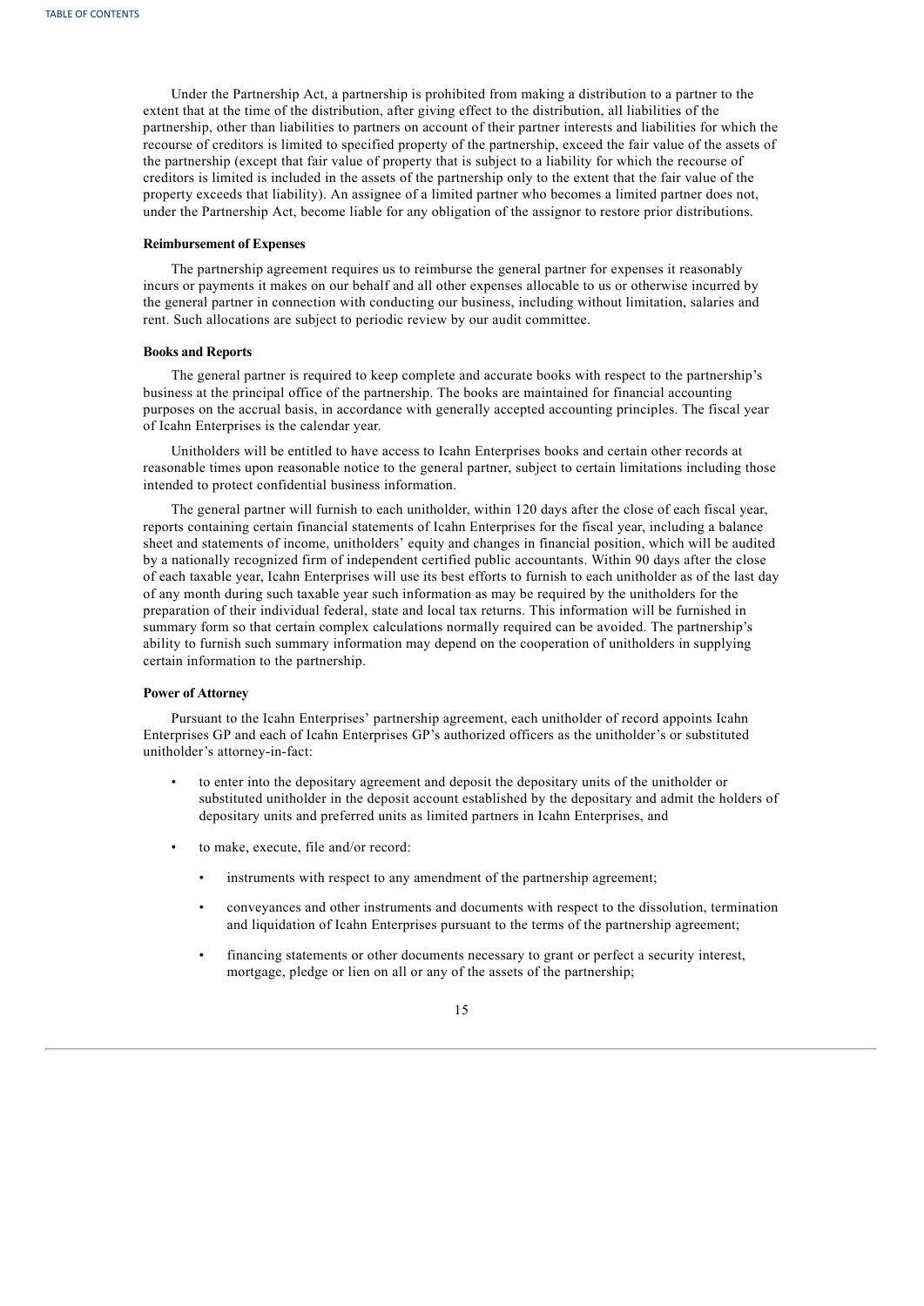Under the Partnership Act, a partnership is prohibited from making a distribution to a partner to the extent that at the time of the distribution, after giving effect to the distribution, all liabilities of the partnership, other than liabilities to partners on account of their partner interests and liabilities for which the recourse of creditors is limited to specified property of the partnership, exceed the fair value of the assets of the partnership (except that fair value of property that is subject to a liability for which the recourse of creditors is limited is included in the assets of the partnership only to the extent that the fair value of the property exceeds that liability). An assignee of a limited partner who becomes a limited partner does not, under the Partnership Act, become liable for any obligation of the assignor to restore prior distributions.

#### Reimbursement of Expenses

The partnership agreement requires us to reimburse the general partner for expenses it reasonably incurs or payments it makes on our behalf and all other expenses allocable to us or otherwise incurred by the general partner in connection with conducting our business, including without limitation, salaries and rent. Such allocations are subject to periodic review by our audit committee.

#### Books and Reports

The general partner is required to keep complete and accurate books with respect to the partnership's business at the principal office of the partnership. The books are maintained for financial accounting purposes on the accrual basis, in accordance with generally accepted accounting principles. The fiscal year of Icahn Enterprises is the calendar year.

Unitholders will be entitled to have access to Icahn Enterprises books and certain other records at reasonable times upon reasonable notice to the general partner, subject to certain limitations including those intended to protect confidential business information.

The general partner will furnish to each unitholder, within 120 days after the close of each fiscal year, reports containing certain financial statements of Icahn Enterprises for the fiscal year, including a balance sheet and statements of income, unitholders' equity and changes in financial position, which will be audited by a nationally recognized firm of independent certified public accountants. Within 90 days after the close of each taxable year, Icahn Enterprises will use its best efforts to furnish to each unitholder as of the last day of any month during such taxable year such information as may be required by the unitholders for the preparation of their individual federal, state and local tax returns. This information will be furnished in summary form so that certain complex calculations normally required can be avoided. The partnership's ability to furnish such summary information may depend on the cooperation of unitholders in supplying certain information to the partnership.

#### Power of Attorney

Pursuant to the Icahn Enterprises' partnership agreement, each unitholder of record appoints Icahn Enterprises GP and each of Icahn Enterprises GP's authorized officers as the unitholder's or substituted unitholder's attorney-in-fact:

- to enter into the depositary agreement and deposit the depositary units of the unitholder or substituted unitholder in the deposit account established by the depositary and admit the holders of depositary units and preferred units as limited partners in Icahn Enterprises, and
- to make, execute, file and/or record:
  - instruments with respect to any amendment of the partnership agreement;
  - conveyances and other instruments and documents with respect to the dissolution, termination and liquidation of Icahn Enterprises pursuant to the terms of the partnership agreement;
  - financing statements or other documents necessary to grant or perfect a security interest, mortgage, pledge or lien on all or any of the assets of the partnership;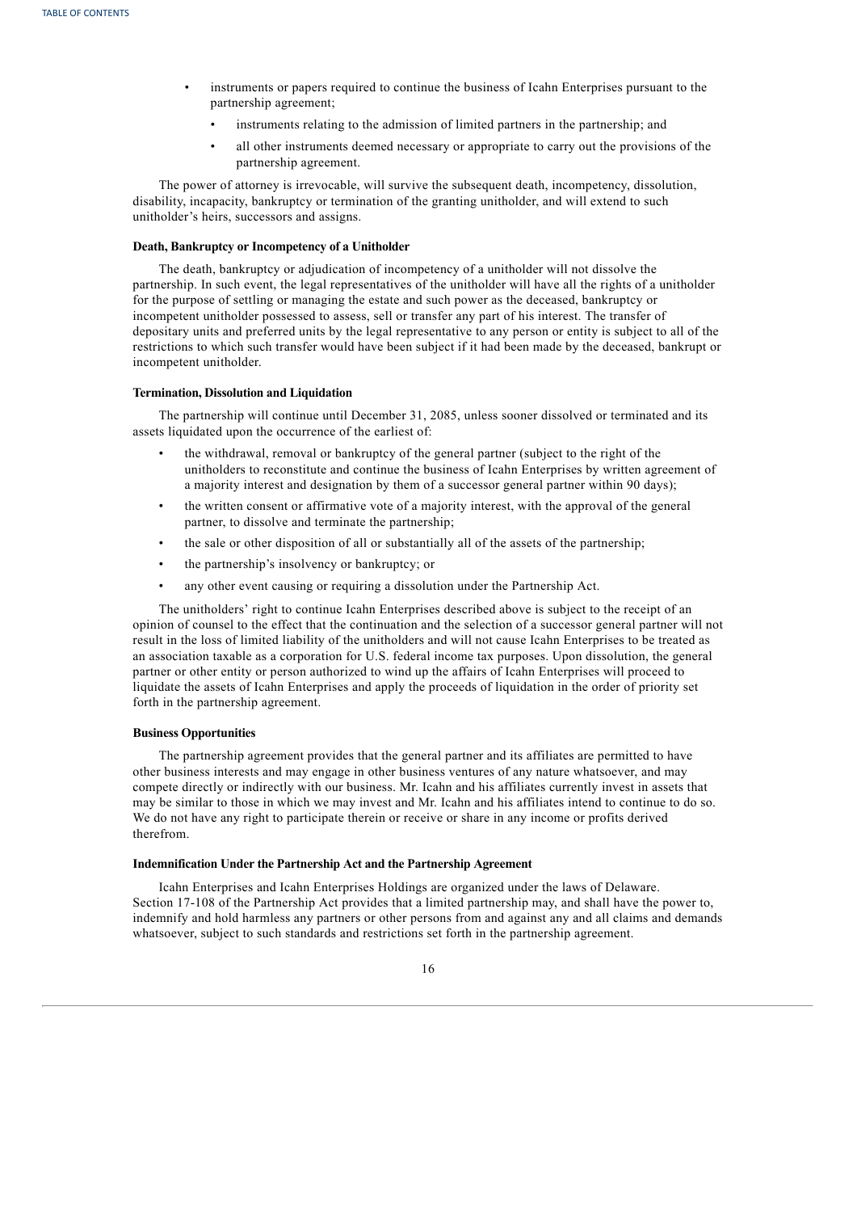- instruments or papers required to continue the business of Icahn Enterprises pursuant to the partnership agreement;
  - instruments relating to the admission of limited partners in the partnership; and
  - all other instruments deemed necessary or appropriate to carry out the provisions of the partnership agreement.

The power of attorney is irrevocable, will survive the subsequent death, incompetency, dissolution, disability, incapacity, bankruptcy or termination of the granting unitholder, and will extend to such unitholder's heirs, successors and assigns.

**Death, Bankruptcy or Incompetency of a Unitholder**

The death, bankruptcy or adjudication of incompetency of a unitholder will not dissolve the partnership. In such event, the legal representatives of the unitholder will have all the rights of a unitholder for the purpose of settling or managing the estate and such power as the deceased, bankruptcy or incompetent unitholder possessed to assess, sell or transfer any part of his interest. The transfer of depositary units and preferred units by the legal representative to any person or entity is subject to all of the restrictions to which such transfer would have been subject if it had been made by the deceased, bankrupt or incompetent unitholder.

**Termination, Dissolution and Liquidation**

The partnership will continue until December 31, 2085, unless sooner dissolved or terminated and its assets liquidated upon the occurrence of the earliest of:

- the withdrawal, removal or bankruptcy of the general partner (subject to the right of the unitholders to reconstitute and continue the business of Icahn Enterprises by written agreement of a majority interest and designation by them of a successor general partner within 90 days);
- the written consent or affirmative vote of a majority interest, with the approval of the general partner, to dissolve and terminate the partnership;
- the sale or other disposition of all or substantially all of the assets of the partnership;
- the partnership's insolvency or bankruptcy; or
- any other event causing or requiring a dissolution under the Partnership Act.

The unitholders' right to continue Icahn Enterprises described above is subject to the receipt of an opinion of counsel to the effect that the continuation and the selection of a successor general partner will not result in the loss of limited liability of the unitholders and will not cause Icahn Enterprises to be treated as an association taxable as a corporation for U.S. federal income tax purposes. Upon dissolution, the general partner or other entity or person authorized to wind up the affairs of Icahn Enterprises will proceed to liquidate the assets of Icahn Enterprises and apply the proceeds of liquidation in the order of priority set forth in the partnership agreement.

**Business Opportunities**

The partnership agreement provides that the general partner and its affiliates are permitted to have other business interests and may engage in other business ventures of any nature whatsoever, and may compete directly or indirectly with our business. Mr. Icahn and his affiliates currently invest in assets that may be similar to those in which we may invest and Mr. Icahn and his affiliates intend to continue to do so. We do not have any right to participate therein or receive or share in any income or profits derived therefrom.

**Indemnification Under the Partnership Act and the Partnership Agreement**

Icahn Enterprises and Icahn Enterprises Holdings are organized under the laws of Delaware. Section 17-108 of the Partnership Act provides that a limited partnership may, and shall have the power to, indemnify and hold harmless any partners or other persons from and against any and all claims and demands whatsoever, subject to such standards and restrictions set forth in the partnership agreement.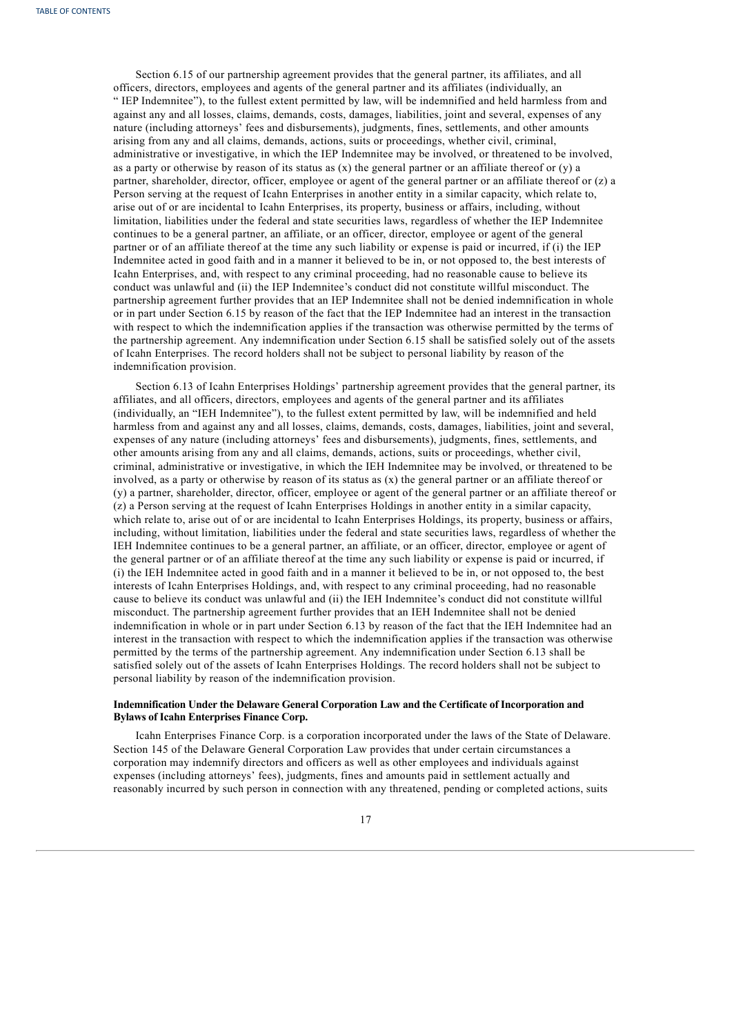Section 6.15 of our partnership agreement provides that the general partner, its affiliates, and all officers, directors, employees and agents of the general partner and its affiliates (individually, an " IEP Indemnitee"), to the fullest extent permitted by law, will be indemnified and held harmless from and against any and all losses, claims, demands, costs, damages, liabilities, joint and several, expenses of any nature (including attorneys' fees and disbursements), judgments, fines, settlements, and other amounts arising from any and all claims, demands, actions, suits or proceedings, whether civil, criminal, administrative or investigative, in which the IEP Indemnitee may be involved, or threatened to be involved, as a party or otherwise by reason of its status as (x) the general partner or an affiliate thereof or (y) a partner, shareholder, director, officer, employee or agent of the general partner or an affiliate thereof or (z) a Person serving at the request of Icahn Enterprises in another entity in a similar capacity, which relate to, arise out of or are incidental to Icahn Enterprises, its property, business or affairs, including, without limitation, liabilities under the federal and state securities laws, regardless of whether the IEP Indemnitee continues to be a general partner, an affiliate, or an officer, director, employee or agent of the general partner or of an affiliate thereof at the time any such liability or expense is paid or incurred, if (i) the IEP Indemnitee acted in good faith and in a manner it believed to be in, or not opposed to, the best interests of Icahn Enterprises, and, with respect to any criminal proceeding, had no reasonable cause to believe its conduct was unlawful and (ii) the IEP Indemnitee's conduct did not constitute willful misconduct. The partnership agreement further provides that an IEP Indemnitee shall not be denied indemnification in whole or in part under Section 6.15 by reason of the fact that the IEP Indemnitee had an interest in the transaction with respect to which the indemnification applies if the transaction was otherwise permitted by the terms of the partnership agreement. Any indemnification under Section 6.15 shall be satisfied solely out of the assets of Icahn Enterprises. The record holders shall not be subject to personal liability by reason of the indemnification provision.

Section 6.13 of Icahn Enterprises Holdings' partnership agreement provides that the general partner, its affiliates, and all officers, directors, employees and agents of the general partner and its affiliates (individually, an "IEH Indemnitee"), to the fullest extent permitted by law, will be indemnified and held harmless from and against any and all losses, claims, demands, costs, damages, liabilities, joint and several, expenses of any nature (including attorneys' fees and disbursements), judgments, fines, settlements, and other amounts arising from any and all claims, demands, actions, suits or proceedings, whether civil, criminal, administrative or investigative, in which the IEH Indemnitee may be involved, or threatened to be involved, as a party or otherwise by reason of its status as (x) the general partner or an affiliate thereof or (y) a partner, shareholder, director, officer, employee or agent of the general partner or an affiliate thereof or (z) a Person serving at the request of Icahn Enterprises Holdings in another entity in a similar capacity, which relate to, arise out of or are incidental to Icahn Enterprises Holdings, its property, business or affairs, including, without limitation, liabilities under the federal and state securities laws, regardless of whether the IEH Indemnitee continues to be a general partner, an affiliate, or an officer, director, employee or agent of the general partner or of an affiliate thereof at the time any such liability or expense is paid or incurred, if (i) the IEH Indemnitee acted in good faith and in a manner it believed to be in, or not opposed to, the best interests of Icahn Enterprises Holdings, and, with respect to any criminal proceeding, had no reasonable cause to believe its conduct was unlawful and (ii) the IEH Indemnitee's conduct did not constitute willful misconduct. The partnership agreement further provides that an IEH Indemnitee shall not be denied indemnification in whole or in part under Section 6.13 by reason of the fact that the IEH Indemnitee had an interest in the transaction with respect to which the indemnification applies if the transaction was otherwise permitted by the terms of the partnership agreement. Any indemnification under Section 6.13 shall be satisfied solely out of the assets of Icahn Enterprises Holdings. The record holders shall not be subject to personal liability by reason of the indemnification provision.

**Indemnification Under the Delaware General Corporation Law and the Certificate of Incorporation and Bylaws of Icahn Enterprises Finance Corp.**

Icahn Enterprises Finance Corp. is a corporation incorporated under the laws of the State of Delaware. Section 145 of the Delaware General Corporation Law provides that under certain circumstances a corporation may indemnify directors and officers as well as other employees and individuals against expenses (including attorneys' fees), judgments, fines and amounts paid in settlement actually and reasonably incurred by such person in connection with any threatened, pending or completed actions, suits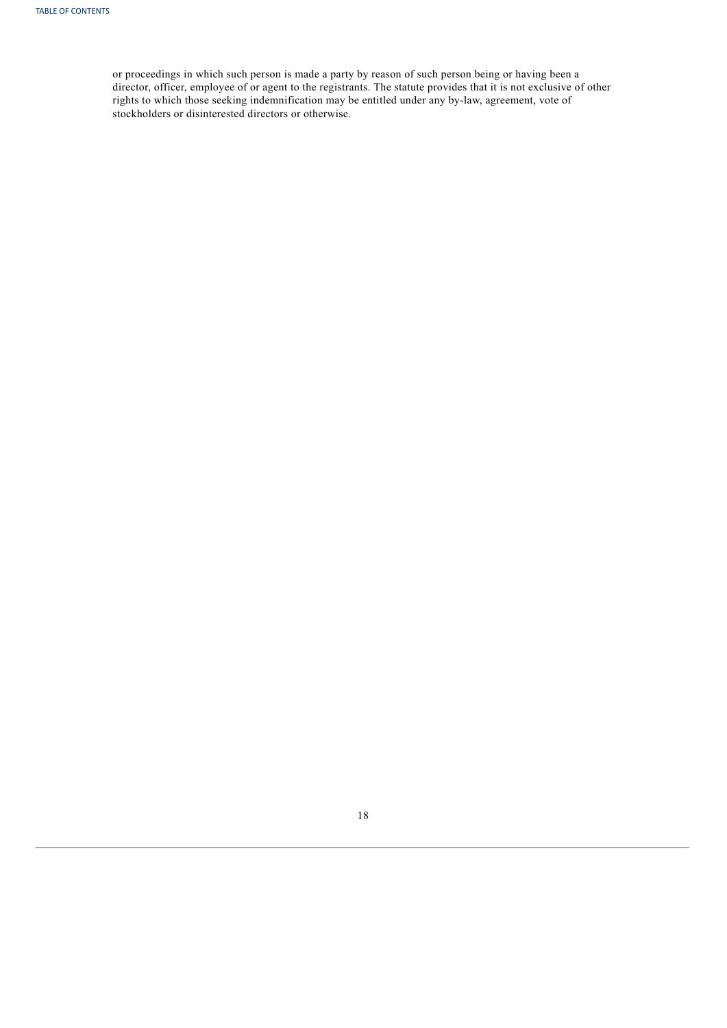or proceedings in which such person is made a party by reason of such person being or having been a director, officer, employee of or agent to the registrants. The statute provides that it is not exclusive of other rights to which those seeking indemnification may be entitled under any by-law, agreement, vote of stockholders or disinterested directors or otherwise.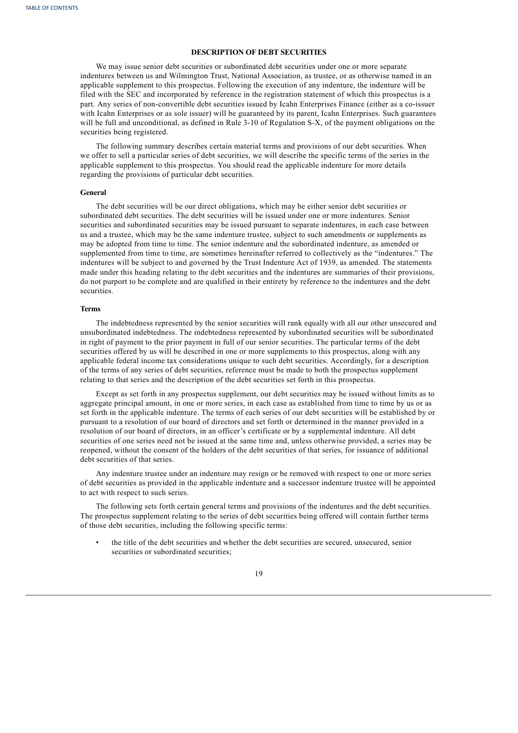## DESCRIPTION OF DEBT SECURITIES

We may issue senior debt securities or subordinated debt securities under one or more separate indentures between us and Wilmington Trust, National Association, as trustee, or as otherwise named in an applicable supplement to this prospectus. Following the execution of any indenture, the indenture will be filed with the SEC and incorporated by reference in the registration statement of which this prospectus is a part. Any series of non-convertible debt securities issued by Icahn Enterprises Finance (either as a co-issuer with Icahn Enterprises or as sole issuer) will be guaranteed by its parent, Icahn Enterprises. Such guarantees will be full and unconditional, as defined in Rule 3-10 of Regulation S-X, of the payment obligations on the securities being registered.

The following summary describes certain material terms and provisions of our debt securities. When we offer to sell a particular series of debt securities, we will describe the specific terms of the series in the applicable supplement to this prospectus. You should read the applicable indenture for more details regarding the provisions of particular debt securities.

### General

The debt securities will be our direct obligations, which may be either senior debt securities or subordinated debt securities. The debt securities will be issued under one or more indentures. Senior securities and subordinated securities may be issued pursuant to separate indentures, in each case between us and a trustee, which may be the same indenture trustee, subject to such amendments or supplements as may be adopted from time to time. The senior indenture and the subordinated indenture, as amended or supplemented from time to time, are sometimes hereinafter referred to collectively as the "indentures." The indentures will be subject to and governed by the Trust Indenture Act of 1939, as amended. The statements made under this heading relating to the debt securities and the indentures are summaries of their provisions, do not purport to be complete and are qualified in their entirety by reference to the indentures and the debt securities.

### Terms

The indebtedness represented by the senior securities will rank equally with all our other unsecured and unsubordinated indebtedness. The indebtedness represented by subordinated securities will be subordinated in right of payment to the prior payment in full of our senior securities. The particular terms of the debt securities offered by us will be described in one or more supplements to this prospectus, along with any applicable federal income tax considerations unique to such debt securities. Accordingly, for a description of the terms of any series of debt securities, reference must be made to both the prospectus supplement relating to that series and the description of the debt securities set forth in this prospectus.

Except as set forth in any prospectus supplement, our debt securities may be issued without limits as to aggregate principal amount, in one or more series, in each case as established from time to time by us or as set forth in the applicable indenture. The terms of each series of our debt securities will be established by or pursuant to a resolution of our board of directors and set forth or determined in the manner provided in a resolution of our board of directors, in an officer's certificate or by a supplemental indenture. All debt securities of one series need not be issued at the same time and, unless otherwise provided, a series may be reopened, without the consent of the holders of the debt securities of that series, for issuance of additional debt securities of that series.

Any indenture trustee under an indenture may resign or be removed with respect to one or more series of debt securities as provided in the applicable indenture and a successor indenture trustee will be appointed to act with respect to such series.

The following sets forth certain general terms and provisions of the indentures and the debt securities. The prospectus supplement relating to the series of debt securities being offered will contain further terms of those debt securities, including the following specific terms:

- the title of the debt securities and whether the debt securities are secured, unsecured, senior securities or subordinated securities;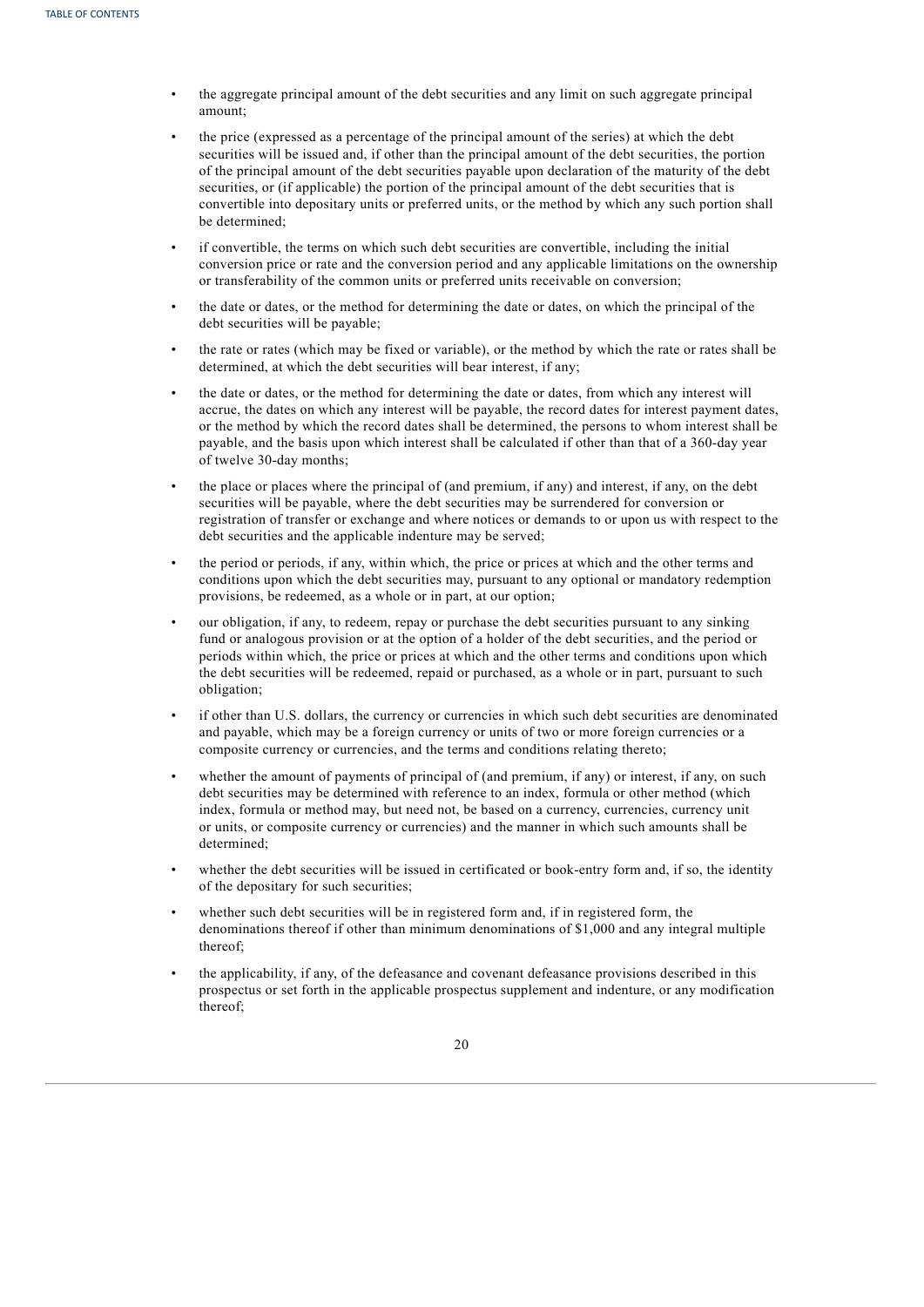- the aggregate principal amount of the debt securities and any limit on such aggregate principal amount;
- the price (expressed as a percentage of the principal amount of the series) at which the debt securities will be issued and, if other than the principal amount of the debt securities, the portion of the principal amount of the debt securities payable upon declaration of the maturity of the debt securities, or (if applicable) the portion of the principal amount of the debt securities that is convertible into depositary units or preferred units, or the method by which any such portion shall be determined;
- if convertible, the terms on which such debt securities are convertible, including the initial conversion price or rate and the conversion period and any applicable limitations on the ownership or transferability of the common units or preferred units receivable on conversion;
- the date or dates, or the method for determining the date or dates, on which the principal of the debt securities will be payable;
- the rate or rates (which may be fixed or variable), or the method by which the rate or rates shall be determined, at which the debt securities will bear interest, if any;
- the date or dates, or the method for determining the date or dates, from which any interest will accrue, the dates on which any interest will be payable, the record dates for interest payment dates, or the method by which the record dates shall be determined, the persons to whom interest shall be payable, and the basis upon which interest shall be calculated if other than that of a 360-day year of twelve 30-day months;
- the place or places where the principal of (and premium, if any) and interest, if any, on the debt securities will be payable, where the debt securities may be surrendered for conversion or registration of transfer or exchange and where notices or demands to or upon us with respect to the debt securities and the applicable indenture may be served;
- the period or periods, if any, within which, the price or prices at which and the other terms and conditions upon which the debt securities may, pursuant to any optional or mandatory redemption provisions, be redeemed, as a whole or in part, at our option;
- our obligation, if any, to redeem, repay or purchase the debt securities pursuant to any sinking fund or analogous provision or at the option of a holder of the debt securities, and the period or periods within which, the price or prices at which and the other terms and conditions upon which the debt securities will be redeemed, repaid or purchased, as a whole or in part, pursuant to such obligation;
- if other than U.S. dollars, the currency or currencies in which such debt securities are denominated and payable, which may be a foreign currency or units of two or more foreign currencies or a composite currency or currencies, and the terms and conditions relating thereto;
- whether the amount of payments of principal of (and premium, if any) or interest, if any, on such debt securities may be determined with reference to an index, formula or other method (which index, formula or method may, but need not, be based on a currency, currencies, currency unit or units, or composite currency or currencies) and the manner in which such amounts shall be determined;
- whether the debt securities will be issued in certificated or book-entry form and, if so, the identity of the depositary for such securities;
- whether such debt securities will be in registered form and, if in registered form, the denominations thereof if other than minimum denominations of $1,000 and any integral multiple thereof;
- the applicability, if any, of the defeasance and covenant defeasance provisions described in this prospectus or set forth in the applicable prospectus supplement and indenture, or any modification thereof;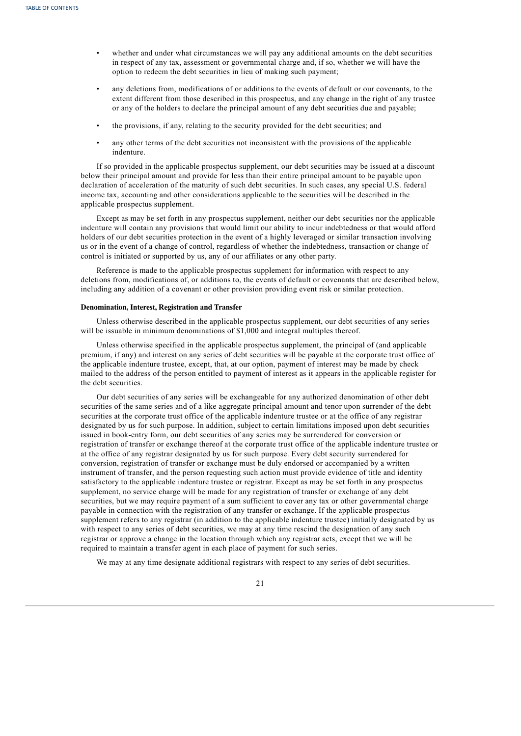- whether and under what circumstances we will pay any additional amounts on the debt securities in respect of any tax, assessment or governmental charge and, if so, whether we will have the option to redeem the debt securities in lieu of making such payment;
- any deletions from, modifications of or additions to the events of default or our covenants, to the extent different from those described in this prospectus, and any change in the right of any trustee or any of the holders to declare the principal amount of any debt securities due and payable;
- the provisions, if any, relating to the security provided for the debt securities; and
- any other terms of the debt securities not inconsistent with the provisions of the applicable indenture.

If so provided in the applicable prospectus supplement, our debt securities may be issued at a discount below their principal amount and provide for less than their entire principal amount to be payable upon declaration of acceleration of the maturity of such debt securities. In such cases, any special U.S. federal income tax, accounting and other considerations applicable to the securities will be described in the applicable prospectus supplement.

Except as may be set forth in any prospectus supplement, neither our debt securities nor the applicable indenture will contain any provisions that would limit our ability to incur indebtedness or that would afford holders of our debt securities protection in the event of a highly leveraged or similar transaction involving us or in the event of a change of control, regardless of whether the indebtedness, transaction or change of control is initiated or supported by us, any of our affiliates or any other party.

Reference is made to the applicable prospectus supplement for information with respect to any deletions from, modifications of, or additions to, the events of default or covenants that are described below, including any addition of a covenant or other provision providing event risk or similar protection.

**Denomination, Interest, Registration and Transfer**

Unless otherwise described in the applicable prospectus supplement, our debt securities of any series will be issuable in minimum denominations of $1,000 and integral multiples thereof.

Unless otherwise specified in the applicable prospectus supplement, the principal of (and applicable premium, if any) and interest on any series of debt securities will be payable at the corporate trust office of the applicable indenture trustee, except, that, at our option, payment of interest may be made by check mailed to the address of the person entitled to payment of interest as it appears in the applicable register for the debt securities.

Our debt securities of any series will be exchangeable for any authorized denomination of other debt securities of the same series and of a like aggregate principal amount and tenor upon surrender of the debt securities at the corporate trust office of the applicable indenture trustee or at the office of any registrar designated by us for such purpose. In addition, subject to certain limitations imposed upon debt securities issued in book-entry form, our debt securities of any series may be surrendered for conversion or registration of transfer or exchange thereof at the corporate trust office of the applicable indenture trustee or at the office of any registrar designated by us for such purpose. Every debt security surrendered for conversion, registration of transfer or exchange must be duly endorsed or accompanied by a written instrument of transfer, and the person requesting such action must provide evidence of title and identity satisfactory to the applicable indenture trustee or registrar. Except as may be set forth in any prospectus supplement, no service charge will be made for any registration of transfer or exchange of any debt securities, but we may require payment of a sum sufficient to cover any tax or other governmental charge payable in connection with the registration of any transfer or exchange. If the applicable prospectus supplement refers to any registrar (in addition to the applicable indenture trustee) initially designated by us with respect to any series of debt securities, we may at any time rescind the designation of any such registrar or approve a change in the location through which any registrar acts, except that we will be required to maintain a transfer agent in each place of payment for such series.

We may at any time designate additional registrars with respect to any series of debt securities.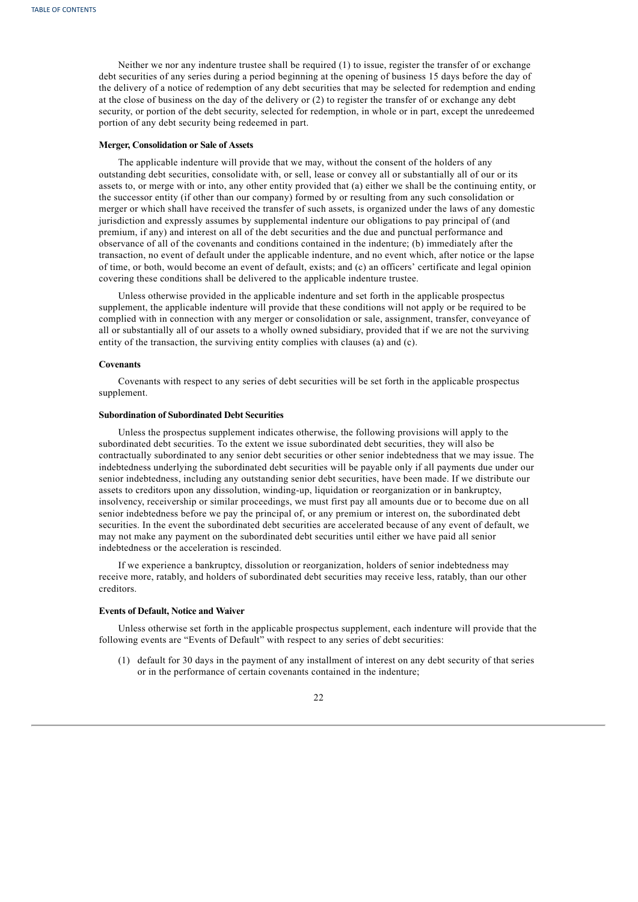Neither we nor any indenture trustee shall be required (1) to issue, register the transfer of or exchange debt securities of any series during a period beginning at the opening of business 15 days before the day of the delivery of a notice of redemption of any debt securities that may be selected for redemption and ending at the close of business on the day of the delivery or (2) to register the transfer of or exchange any debt security, or portion of the debt security, selected for redemption, in whole or in part, except the unredeemed portion of any debt security being redeemed in part.

**Merger, Consolidation or Sale of Assets**

The applicable indenture will provide that we may, without the consent of the holders of any outstanding debt securities, consolidate with, or sell, lease or convey all or substantially all of our or its assets to, or merge with or into, any other entity provided that (a) either we shall be the continuing entity, or the successor entity (if other than our company) formed by or resulting from any such consolidation or merger or which shall have received the transfer of such assets, is organized under the laws of any domestic jurisdiction and expressly assumes by supplemental indenture our obligations to pay principal of (and premium, if any) and interest on all of the debt securities and the due and punctual performance and observance of all of the covenants and conditions contained in the indenture; (b) immediately after the transaction, no event of default under the applicable indenture, and no event which, after notice or the lapse of time, or both, would become an event of default, exists; and (c) an officers' certificate and legal opinion covering these conditions shall be delivered to the applicable indenture trustee.

Unless otherwise provided in the applicable indenture and set forth in the applicable prospectus supplement, the applicable indenture will provide that these conditions will not apply or be required to be complied with in connection with any merger or consolidation or sale, assignment, transfer, conveyance of all or substantially all of our assets to a wholly owned subsidiary, provided that if we are not the surviving entity of the transaction, the surviving entity complies with clauses (a) and (c).

**Covenants**

Covenants with respect to any series of debt securities will be set forth in the applicable prospectus supplement.

**Subordination of Subordinated Debt Securities**

Unless the prospectus supplement indicates otherwise, the following provisions will apply to the subordinated debt securities. To the extent we issue subordinated debt securities, they will also be contractually subordinated to any senior debt securities or other senior indebtedness that we may issue. The indebtedness underlying the subordinated debt securities will be payable only if all payments due under our senior indebtedness, including any outstanding senior debt securities, have been made. If we distribute our assets to creditors upon any dissolution, winding-up, liquidation or reorganization or in bankruptcy, insolvency, receivership or similar proceedings, we must first pay all amounts due or to become due on all senior indebtedness before we pay the principal of, or any premium or interest on, the subordinated debt securities. In the event the subordinated debt securities are accelerated because of any event of default, we may not make any payment on the subordinated debt securities until either we have paid all senior indebtedness or the acceleration is rescinded.

If we experience a bankruptcy, dissolution or reorganization, holders of senior indebtedness may receive more, ratably, and holders of subordinated debt securities may receive less, ratably, than our other creditors.

**Events of Default, Notice and Waiver**

Unless otherwise set forth in the applicable prospectus supplement, each indenture will provide that the following events are "Events of Default" with respect to any series of debt securities:

(1) default for 30 days in the payment of any installment of interest on any debt security of that series or in the performance of certain covenants contained in the indenture;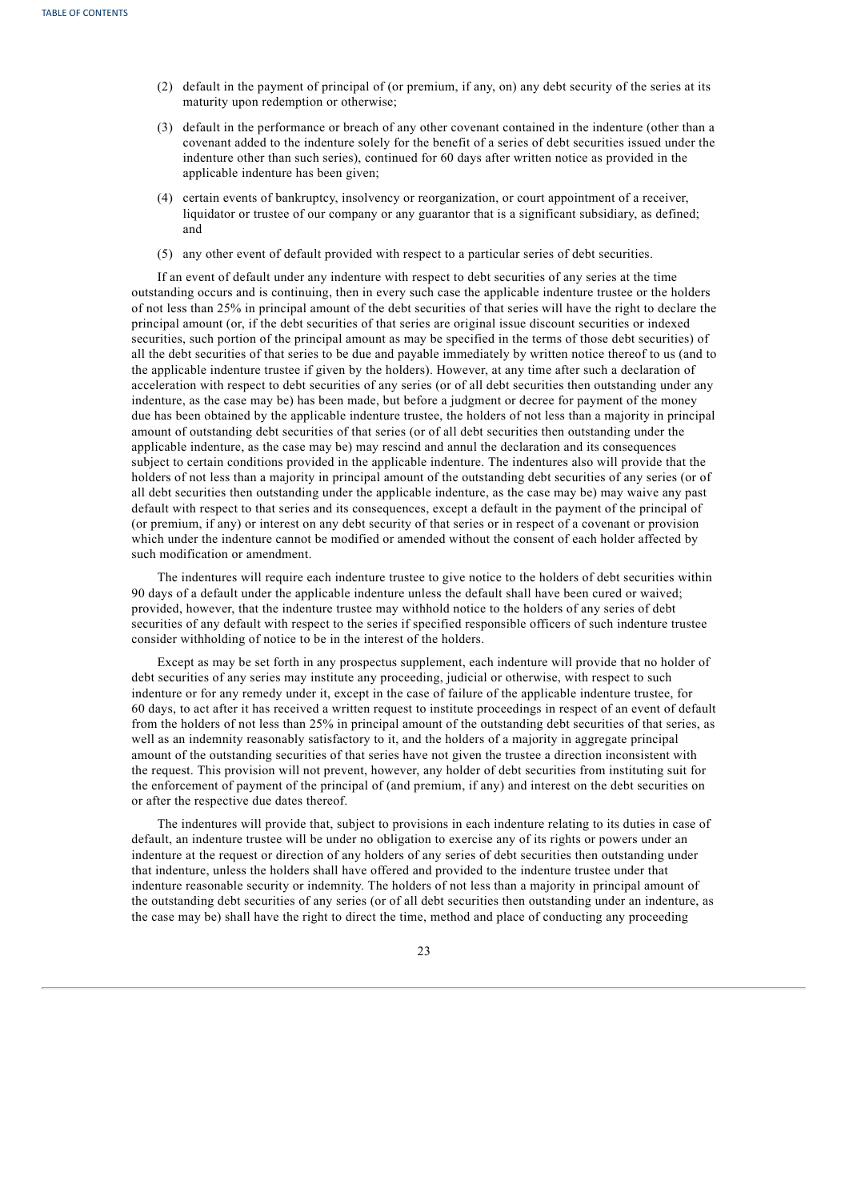(2) default in the payment of principal of (or premium, if any, on) any debt security of the series at its maturity upon redemption or otherwise;

(3) default in the performance or breach of any other covenant contained in the indenture (other than a covenant added to the indenture solely for the benefit of a series of debt securities issued under the indenture other than such series), continued for 60 days after written notice as provided in the applicable indenture has been given;

(4) certain events of bankruptcy, insolvency or reorganization, or court appointment of a receiver, liquidator or trustee of our company or any guarantor that is a significant subsidiary, as defined; and

(5) any other event of default provided with respect to a particular series of debt securities.

If an event of default under any indenture with respect to debt securities of any series at the time outstanding occurs and is continuing, then in every such case the applicable indenture trustee or the holders of not less than 25% in principal amount of the debt securities of that series will have the right to declare the principal amount (or, if the debt securities of that series are original issue discount securities or indexed securities, such portion of the principal amount as may be specified in the terms of those debt securities) of all the debt securities of that series to be due and payable immediately by written notice thereof to us (and to the applicable indenture trustee if given by the holders). However, at any time after such a declaration of acceleration with respect to debt securities of any series (or of all debt securities then outstanding under any indenture, as the case may be) has been made, but before a judgment or decree for payment of the money due has been obtained by the applicable indenture trustee, the holders of not less than a majority in principal amount of outstanding debt securities of that series (or of all debt securities then outstanding under the applicable indenture, as the case may be) may rescind and annul the declaration and its consequences subject to certain conditions provided in the applicable indenture. The indentures also will provide that the holders of not less than a majority in principal amount of the outstanding debt securities of any series (or of all debt securities then outstanding under the applicable indenture, as the case may be) may waive any past default with respect to that series and its consequences, except a default in the payment of the principal of (or premium, if any) or interest on any debt security of that series or in respect of a covenant or provision which under the indenture cannot be modified or amended without the consent of each holder affected by such modification or amendment.

The indentures will require each indenture trustee to give notice to the holders of debt securities within 90 days of a default under the applicable indenture unless the default shall have been cured or waived; provided, however, that the indenture trustee may withhold notice to the holders of any series of debt securities of any default with respect to the series if specified responsible officers of such indenture trustee consider withholding of notice to be in the interest of the holders.

Except as may be set forth in any prospectus supplement, each indenture will provide that no holder of debt securities of any series may institute any proceeding, judicial or otherwise, with respect to such indenture or for any remedy under it, except in the case of failure of the applicable indenture trustee, for 60 days, to act after it has received a written request to institute proceedings in respect of an event of default from the holders of not less than 25% in principal amount of the outstanding debt securities of that series, as well as an indemnity reasonably satisfactory to it, and the holders of a majority in aggregate principal amount of the outstanding securities of that series have not given the trustee a direction inconsistent with the request. This provision will not prevent, however, any holder of debt securities from instituting suit for the enforcement of payment of the principal of (and premium, if any) and interest on the debt securities on or after the respective due dates thereof.

The indentures will provide that, subject to provisions in each indenture relating to its duties in case of default, an indenture trustee will be under no obligation to exercise any of its rights or powers under an indenture at the request or direction of any holders of any series of debt securities then outstanding under that indenture, unless the holders shall have offered and provided to the indenture trustee under that indenture reasonable security or indemnity. The holders of not less than a majority in principal amount of the outstanding debt securities of any series (or of all debt securities then outstanding under an indenture, as the case may be) shall have the right to direct the time, method and place of conducting any proceeding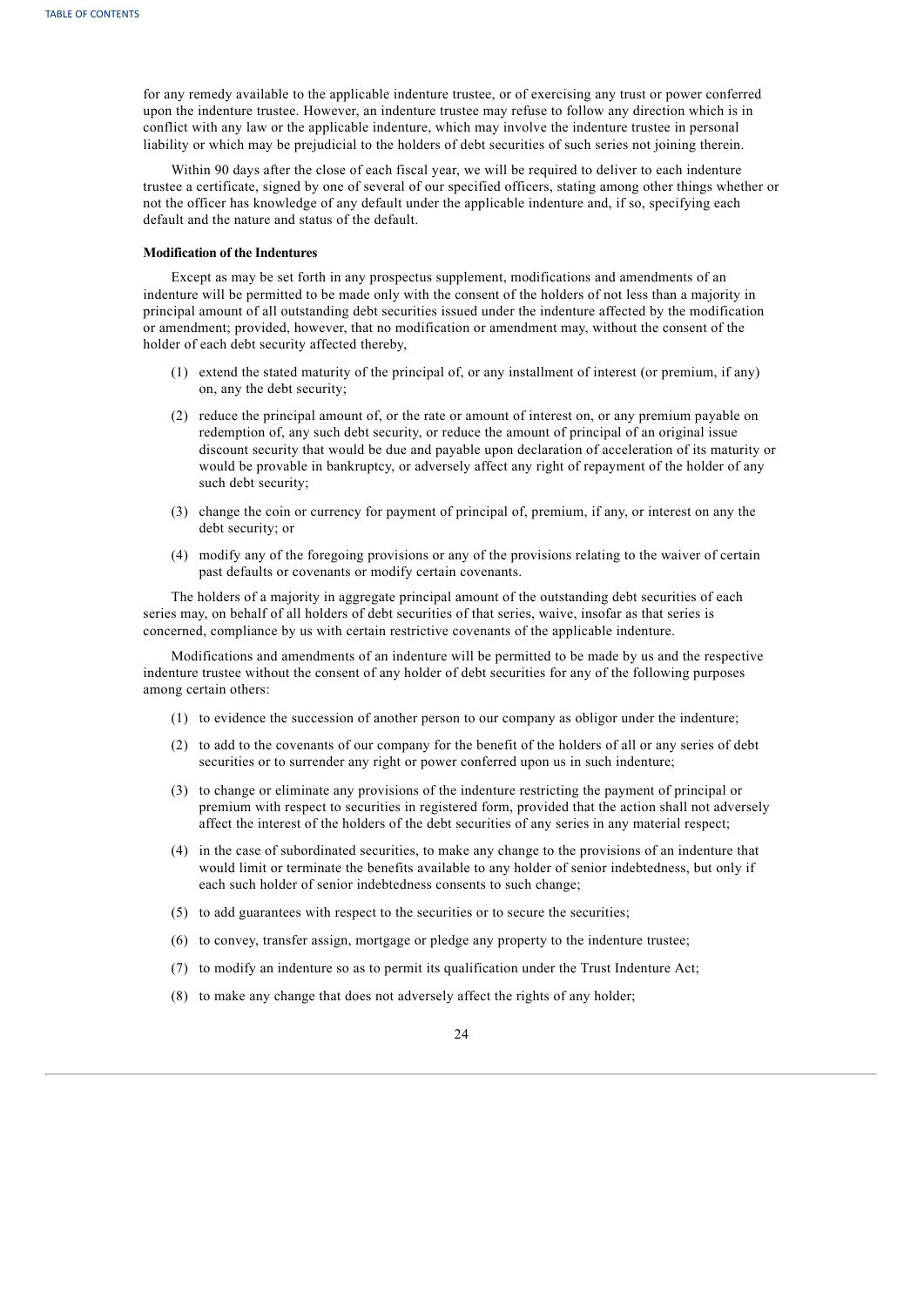for any remedy available to the applicable indenture trustee, or of exercising any trust or power conferred upon the indenture trustee. However, an indenture trustee may refuse to follow any direction which is in conflict with any law or the applicable indenture, which may involve the indenture trustee in personal liability or which may be prejudicial to the holders of debt securities of such series not joining therein.

Within 90 days after the close of each fiscal year, we will be required to deliver to each indenture trustee a certificate, signed by one of several of our specified officers, stating among other things whether or not the officer has knowledge of any default under the applicable indenture and, if so, specifying each default and the nature and status of the default.

**Modification of the Indentures**

Except as may be set forth in any prospectus supplement, modifications and amendments of an indenture will be permitted to be made only with the consent of the holders of not less than a majority in principal amount of all outstanding debt securities issued under the indenture affected by the modification or amendment; provided, however, that no modification or amendment may, without the consent of the holder of each debt security affected thereby,

(1) extend the stated maturity of the principal of, or any installment of interest (or premium, if any) on, any the debt security;

(2) reduce the principal amount of, or the rate or amount of interest on, or any premium payable on redemption of, any such debt security, or reduce the amount of principal of an original issue discount security that would be due and payable upon declaration of acceleration of its maturity or would be provable in bankruptcy, or adversely affect any right of repayment of the holder of any such debt security;

(3) change the coin or currency for payment of principal of, premium, if any, or interest on any the debt security; or

(4) modify any of the foregoing provisions or any of the provisions relating to the waiver of certain past defaults or covenants or modify certain covenants.

The holders of a majority in aggregate principal amount of the outstanding debt securities of each series may, on behalf of all holders of debt securities of that series, waive, insofar as that series is concerned, compliance by us with certain restrictive covenants of the applicable indenture.

Modifications and amendments of an indenture will be permitted to be made by us and the respective indenture trustee without the consent of any holder of debt securities for any of the following purposes among certain others:

(1) to evidence the succession of another person to our company as obligor under the indenture;

(2) to add to the covenants of our company for the benefit of the holders of all or any series of debt securities or to surrender any right or power conferred upon us in such indenture;

(3) to change or eliminate any provisions of the indenture restricting the payment of principal or premium with respect to securities in registered form, provided that the action shall not adversely affect the interest of the holders of the debt securities of any series in any material respect;

(4) in the case of subordinated securities, to make any change to the provisions of an indenture that would limit or terminate the benefits available to any holder of senior indebtedness, but only if each such holder of senior indebtedness consents to such change;

(5) to add guarantees with respect to the securities or to secure the securities;

(6) to convey, transfer assign, mortgage or pledge any property to the indenture trustee;

(7) to modify an indenture so as to permit its qualification under the Trust Indenture Act;

(8) to make any change that does not adversely affect the rights of any holder;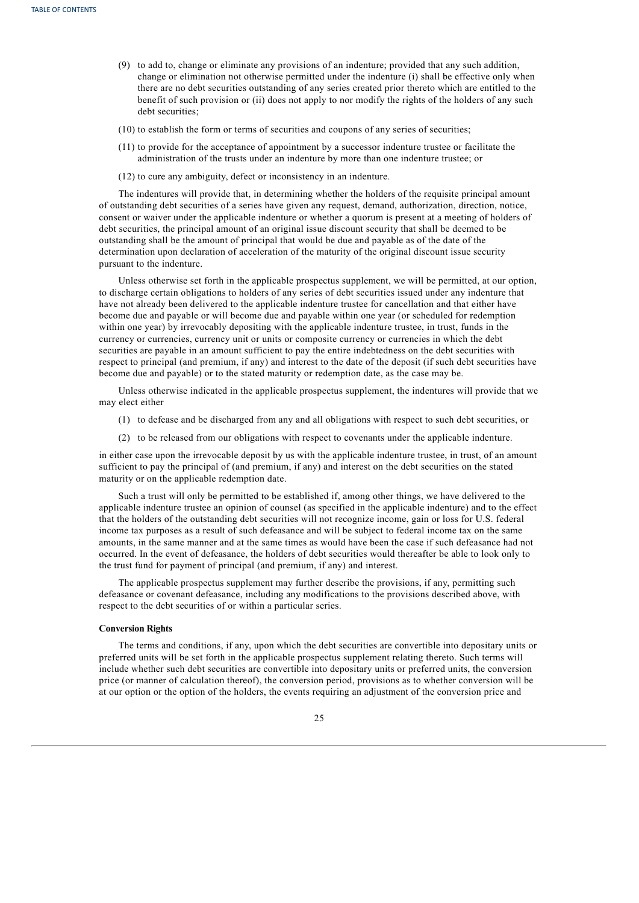(9) to add to, change or eliminate any provisions of an indenture; provided that any such addition, change or elimination not otherwise permitted under the indenture (i) shall be effective only when there are no debt securities outstanding of any series created prior thereto which are entitled to the benefit of such provision or (ii) does not apply to nor modify the rights of the holders of any such debt securities;

(10) to establish the form or terms of securities and coupons of any series of securities;

(11) to provide for the acceptance of appointment by a successor indenture trustee or facilitate the administration of the trusts under an indenture by more than one indenture trustee; or

(12) to cure any ambiguity, defect or inconsistency in an indenture.

The indentures will provide that, in determining whether the holders of the requisite principal amount of outstanding debt securities of a series have given any request, demand, authorization, direction, notice, consent or waiver under the applicable indenture or whether a quorum is present at a meeting of holders of debt securities, the principal amount of an original issue discount security that shall be deemed to be outstanding shall be the amount of principal that would be due and payable as of the date of the determination upon declaration of acceleration of the maturity of the original discount issue security pursuant to the indenture.

Unless otherwise set forth in the applicable prospectus supplement, we will be permitted, at our option, to discharge certain obligations to holders of any series of debt securities issued under any indenture that have not already been delivered to the applicable indenture trustee for cancellation and that either have become due and payable or will become due and payable within one year (or scheduled for redemption within one year) by irrevocably depositing with the applicable indenture trustee, in trust, funds in the currency or currencies, currency unit or units or composite currency or currencies in which the debt securities are payable in an amount sufficient to pay the entire indebtedness on the debt securities with respect to principal (and premium, if any) and interest to the date of the deposit (if such debt securities have become due and payable) or to the stated maturity or redemption date, as the case may be.

Unless otherwise indicated in the applicable prospectus supplement, the indentures will provide that we may elect either

(1) to defease and be discharged from any and all obligations with respect to such debt securities, or

(2) to be released from our obligations with respect to covenants under the applicable indenture.

in either case upon the irrevocable deposit by us with the applicable indenture trustee, in trust, of an amount sufficient to pay the principal of (and premium, if any) and interest on the debt securities on the stated maturity or on the applicable redemption date.

Such a trust will only be permitted to be established if, among other things, we have delivered to the applicable indenture trustee an opinion of counsel (as specified in the applicable indenture) and to the effect that the holders of the outstanding debt securities will not recognize income, gain or loss for U.S. federal income tax purposes as a result of such defeasance and will be subject to federal income tax on the same amounts, in the same manner and at the same times as would have been the case if such defeasance had not occurred. In the event of defeasance, the holders of debt securities would thereafter be able to look only to the trust fund for payment of principal (and premium, if any) and interest.

The applicable prospectus supplement may further describe the provisions, if any, permitting such defeasance or covenant defeasance, including any modifications to the provisions described above, with respect to the debt securities of or within a particular series.

**Conversion Rights**

The terms and conditions, if any, upon which the debt securities are convertible into depositary units or preferred units will be set forth in the applicable prospectus supplement relating thereto. Such terms will include whether such debt securities are convertible into depositary units or preferred units, the conversion price (or manner of calculation thereof), the conversion period, provisions as to whether conversion will be at our option or the option of the holders, the events requiring an adjustment of the conversion price and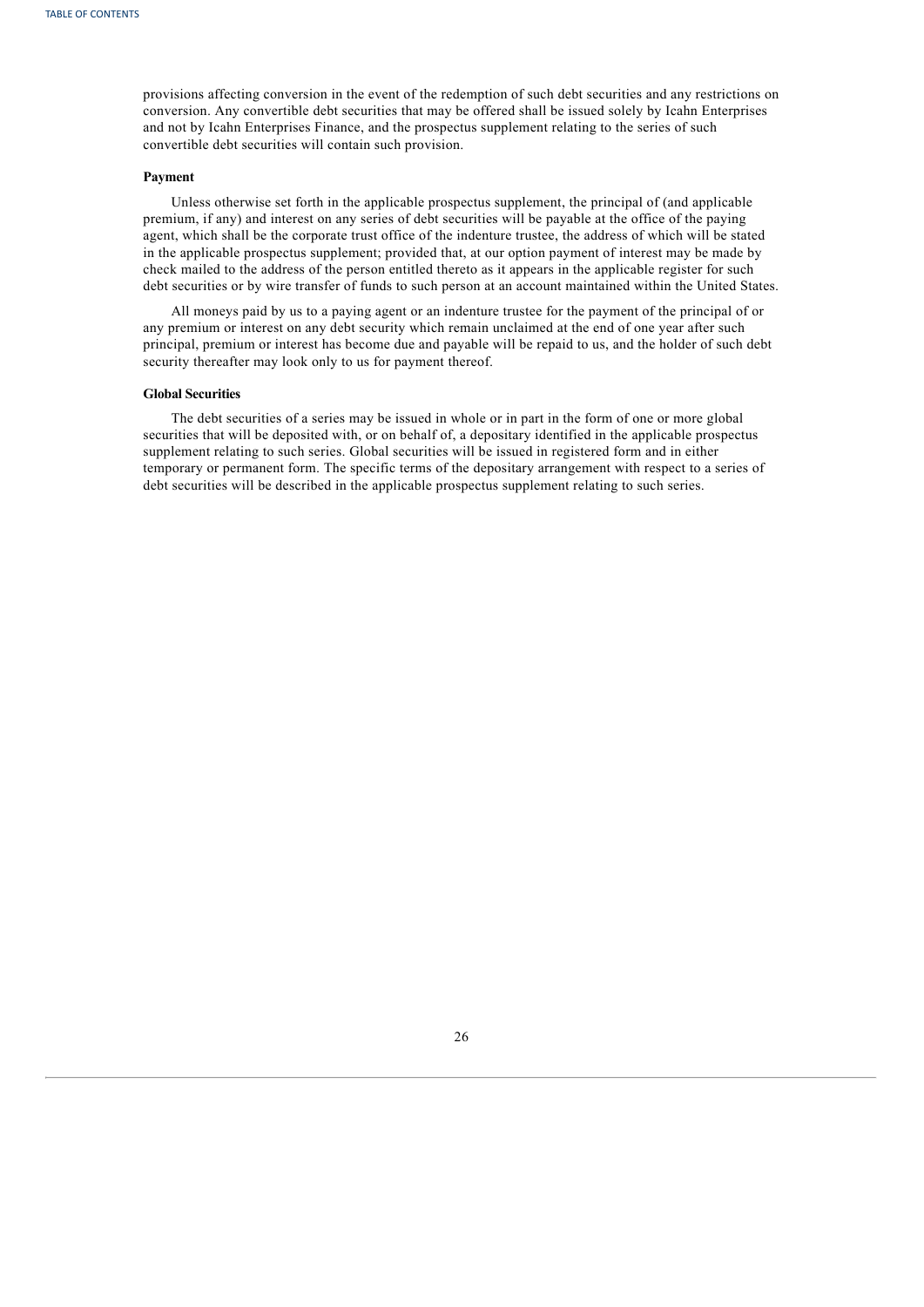provisions affecting conversion in the event of the redemption of such debt securities and any restrictions on conversion. Any convertible debt securities that may be offered shall be issued solely by Icahn Enterprises and not by Icahn Enterprises Finance, and the prospectus supplement relating to the series of such convertible debt securities will contain such provision.

### Payment

Unless otherwise set forth in the applicable prospectus supplement, the principal of (and applicable premium, if any) and interest on any series of debt securities will be payable at the office of the paying agent, which shall be the corporate trust office of the indenture trustee, the address of which will be stated in the applicable prospectus supplement; provided that, at our option payment of interest may be made by check mailed to the address of the person entitled thereto as it appears in the applicable register for such debt securities or by wire transfer of funds to such person at an account maintained within the United States.

All moneys paid by us to a paying agent or an indenture trustee for the payment of the principal of or any premium or interest on any debt security which remain unclaimed at the end of one year after such principal, premium or interest has become due and payable will be repaid to us, and the holder of such debt security thereafter may look only to us for payment thereof.

### Global Securities

The debt securities of a series may be issued in whole or in part in the form of one or more global securities that will be deposited with, or on behalf of, a depositary identified in the applicable prospectus supplement relating to such series. Global securities will be issued in registered form and in either temporary or permanent form. The specific terms of the depositary arrangement with respect to a series of debt securities will be described in the applicable prospectus supplement relating to such series.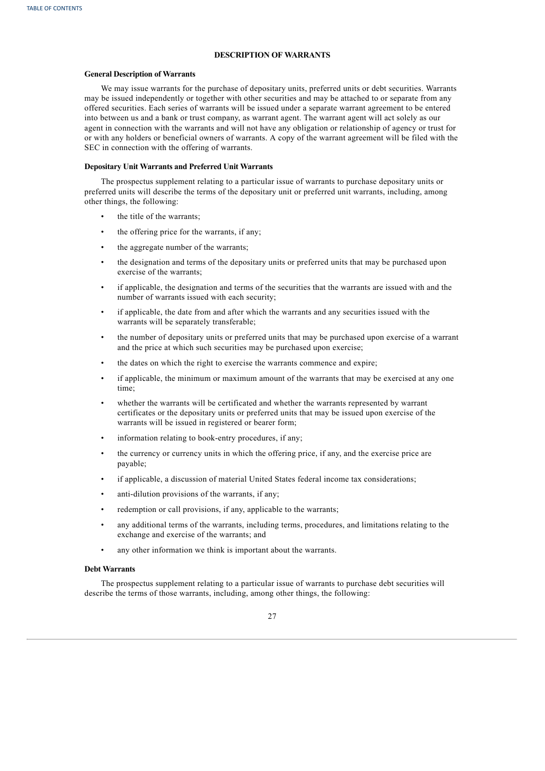## DESCRIPTION OF WARRANTS

### General Description of Warrants

We may issue warrants for the purchase of depositary units, preferred units or debt securities. Warrants may be issued independently or together with other securities and may be attached to or separate from any offered securities. Each series of warrants will be issued under a separate warrant agreement to be entered into between us and a bank or trust company, as warrant agent. The warrant agent will act solely as our agent in connection with the warrants and will not have any obligation or relationship of agency or trust for or with any holders or beneficial owners of warrants. A copy of the warrant agreement will be filed with the SEC in connection with the offering of warrants.

### Depositary Unit Warrants and Preferred Unit Warrants

The prospectus supplement relating to a particular issue of warrants to purchase depositary units or preferred units will describe the terms of the depositary unit or preferred unit warrants, including, among other things, the following:

- the title of the warrants;
- the offering price for the warrants, if any;
- the aggregate number of the warrants;
- the designation and terms of the depositary units or preferred units that may be purchased upon exercise of the warrants;
- if applicable, the designation and terms of the securities that the warrants are issued with and the number of warrants issued with each security;
- if applicable, the date from and after which the warrants and any securities issued with the warrants will be separately transferable;
- the number of depositary units or preferred units that may be purchased upon exercise of a warrant and the price at which such securities may be purchased upon exercise;
- the dates on which the right to exercise the warrants commence and expire;
- if applicable, the minimum or maximum amount of the warrants that may be exercised at any one time;
- whether the warrants will be certificated and whether the warrants represented by warrant certificates or the depositary units or preferred units that may be issued upon exercise of the warrants will be issued in registered or bearer form;
- information relating to book-entry procedures, if any;
- the currency or currency units in which the offering price, if any, and the exercise price are payable;
- if applicable, a discussion of material United States federal income tax considerations;
- anti-dilution provisions of the warrants, if any;
- redemption or call provisions, if any, applicable to the warrants;
- any additional terms of the warrants, including terms, procedures, and limitations relating to the exchange and exercise of the warrants; and
- any other information we think is important about the warrants.

### Debt Warrants

The prospectus supplement relating to a particular issue of warrants to purchase debt securities will describe the terms of those warrants, including, among other things, the following: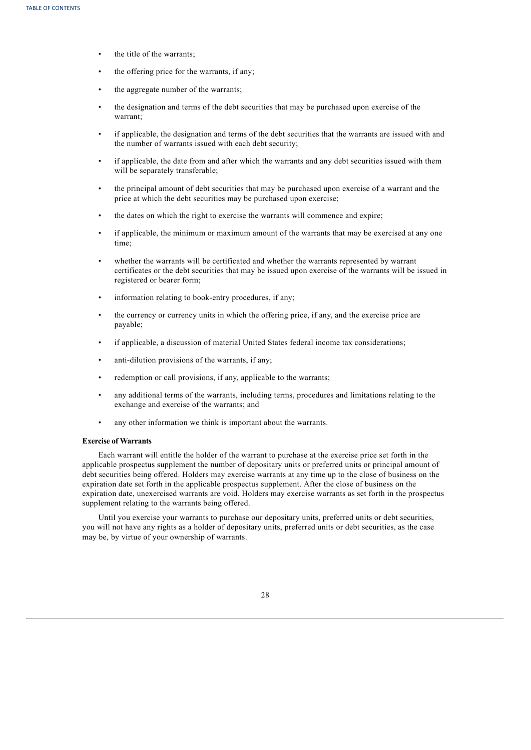- the title of the warrants;
- the offering price for the warrants, if any;
- the aggregate number of the warrants;
- the designation and terms of the debt securities that may be purchased upon exercise of the warrant;
- if applicable, the designation and terms of the debt securities that the warrants are issued with and the number of warrants issued with each debt security;
- if applicable, the date from and after which the warrants and any debt securities issued with them will be separately transferable;
- the principal amount of debt securities that may be purchased upon exercise of a warrant and the price at which the debt securities may be purchased upon exercise;
- the dates on which the right to exercise the warrants will commence and expire;
- if applicable, the minimum or maximum amount of the warrants that may be exercised at any one time;
- whether the warrants will be certificated and whether the warrants represented by warrant certificates or the debt securities that may be issued upon exercise of the warrants will be issued in registered or bearer form;
- information relating to book-entry procedures, if any;
- the currency or currency units in which the offering price, if any, and the exercise price are payable;
- if applicable, a discussion of material United States federal income tax considerations;
- anti-dilution provisions of the warrants, if any;
- redemption or call provisions, if any, applicable to the warrants;
- any additional terms of the warrants, including terms, procedures and limitations relating to the exchange and exercise of the warrants; and
- any other information we think is important about the warrants.

**Exercise of Warrants**

Each warrant will entitle the holder of the warrant to purchase at the exercise price set forth in the applicable prospectus supplement the number of depositary units or preferred units or principal amount of debt securities being offered. Holders may exercise warrants at any time up to the close of business on the expiration date set forth in the applicable prospectus supplement. After the close of business on the expiration date, unexercised warrants are void. Holders may exercise warrants as set forth in the prospectus supplement relating to the warrants being offered.

Until you exercise your warrants to purchase our depositary units, preferred units or debt securities, you will not have any rights as a holder of depositary units, preferred units or debt securities, as the case may be, by virtue of your ownership of warrants.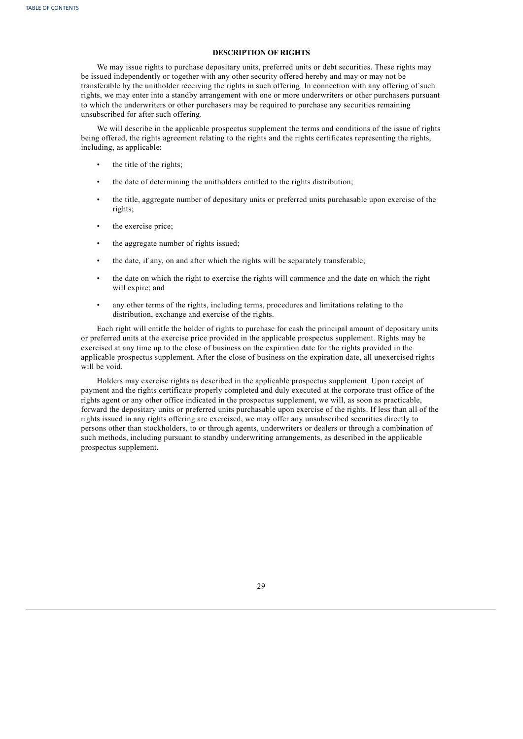## DESCRIPTION OF RIGHTS

We may issue rights to purchase depositary units, preferred units or debt securities. These rights may be issued independently or together with any other security offered hereby and may or may not be transferable by the unitholder receiving the rights in such offering. In connection with any offering of such rights, we may enter into a standby arrangement with one or more underwriters or other purchasers pursuant to which the underwriters or other purchasers may be required to purchase any securities remaining unsubscribed for after such offering.

We will describe in the applicable prospectus supplement the terms and conditions of the issue of rights being offered, the rights agreement relating to the rights and the rights certificates representing the rights, including, as applicable:

- the title of the rights;
- the date of determining the unitholders entitled to the rights distribution;
- the title, aggregate number of depositary units or preferred units purchasable upon exercise of the rights;
- the exercise price;
- the aggregate number of rights issued;
- the date, if any, on and after which the rights will be separately transferable;
- the date on which the right to exercise the rights will commence and the date on which the right will expire; and
- any other terms of the rights, including terms, procedures and limitations relating to the distribution, exchange and exercise of the rights.

Each right will entitle the holder of rights to purchase for cash the principal amount of depositary units or preferred units at the exercise price provided in the applicable prospectus supplement. Rights may be exercised at any time up to the close of business on the expiration date for the rights provided in the applicable prospectus supplement. After the close of business on the expiration date, all unexercised rights will be void.

Holders may exercise rights as described in the applicable prospectus supplement. Upon receipt of payment and the rights certificate properly completed and duly executed at the corporate trust office of the rights agent or any other office indicated in the prospectus supplement, we will, as soon as practicable, forward the depositary units or preferred units purchasable upon exercise of the rights. If less than all of the rights issued in any rights offering are exercised, we may offer any unsubscribed securities directly to persons other than stockholders, to or through agents, underwriters or dealers or through a combination of such methods, including pursuant to standby underwriting arrangements, as described in the applicable prospectus supplement.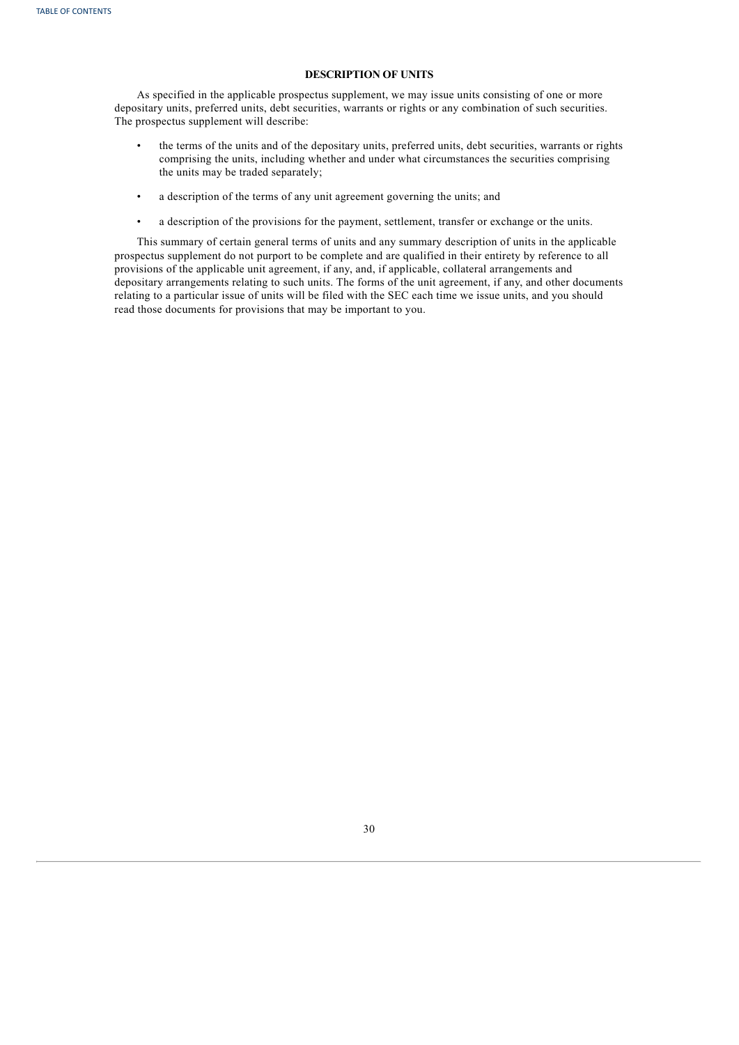## DESCRIPTION OF UNITS

As specified in the applicable prospectus supplement, we may issue units consisting of one or more depositary units, preferred units, debt securities, warrants or rights or any combination of such securities. The prospectus supplement will describe:

- the terms of the units and of the depositary units, preferred units, debt securities, warrants or rights comprising the units, including whether and under what circumstances the securities comprising the units may be traded separately;
- a description of the terms of any unit agreement governing the units; and
- a description of the provisions for the payment, settlement, transfer or exchange or the units.

This summary of certain general terms of units and any summary description of units in the applicable prospectus supplement do not purport to be complete and are qualified in their entirety by reference to all provisions of the applicable unit agreement, if any, and, if applicable, collateral arrangements and depositary arrangements relating to such units. The forms of the unit agreement, if any, and other documents relating to a particular issue of units will be filed with the SEC each time we issue units, and you should read those documents for provisions that may be important to you.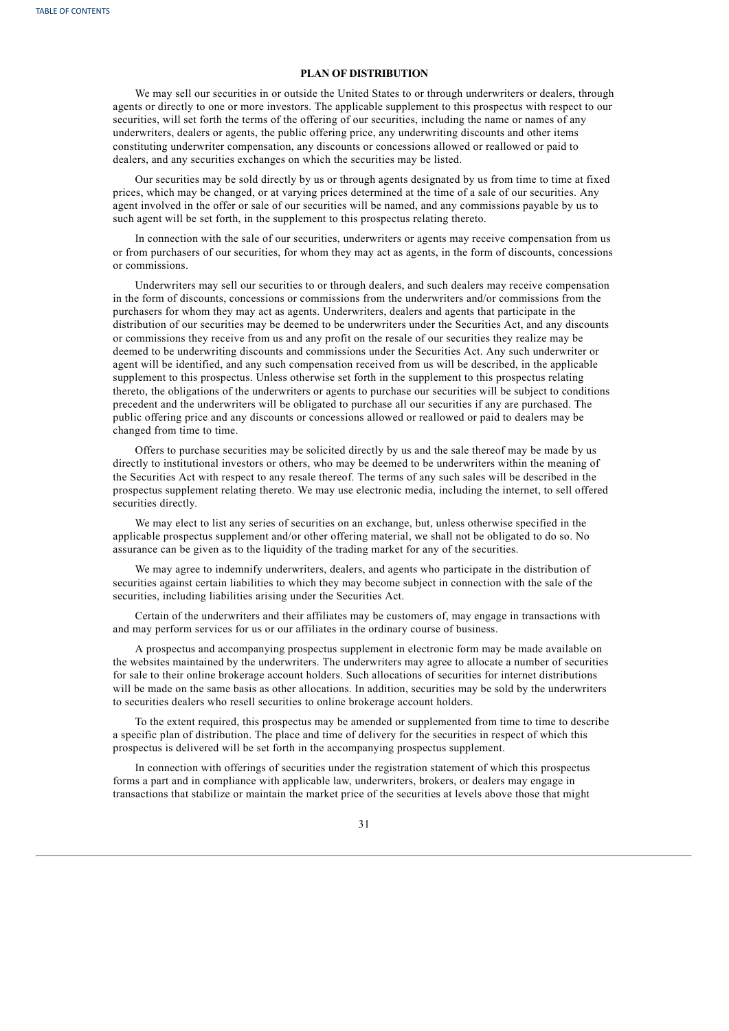## PLAN OF DISTRIBUTION

We may sell our securities in or outside the United States to or through underwriters or dealers, through agents or directly to one or more investors. The applicable supplement to this prospectus with respect to our securities, will set forth the terms of the offering of our securities, including the name or names of any underwriters, dealers or agents, the public offering price, any underwriting discounts and other items constituting underwriter compensation, any discounts or concessions allowed or reallowed or paid to dealers, and any securities exchanges on which the securities may be listed.

Our securities may be sold directly by us or through agents designated by us from time to time at fixed prices, which may be changed, or at varying prices determined at the time of a sale of our securities. Any agent involved in the offer or sale of our securities will be named, and any commissions payable by us to such agent will be set forth, in the supplement to this prospectus relating thereto.

In connection with the sale of our securities, underwriters or agents may receive compensation from us or from purchasers of our securities, for whom they may act as agents, in the form of discounts, concessions or commissions.

Underwriters may sell our securities to or through dealers, and such dealers may receive compensation in the form of discounts, concessions or commissions from the underwriters and/or commissions from the purchasers for whom they may act as agents. Underwriters, dealers and agents that participate in the distribution of our securities may be deemed to be underwriters under the Securities Act, and any discounts or commissions they receive from us and any profit on the resale of our securities they realize may be deemed to be underwriting discounts and commissions under the Securities Act. Any such underwriter or agent will be identified, and any such compensation received from us will be described, in the applicable supplement to this prospectus. Unless otherwise set forth in the supplement to this prospectus relating thereto, the obligations of the underwriters or agents to purchase our securities will be subject to conditions precedent and the underwriters will be obligated to purchase all our securities if any are purchased. The public offering price and any discounts or concessions allowed or reallowed or paid to dealers may be changed from time to time.

Offers to purchase securities may be solicited directly by us and the sale thereof may be made by us directly to institutional investors or others, who may be deemed to be underwriters within the meaning of the Securities Act with respect to any resale thereof. The terms of any such sales will be described in the prospectus supplement relating thereto. We may use electronic media, including the internet, to sell offered securities directly.

We may elect to list any series of securities on an exchange, but, unless otherwise specified in the applicable prospectus supplement and/or other offering material, we shall not be obligated to do so. No assurance can be given as to the liquidity of the trading market for any of the securities.

We may agree to indemnify underwriters, dealers, and agents who participate in the distribution of securities against certain liabilities to which they may become subject in connection with the sale of the securities, including liabilities arising under the Securities Act.

Certain of the underwriters and their affiliates may be customers of, may engage in transactions with and may perform services for us or our affiliates in the ordinary course of business.

A prospectus and accompanying prospectus supplement in electronic form may be made available on the websites maintained by the underwriters. The underwriters may agree to allocate a number of securities for sale to their online brokerage account holders. Such allocations of securities for internet distributions will be made on the same basis as other allocations. In addition, securities may be sold by the underwriters to securities dealers who resell securities to online brokerage account holders.

To the extent required, this prospectus may be amended or supplemented from time to time to describe a specific plan of distribution. The place and time of delivery for the securities in respect of which this prospectus is delivered will be set forth in the accompanying prospectus supplement.

In connection with offerings of securities under the registration statement of which this prospectus forms a part and in compliance with applicable law, underwriters, brokers, or dealers may engage in transactions that stabilize or maintain the market price of the securities at levels above those that might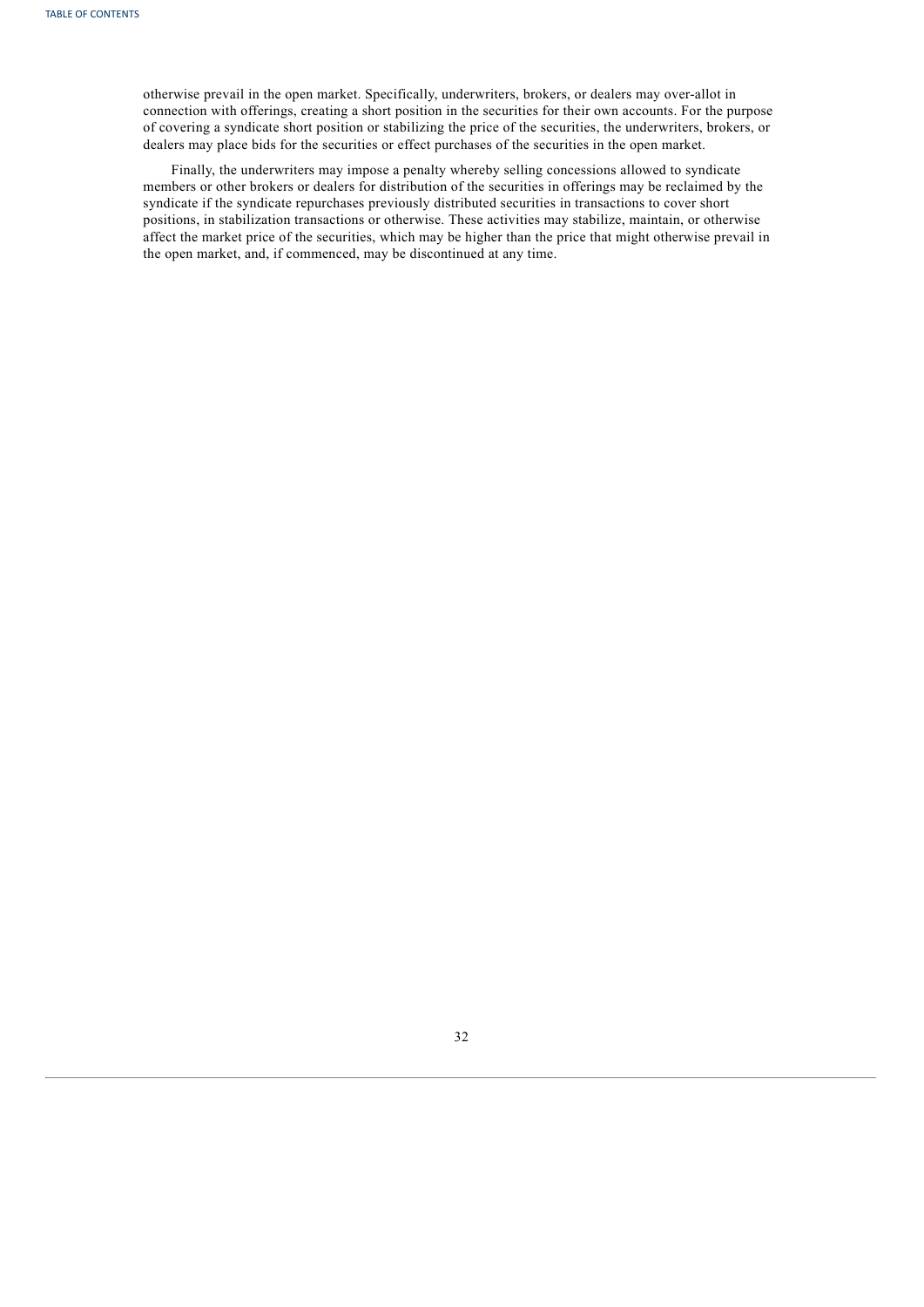otherwise prevail in the open market. Specifically, underwriters, brokers, or dealers may over-allot in connection with offerings, creating a short position in the securities for their own accounts. For the purpose of covering a syndicate short position or stabilizing the price of the securities, the underwriters, brokers, or dealers may place bids for the securities or effect purchases of the securities in the open market.

Finally, the underwriters may impose a penalty whereby selling concessions allowed to syndicate members or other brokers or dealers for distribution of the securities in offerings may be reclaimed by the syndicate if the syndicate repurchases previously distributed securities in transactions to cover short positions, in stabilization transactions or otherwise. These activities may stabilize, maintain, or otherwise affect the market price of the securities, which may be higher than the price that might otherwise prevail in the open market, and, if commenced, may be discontinued at any time.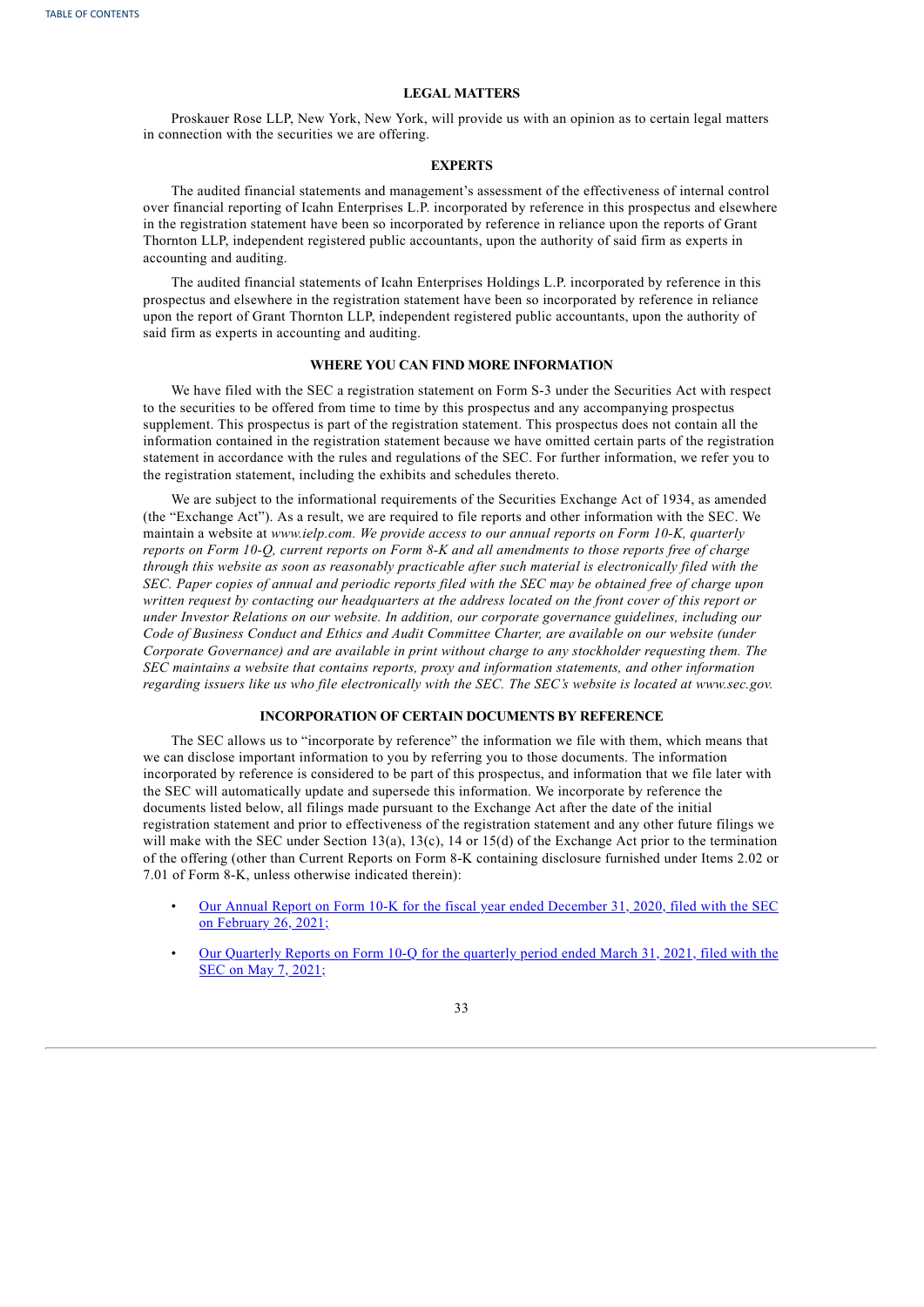## LEGAL MATTERS

Proskauer Rose LLP, New York, New York, will provide us with an opinion as to certain legal matters in connection with the securities we are offering.

## EXPERTS

The audited financial statements and management's assessment of the effectiveness of internal control over financial reporting of Icahn Enterprises L.P. incorporated by reference in this prospectus and elsewhere in the registration statement have been so incorporated by reference in reliance upon the reports of Grant Thornton LLP, independent registered public accountants, upon the authority of said firm as experts in accounting and auditing.

The audited financial statements of Icahn Enterprises Holdings L.P. incorporated by reference in this prospectus and elsewhere in the registration statement have been so incorporated by reference in reliance upon the report of Grant Thornton LLP, independent registered public accountants, upon the authority of said firm as experts in accounting and auditing.

## WHERE YOU CAN FIND MORE INFORMATION

We have filed with the SEC a registration statement on Form S-3 under the Securities Act with respect to the securities to be offered from time to time by this prospectus and any accompanying prospectus supplement. This prospectus is part of the registration statement. This prospectus does not contain all the information contained in the registration statement because we have omitted certain parts of the registration statement in accordance with the rules and regulations of the SEC. For further information, we refer you to the registration statement, including the exhibits and schedules thereto.

We are subject to the informational requirements of the Securities Exchange Act of 1934, as amended (the "Exchange Act"). As a result, we are required to file reports and other information with the SEC. We maintain a website at *www.ielp.com. We provide access to our annual reports on Form 10-K, quarterly reports on Form 10-Q, current reports on Form 8-K and all amendments to those reports free of charge through this website as soon as reasonably practicable after such material is electronically filed with the SEC. Paper copies of annual and periodic reports filed with the SEC may be obtained free of charge upon written request by contacting our headquarters at the address located on the front cover of this report or under Investor Relations on our website. In addition, our corporate governance guidelines, including our Code of Business Conduct and Ethics and Audit Committee Charter, are available on our website (under Corporate Governance) and are available in print without charge to any stockholder requesting them. The SEC maintains a website that contains reports, proxy and information statements, and other information regarding issuers like us who file electronically with the SEC. The SEC's website is located at www.sec.gov.*

## INCORPORATION OF CERTAIN DOCUMENTS BY REFERENCE

The SEC allows us to "incorporate by reference" the information we file with them, which means that we can disclose important information to you by referring you to those documents. The information incorporated by reference is considered to be part of this prospectus, and information that we file later with the SEC will automatically update and supersede this information. We incorporate by reference the documents listed below, all filings made pursuant to the Exchange Act after the date of the initial registration statement and prior to effectiveness of the registration statement and any other future filings we will make with the SEC under Section 13(a), 13(c), 14 or 15(d) of the Exchange Act prior to the termination of the offering (other than Current Reports on Form 8-K containing disclosure furnished under Items 2.02 or 7.01 of Form 8-K, unless otherwise indicated therein):

- Our Annual Report on Form 10-K for the fiscal year ended December 31, 2020, filed with the SEC on February 26, 2021;
- Our Quarterly Reports on Form 10-Q for the quarterly period ended March 31, 2021, filed with the SEC on May 7, 2021;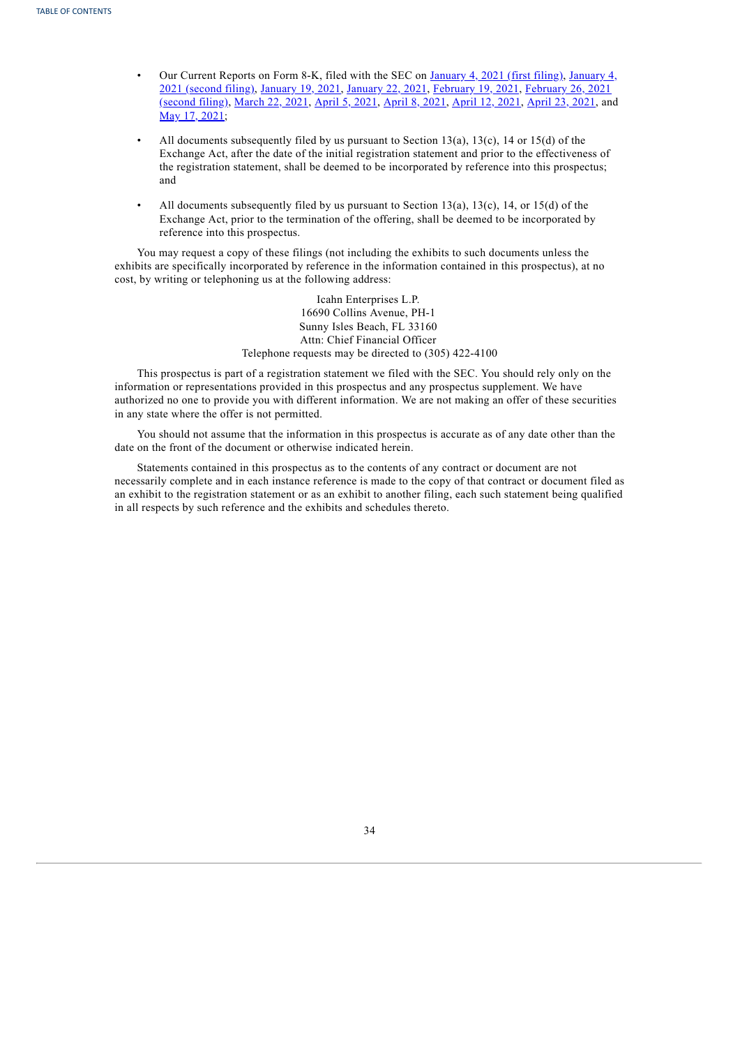- Our Current Reports on Form 8-K, filed with the SEC on January 4, 2021 (first filing), January 4, 2021 (second filing), January 19, 2021, January 22, 2021, February 19, 2021, February 26, 2021 (second filing), March 22, 2021, April 5, 2021, April 8, 2021, April 12, 2021, April 23, 2021, and May 17, 2021;

- All documents subsequently filed by us pursuant to Section 13(a), 13(c), 14 or 15(d) of the Exchange Act, after the date of the initial registration statement and prior to the effectiveness of the registration statement, shall be deemed to be incorporated by reference into this prospectus; and

- All documents subsequently filed by us pursuant to Section 13(a), 13(c), 14, or 15(d) of the Exchange Act, prior to the termination of the offering, shall be deemed to be incorporated by reference into this prospectus.

You may request a copy of these filings (not including the exhibits to such documents unless the exhibits are specifically incorporated by reference in the information contained in this prospectus), at no cost, by writing or telephoning us at the following address:

Icahn Enterprises L.P.
16690 Collins Avenue, PH-1
Sunny Isles Beach, FL 33160
Attn: Chief Financial Officer
Telephone requests may be directed to (305) 422-4100

This prospectus is part of a registration statement we filed with the SEC. You should rely only on the information or representations provided in this prospectus and any prospectus supplement. We have authorized no one to provide you with different information. We are not making an offer of these securities in any state where the offer is not permitted.

You should not assume that the information in this prospectus is accurate as of any date other than the date on the front of the document or otherwise indicated herein.

Statements contained in this prospectus as to the contents of any contract or document are not necessarily complete and in each instance reference is made to the copy of that contract or document filed as an exhibit to the registration statement or as an exhibit to another filing, each such statement being qualified in all respects by such reference and the exhibits and schedules thereto.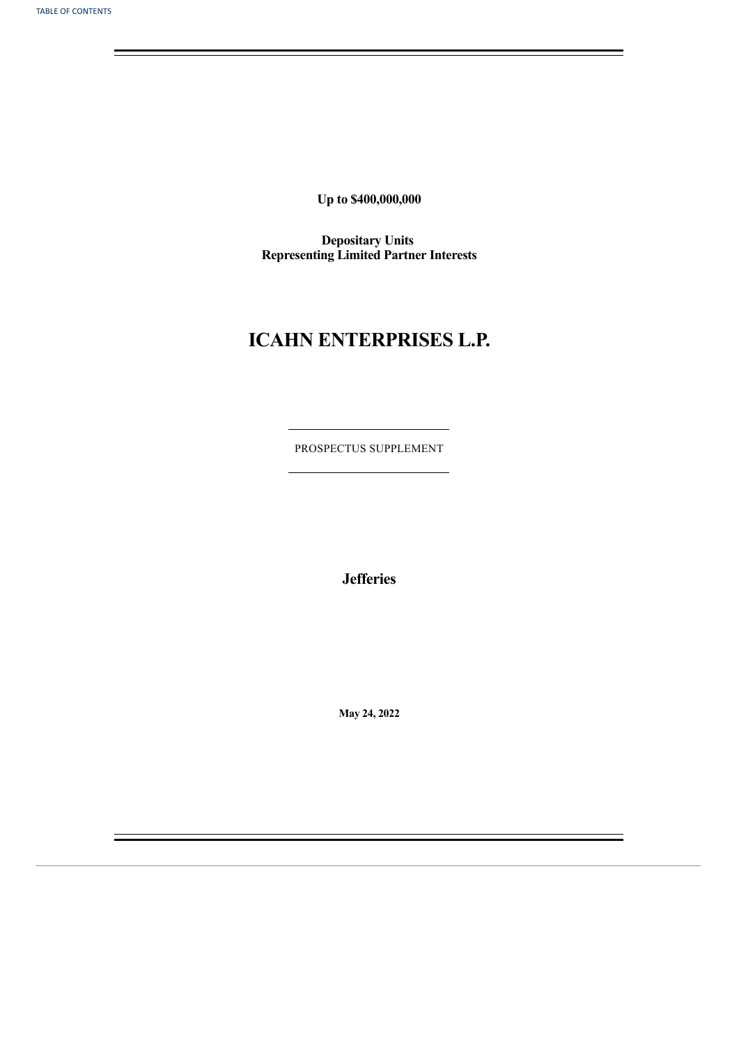**Up to $400,000,000**

**Depositary Units**
**Representing Limited Partner Interests**

# ICAHN ENTERPRISES L.P.

PROSPECTUS SUPPLEMENT

**Jefferies**

**May 24, 2022**